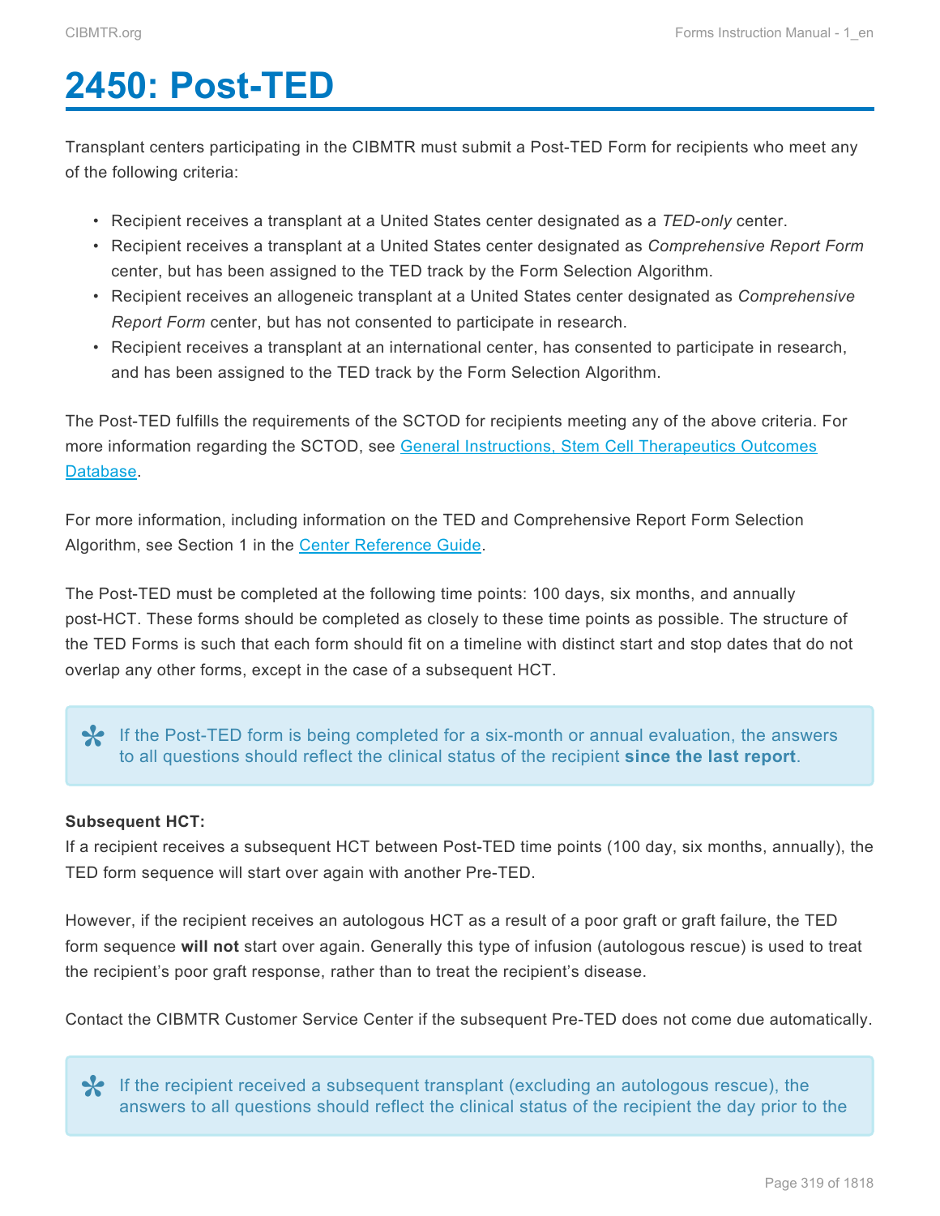# 2450: Post-TED

Transplant centers participating in the CIBMTR must submit a Post-TED Form for recipients who meet any of the following criteria:

- Recipient receives a transplant at a United States center designated as a *TED-only* center.
- Recipient receives a transplant at a United States center designated as *Comprehensive Report Form* center, but has been assigned to the TED track by the Form Selection Algorithm.
- Recipient receives an allogeneic transplant at a United States center designated as *Comprehensive Report Form* center, but has not consented to participate in research.
- Recipient receives a transplant at an international center, has consented to participate in research, and has been assigned to the TED track by the Form Selection Algorithm.

The Post-TED fulfills the requirements of the SCTOD for recipients meeting any of the above criteria. For more information regarding the SCTOD, see General Instructions, Stem Cell Therapeutics Outcomes Database.

For more information, including information on the TED and Comprehensive Report Form Selection Algorithm, see Section 1 in the Center Reference Guide.

The Post-TED must be completed at the following time points: 100 days, six months, and annually post-HCT. These forms should be completed as closely to these time points as possible. The structure of the TED Forms is such that each form should fit on a timeline with distinct start and stop dates that do not overlap any other forms, except in the case of a subsequent HCT.

> If the Post-TED form is being completed for a six-month or annual evaluation, the answers to all questions should reflect the clinical status of the recipient **since the last report**.

**Subsequent HCT:**
If a recipient receives a subsequent HCT between Post-TED time points (100 day, six months, annually), the TED form sequence will start over again with another Pre-TED.

However, if the recipient receives an autologous HCT as a result of a poor graft or graft failure, the TED form sequence **will not** start over again. Generally this type of infusion (autologous rescue) is used to treat the recipient's poor graft response, rather than to treat the recipient's disease.

Contact the CIBMTR Customer Service Center if the subsequent Pre-TED does not come due automatically.

> If the recipient received a subsequent transplant (excluding an autologous rescue), the answers to all questions should reflect the clinical status of the recipient the day prior to the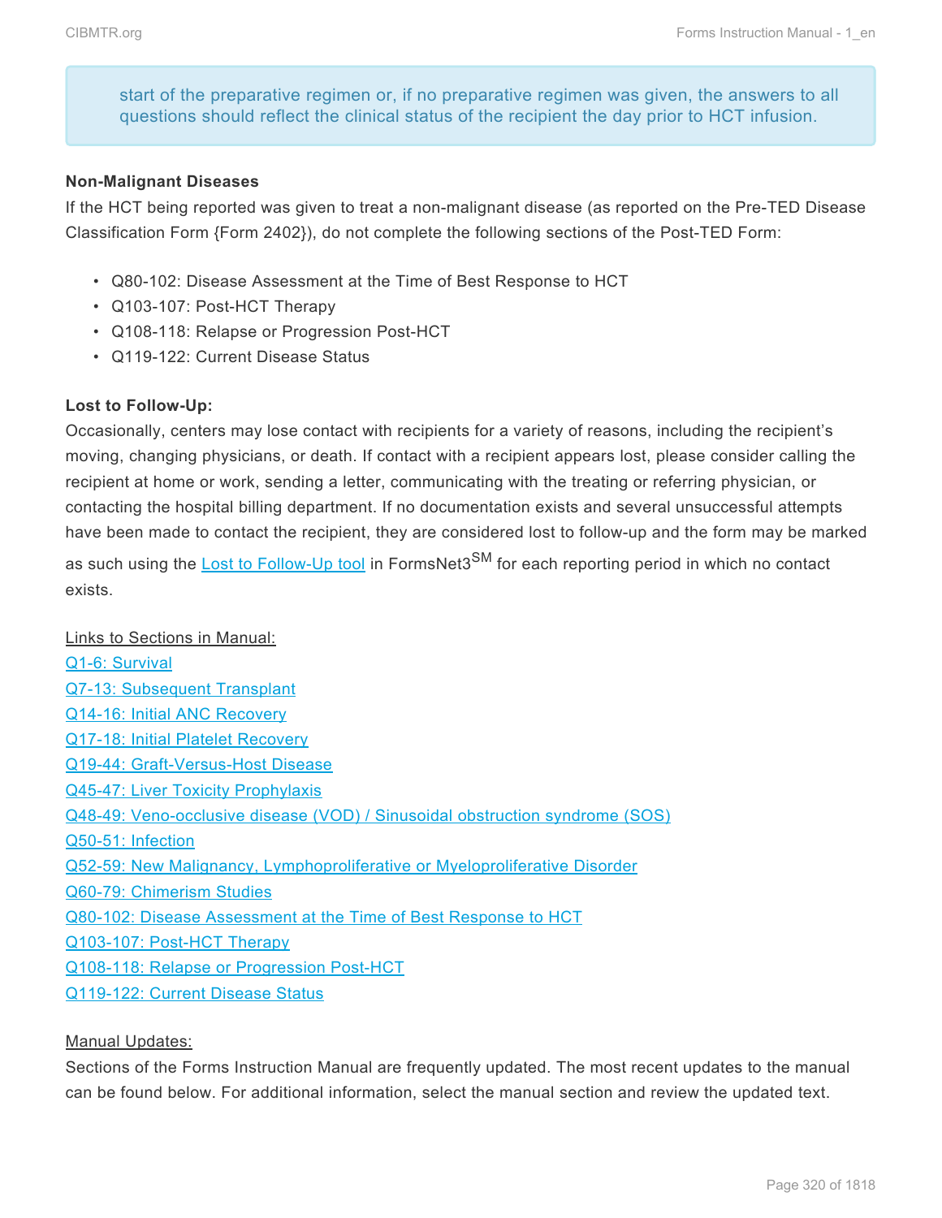> start of the preparative regimen or, if no preparative regimen was given, the answers to all questions should reflect the clinical status of the recipient the day prior to HCT infusion.

**Non-Malignant Diseases**

If the HCT being reported was given to treat a non-malignant disease (as reported on the Pre-TED Disease Classification Form {Form 2402}), do not complete the following sections of the Post-TED Form:

- Q80-102: Disease Assessment at the Time of Best Response to HCT
- Q103-107: Post-HCT Therapy
- Q108-118: Relapse or Progression Post-HCT
- Q119-122: Current Disease Status

**Lost to Follow-Up:**

Occasionally, centers may lose contact with recipients for a variety of reasons, including the recipient's moving, changing physicians, or death. If contact with a recipient appears lost, please consider calling the recipient at home or work, sending a letter, communicating with the treating or referring physician, or contacting the hospital billing department. If no documentation exists and several unsuccessful attempts have been made to contact the recipient, they are considered lost to follow-up and the form may be marked as such using the Lost to Follow-Up tool in FormsNet3$^{SM}$ for each reporting period in which no contact exists.

Links to Sections in Manual:

Q1-6: Survival
Q7-13: Subsequent Transplant
Q14-16: Initial ANC Recovery
Q17-18: Initial Platelet Recovery
Q19-44: Graft-Versus-Host Disease
Q45-47: Liver Toxicity Prophylaxis
Q48-49: Veno-occlusive disease (VOD) / Sinusoidal obstruction syndrome (SOS)
Q50-51: Infection
Q52-59: New Malignancy, Lymphoproliferative or Myeloproliferative Disorder
Q60-79: Chimerism Studies
Q80-102: Disease Assessment at the Time of Best Response to HCT
Q103-107: Post-HCT Therapy
Q108-118: Relapse or Progression Post-HCT
Q119-122: Current Disease Status

Manual Updates:

Sections of the Forms Instruction Manual are frequently updated. The most recent updates to the manual can be found below. For additional information, select the manual section and review the updated text.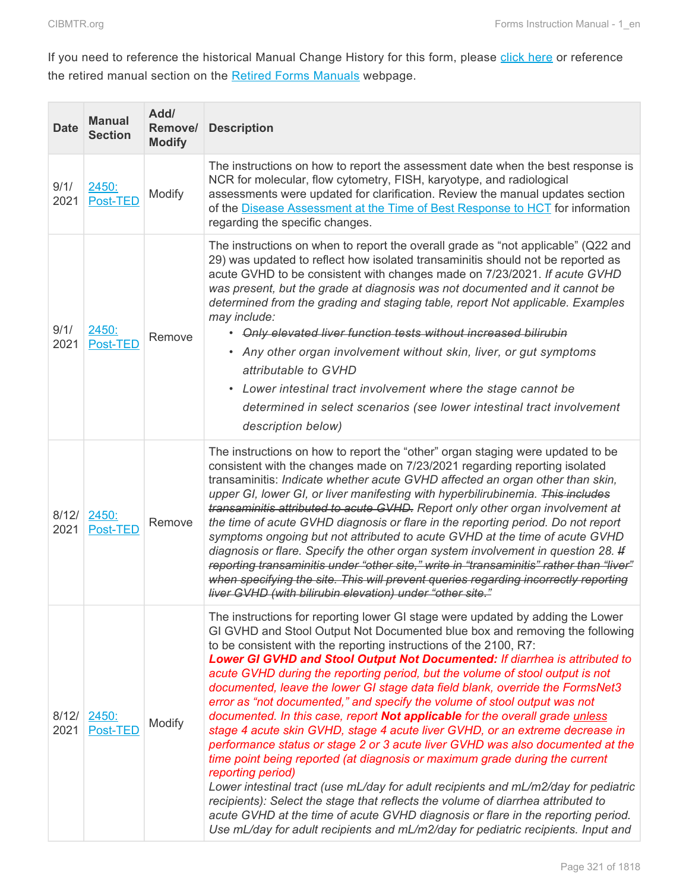If you need to reference the historical Manual Change History for this form, please click here or reference the retired manual section on the Retired Forms Manuals webpage.

| Date | Manual Section | Add/ Remove/ Modify | Description |
|---|---|---|---|
| 9/1/ 2021 | 2450: Post-TED | Modify | The instructions on how to report the assessment date when the best response is NCR for molecular, flow cytometry, FISH, karyotype, and radiological assessments were updated for clarification. Review the manual updates section of the Disease Assessment at the Time of Best Response to HCT for information regarding the specific changes. |
| 9/1/ 2021 | 2450: Post-TED | Remove | The instructions on when to report the overall grade as "not applicable" (Q22 and 29) was updated to reflect how isolated transaminitis should not be reported as acute GVHD to be consistent with changes made on 7/23/2021. *If acute GVHD was present, but the grade at diagnosis was not documented and it cannot be determined from the grading and staging table, report Not applicable. Examples may include:* <br>• *~~Only elevated liver function tests without increased bilirubin~~* <br>• *Any other organ involvement without skin, liver, or gut symptoms attributable to GVHD* <br>• *Lower intestinal tract involvement where the stage cannot be determined in select scenarios (see lower intestinal tract involvement description below)* |
| 8/12/ 2021 | 2450: Post-TED | Remove | The instructions on how to report the "other" organ staging were updated to be consistent with the changes made on 7/23/2021 regarding reporting isolated transaminitis: *Indicate whether acute GVHD affected an organ other than skin, upper GI, lower GI, or liver manifesting with hyperbilirubinemia. ~~This includes transaminitis attributed to acute GVHD.~~ Report only other organ involvement at the time of acute GVHD diagnosis or flare in the reporting period. Do not report symptoms ongoing but not attributed to acute GVHD at the time of acute GVHD diagnosis or flare. Specify the other organ system involvement in question 28. ~~If reporting transaminitis under "other site," write in "transaminitis" rather than "liver" when specifying the site. This will prevent queries regarding incorrectly reporting liver GVHD (with bilirubin elevation) under "other site."~~* |
| 8/12/ 2021 | 2450: Post-TED | Modify | The instructions for reporting lower GI stage were updated by adding the Lower GI GVHD and Stool Output Not Documented blue box and removing the following to be consistent with the reporting instructions of the 2100, R7: <br>***Lower GI GVHD and Stool Output Not Documented:*** *If diarrhea is attributed to acute GVHD during the reporting period, but the volume of stool output is not documented, leave the lower GI stage data field blank, override the FormsNet3 error as "not documented," and specify the volume of stool output was not documented. In this case, report **Not applicable** for the overall grade unless stage 4 acute skin GVHD, stage 4 acute liver GVHD, or an extreme decrease in performance status or stage 2 or 3 acute liver GVHD was also documented at the time point being reported (at diagnosis or maximum grade during the current reporting period)* <br>*Lower intestinal tract (use mL/day for adult recipients and mL/m2/day for pediatric recipients): Select the stage that reflects the volume of diarrhea attributed to acute GVHD at the time of acute GVHD diagnosis or flare in the reporting period. Use mL/day for adult recipients and mL/m2/day for pediatric recipients. Input and* |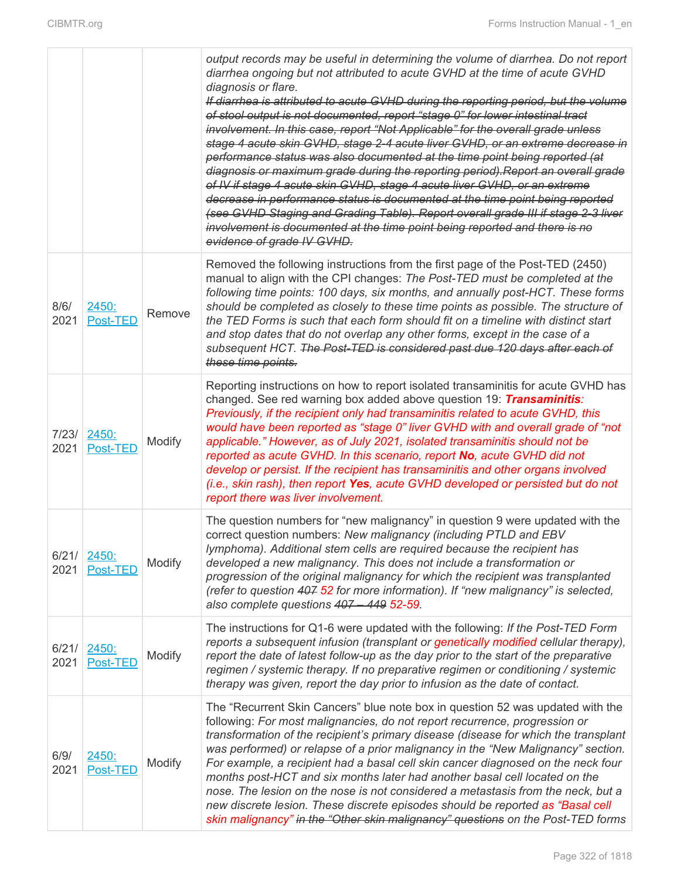| | | | |
|---|---|---|---|
| | | | *output records may be useful in determining the volume of diarrhea. Do not report diarrhea ongoing but not attributed to acute GVHD at the time of acute GVHD diagnosis or flare.* ~~*If diarrhea is attributed to acute GVHD during the reporting period, but the volume of stool output is not documented, report "stage 0" for lower intestinal tract involvement. In this case, report "Not Applicable" for the overall grade unless stage 4 acute skin GVHD, stage 2-4 acute liver GVHD, or an extreme decrease in performance status was also documented at the time point being reported (at diagnosis or maximum grade during the reporting period).Report an overall grade of IV if stage 4 acute skin GVHD, stage 4 acute liver GVHD, or an extreme decrease in performance status is documented at the time point being reported (see GVHD Staging and Grading Table). Report overall grade III if stage 2-3 liver involvement is documented at the time point being reported and there is no evidence of grade IV GVHD.*~~ |
| 8/6/2021 | [2450: Post-TED]() | Remove | Removed the following instructions from the first page of the Post-TED (2450) manual to align with the CPI changes: *The Post-TED must be completed at the following time points: 100 days, six months, and annually post-HCT. These forms should be completed as closely to these time points as possible. The structure of the TED Forms is such that each form should fit on a timeline with distinct start and stop dates that do not overlap any other forms, except in the case of a subsequent HCT.* ~~*The Post-TED is considered past due 120 days after each of these time points.*~~ |
| 7/23/2021 | [2450: Post-TED]() | Modify | Reporting instructions on how to report isolated transaminitis for acute GVHD has changed. See red warning box added above question 19: ***Transaminitis****: Previously, if the recipient only had transaminitis related to acute GVHD, this would have been reported as "stage 0" liver GVHD with and overall grade of "not applicable." However, as of July 2021, isolated transaminitis should not be reported as acute GVHD. In this scenario, report* ***No****, acute GVHD did not develop or persist. If the recipient has transaminitis and other organs involved (i.e., skin rash), then report* ***Yes****, acute GVHD developed or persisted but do not report there was liver involvement.* |
| 6/21/2021 | [2450: Post-TED]() | Modify | The question numbers for "new malignancy" in question 9 were updated with the correct question numbers: *New malignancy (including PTLD and EBV lymphoma). Additional stem cells are required because the recipient has developed a new malignancy. This does not include a transformation or progression of the original malignancy for which the recipient was transplanted (refer to question* ~~*407*~~ *52 for more information). If "new malignancy" is selected, also complete questions* ~~*407 – 449*~~ *52-59.* |
| 6/21/2021 | [2450: Post-TED]() | Modify | The instructions for Q1-6 were updated with the following: *If the Post-TED Form reports a subsequent infusion (transplant or genetically modified cellular therapy), report the date of latest follow-up as the day prior to the start of the preparative regimen / systemic therapy. If no preparative regimen or conditioning / systemic therapy was given, report the day prior to infusion as the date of contact.* |
| 6/9/2021 | [2450: Post-TED]() | Modify | The "Recurrent Skin Cancers" blue note box in question 52 was updated with the following: *For most malignancies, do not report recurrence, progression or transformation of the recipient's primary disease (disease for which the transplant was performed) or relapse of a prior malignancy in the "New Malignancy" section. For example, a recipient had a basal cell skin cancer diagnosed on the neck four months post-HCT and six months later had another basal cell located on the nose. The lesion on the nose is not considered a metastasis from the neck, but a new discrete lesion. These discrete episodes should be reported as "Basal cell skin malignancy"* ~~*in the "Other skin malignancy" questions*~~ *on the Post-TED forms* |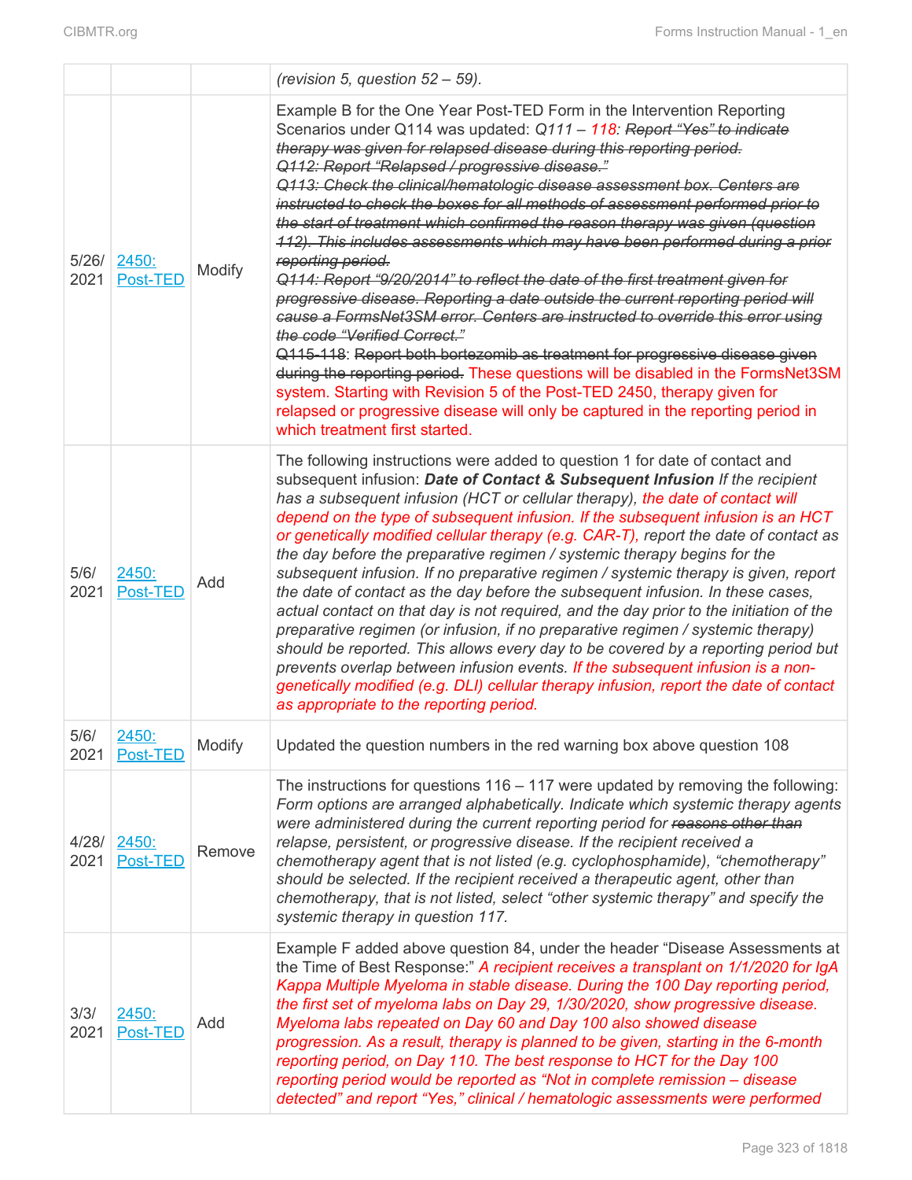| | | | (revision 5, question 52 – 59). |
|---|---|---|---|
| 5/26/2021 | 2450: Post-TED | Modify | Example B for the One Year Post-TED Form in the Intervention Reporting Scenarios under Q114 was updated: *Q111 – 118: ~~Report "Yes" to indicate therapy was given for relapsed disease during this reporting period. Q112: Report "Relapsed / progressive disease." Q113: Check the clinical/hematologic disease assessment box. Centers are instructed to check the boxes for all methods of assessment performed prior to the start of treatment which confirmed the reason therapy was given (question 112). This includes assessments which may have been performed during a prior reporting period. Q114: Report "9/20/2014" to reflect the date of the first treatment given for progressive disease. Reporting a date outside the current reporting period will cause a FormsNet3SM error. Centers are instructed to override this error using the code "Verified Correct."~~* ~~Q115-118~~: ~~Report both bortezomib as treatment for progressive disease given during the reporting period.~~ These questions will be disabled in the FormsNet3SM system. Starting with Revision 5 of the Post-TED 2450, therapy given for relapsed or progressive disease will only be captured in the reporting period in which treatment first started. |
| 5/6/2021 | 2450: Post-TED | Add | The following instructions were added to question 1 for date of contact and subsequent infusion: ***Date of Contact & Subsequent Infusion*** *If the recipient has a subsequent infusion (HCT or cellular therapy), the date of contact will depend on the type of subsequent infusion. If the subsequent infusion is an HCT or genetically modified cellular therapy (e.g. CAR-T), report the date of contact as the day before the preparative regimen / systemic therapy begins for the subsequent infusion. If no preparative regimen / systemic therapy is given, report the date of contact as the day before the subsequent infusion. In these cases, actual contact on that day is not required, and the day prior to the initiation of the preparative regimen (or infusion, if no preparative regimen / systemic therapy) should be reported. This allows every day to be covered by a reporting period but prevents overlap between infusion events. If the subsequent infusion is a non-genetically modified (e.g. DLI) cellular therapy infusion, report the date of contact as appropriate to the reporting period.* |
| 5/6/2021 | 2450: Post-TED | Modify | Updated the question numbers in the red warning box above question 108 |
| 4/28/2021 | 2450: Post-TED | Remove | The instructions for questions 116 – 117 were updated by removing the following: *Form options are arranged alphabetically. Indicate which systemic therapy agents were administered during the current reporting period for ~~reasons other than~~ relapse, persistent, or progressive disease. If the recipient received a chemotherapy agent that is not listed (e.g. cyclophosphamide), "chemotherapy" should be selected. If the recipient received a therapeutic agent, other than chemotherapy, that is not listed, select "other systemic therapy" and specify the systemic therapy in question 117.* |
| 3/3/2021 | 2450: Post-TED | Add | Example F added above question 84, under the header "Disease Assessments at the Time of Best Response:" *A recipient receives a transplant on 1/1/2020 for IgA Kappa Multiple Myeloma in stable disease. During the 100 Day reporting period, the first set of myeloma labs on Day 29, 1/30/2020, show progressive disease. Myeloma labs repeated on Day 60 and Day 100 also showed disease progression. As a result, therapy is planned to be given, starting in the 6-month reporting period, on Day 110. The best response to HCT for the Day 100 reporting period would be reported as "Not in complete remission – disease detected" and report "Yes," clinical / hematologic assessments were performed* |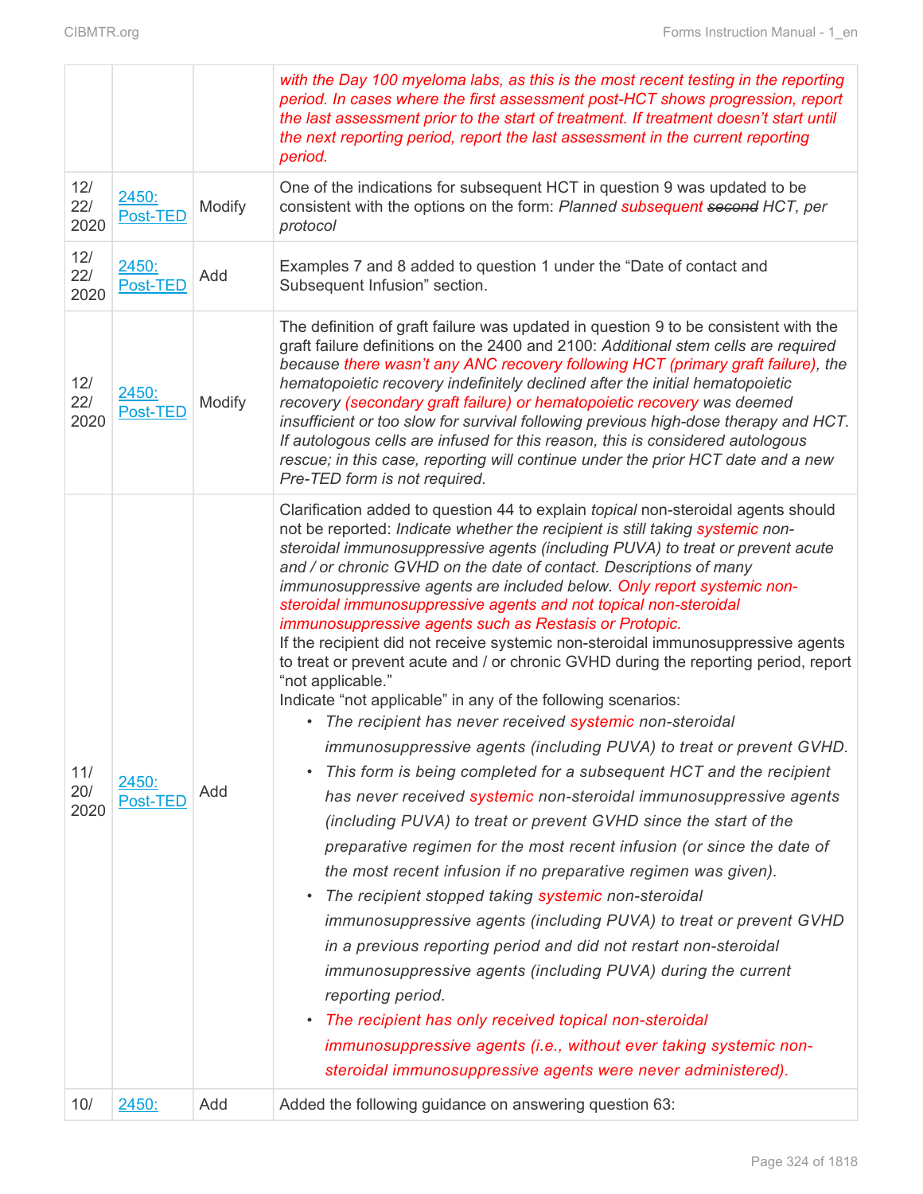| | | | |
|---|---|---|---|
| | | | *with the Day 100 myeloma labs, as this is the most recent testing in the reporting period. In cases where the first assessment post-HCT shows progression, report the last assessment prior to the start of treatment. If treatment doesn't start until the next reporting period, report the last assessment in the current reporting period.* |
| 12/ 22/ 2020 | 2450: Post-TED | Modify | One of the indications for subsequent HCT in question 9 was updated to be consistent with the options on the form: *Planned subsequent ~~second~~ HCT, per protocol* |
| 12/ 22/ 2020 | 2450: Post-TED | Add | Examples 7 and 8 added to question 1 under the "Date of contact and Subsequent Infusion" section. |
| 12/ 22/ 2020 | 2450: Post-TED | Modify | The definition of graft failure was updated in question 9 to be consistent with the graft failure definitions on the 2400 and 2100: *Additional stem cells are required because there wasn't any ANC recovery following HCT (primary graft failure), the hematopoietic recovery indefinitely declined after the initial hematopoietic recovery (secondary graft failure) or hematopoietic recovery was deemed insufficient or too slow for survival following previous high-dose therapy and HCT. If autologous cells are infused for this reason, this is considered autologous rescue; in this case, reporting will continue under the prior HCT date and a new Pre-TED form is not required.* |
| 11/ 20/ 2020 | 2450: Post-TED | Add | Clarification added to question 44 to explain *topical* non-steroidal agents should not be reported: *Indicate whether the recipient is still taking systemic non-steroidal immunosuppressive agents (including PUVA) to treat or prevent acute and / or chronic GVHD on the date of contact. Descriptions of many immunosuppressive agents are included below. Only report systemic non-steroidal immunosuppressive agents and not topical non-steroidal immunosuppressive agents such as Restasis or Protopic.*<br>If the recipient did not receive systemic non-steroidal immunosuppressive agents to treat or prevent acute and / or chronic GVHD during the reporting period, report "not applicable."<br>Indicate "not applicable" in any of the following scenarios:<br>• *The recipient has never received systemic non-steroidal immunosuppressive agents (including PUVA) to treat or prevent GVHD.*<br>• *This form is being completed for a subsequent HCT and the recipient has never received systemic non-steroidal immunosuppressive agents (including PUVA) to treat or prevent GVHD since the start of the preparative regimen for the most recent infusion (or since the date of the most recent infusion if no preparative regimen was given).*<br>• *The recipient stopped taking systemic non-steroidal immunosuppressive agents (including PUVA) to treat or prevent GVHD in a previous reporting period and did not restart non-steroidal immunosuppressive agents (including PUVA) during the current reporting period.*<br>• *The recipient has only received topical non-steroidal immunosuppressive agents (i.e., without ever taking systemic non-steroidal immunosuppressive agents were never administered).* |
| 10/ | 2450: | Add | Added the following guidance on answering question 63: |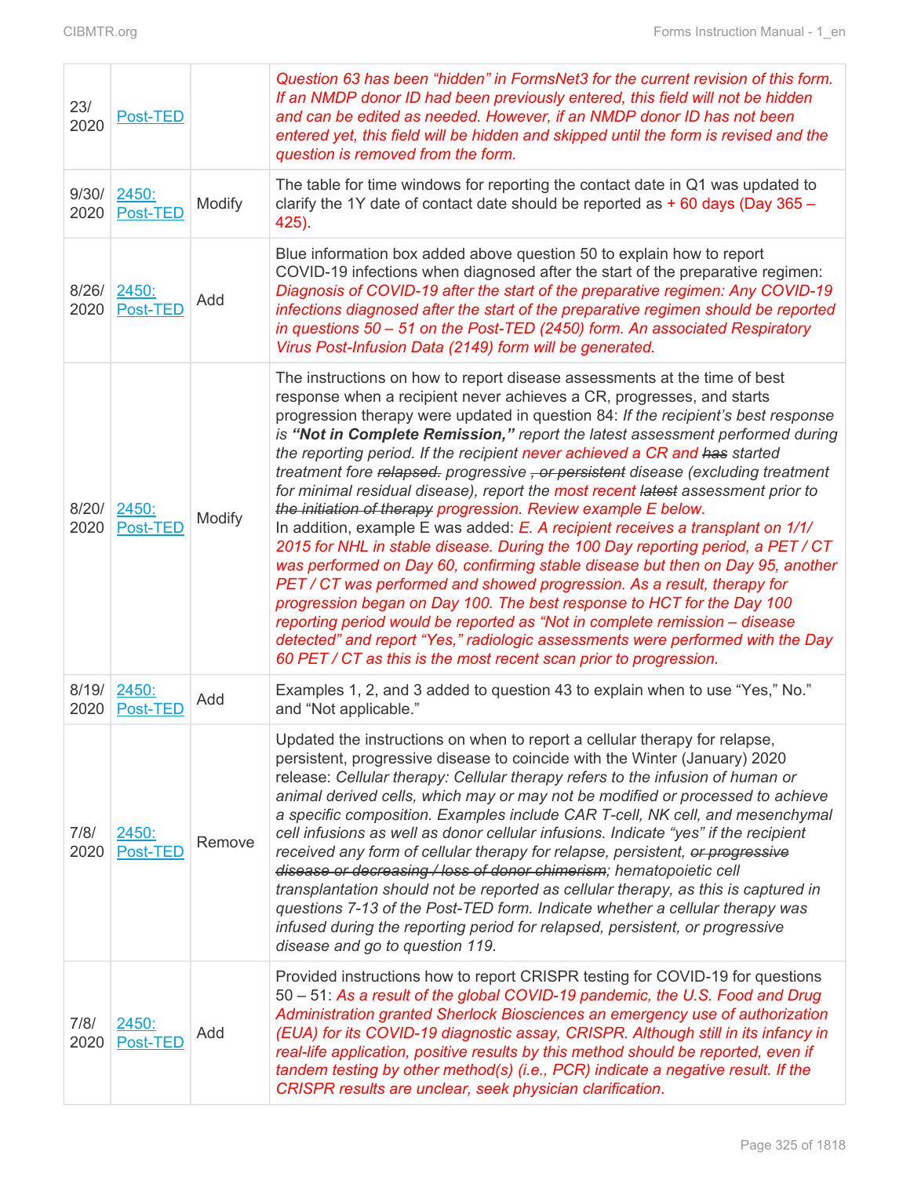| | | | |
|---|---|---|---|
| 23/ 2020 | Post-TED | | *Question 63 has been "hidden" in FormsNet3 for the current revision of this form. If an NMDP donor ID had been previously entered, this field will not be hidden and can be edited as needed. However, if an NMDP donor ID has not been entered yet, this field will be hidden and skipped until the form is revised and the question is removed from the form.* |
| 9/30/ 2020 | 2450: Post-TED | Modify | The table for time windows for reporting the contact date in Q1 was updated to clarify the 1Y date of contact date should be reported as + 60 days (Day 365 – 425). |
| 8/26/ 2020 | 2450: Post-TED | Add | Blue information box added above question 50 to explain how to report COVID-19 infections when diagnosed after the start of the preparative regimen: *Diagnosis of COVID-19 after the start of the preparative regimen: Any COVID-19 infections diagnosed after the start of the preparative regimen should be reported in questions 50 – 51 on the Post-TED (2450) form. An associated Respiratory Virus Post-Infusion Data (2149) form will be generated.* |
| 8/20/ 2020 | 2450: Post-TED | Modify | The instructions on how to report disease assessments at the time of best response when a recipient never achieves a CR, progresses, and starts progression therapy were updated in question 84: *If the recipient's best response is **"Not in Complete Remission,"** report the latest assessment performed during the reporting period. If the recipient never achieved a CR and ~~has~~ started treatment fore ~~relapsed.~~ progressive ~~, or persistent~~ disease (excluding treatment for minimal residual disease), report the most recent ~~latest~~ assessment prior to ~~the initiation of therapy~~ progression. Review example E below.* In addition, example E was added: *E. A recipient receives a transplant on 1/1/ 2015 for NHL in stable disease. During the 100 Day reporting period, a PET / CT was performed on Day 60, confirming stable disease but then on Day 95, another PET / CT was performed and showed progression. As a result, therapy for progression began on Day 100. The best response to HCT for the Day 100 reporting period would be reported as "Not in complete remission – disease detected" and report "Yes," radiologic assessments were performed with the Day 60 PET / CT as this is the most recent scan prior to progression.* |
| 8/19/ 2020 | 2450: Post-TED | Add | Examples 1, 2, and 3 added to question 43 to explain when to use "Yes," No." and "Not applicable." |
| 7/8/ 2020 | 2450: Post-TED | Remove | Updated the instructions on when to report a cellular therapy for relapse, persistent, progressive disease to coincide with the Winter (January) 2020 release: *Cellular therapy: Cellular therapy refers to the infusion of human or animal derived cells, which may or may not be modified or processed to achieve a specific composition. Examples include CAR T-cell, NK cell, and mesenchymal cell infusions as well as donor cellular infusions. Indicate "yes" if the recipient received any form of cellular therapy for relapse, persistent, ~~or progressive disease or decreasing / loss of donor chimerism~~; hematopoietic cell transplantation should not be reported as cellular therapy, as this is captured in questions 7-13 of the Post-TED form. Indicate whether a cellular therapy was infused during the reporting period for relapsed, persistent, or progressive disease and go to question 119.* |
| 7/8/ 2020 | 2450: Post-TED | Add | Provided instructions how to report CRISPR testing for COVID-19 for questions 50 – 51: *As a result of the global COVID-19 pandemic, the U.S. Food and Drug Administration granted Sherlock Biosciences an emergency use of authorization (EUA) for its COVID-19 diagnostic assay, CRISPR. Although still in its infancy in real-life application, positive results by this method should be reported, even if tandem testing by other method(s) (i.e., PCR) indicate a negative result. If the CRISPR results are unclear, seek physician clarification.* |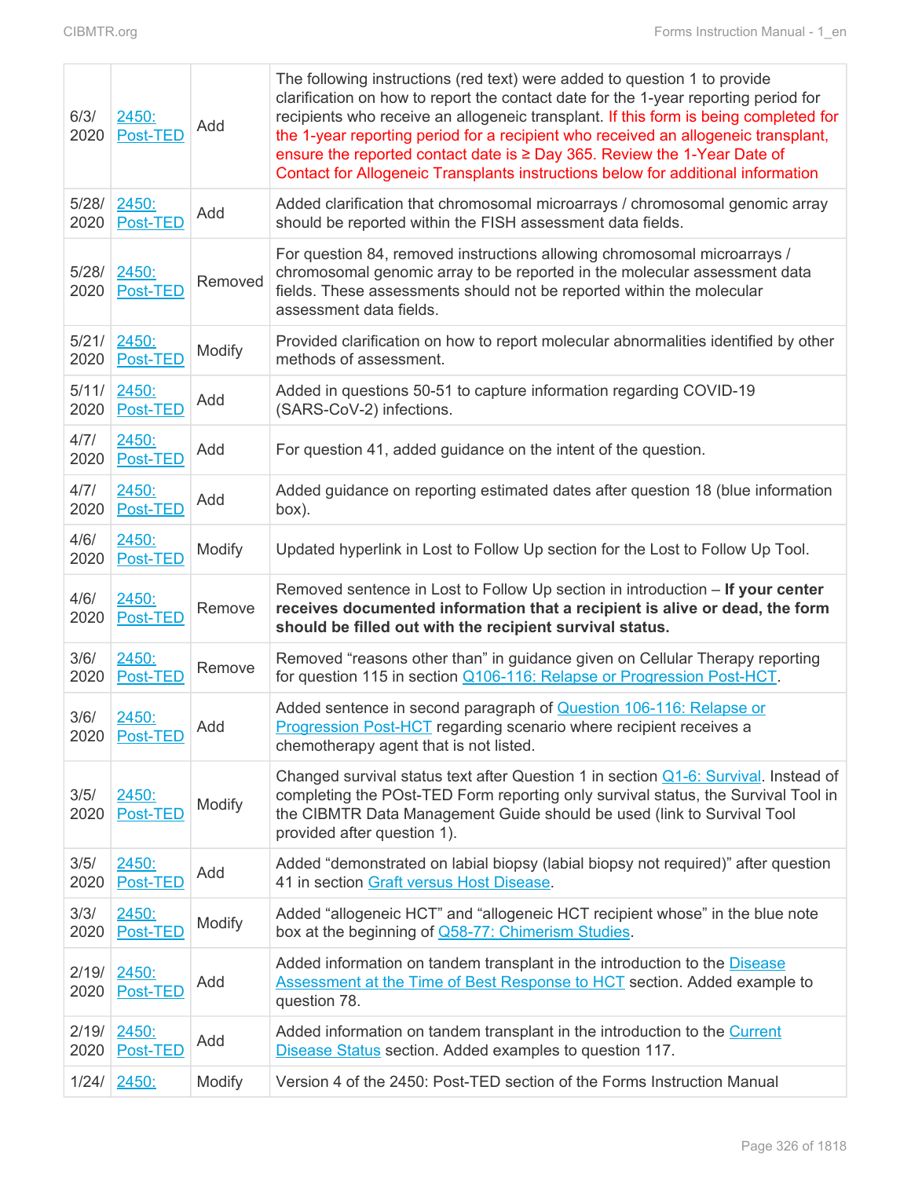| | | | |
|---|---|---|---|
| 6/3/ 2020 | 2450: Post-TED | Add | The following instructions (red text) were added to question 1 to provide clarification on how to report the contact date for the 1-year reporting period for recipients who receive an allogeneic transplant. If this form is being completed for the 1-year reporting period for a recipient who received an allogeneic transplant, ensure the reported contact date is ≥ Day 365. Review the 1-Year Date of Contact for Allogeneic Transplants instructions below for additional information |
| 5/28/ 2020 | 2450: Post-TED | Add | Added clarification that chromosomal microarrays / chromosomal genomic array should be reported within the FISH assessment data fields. |
| 5/28/ 2020 | 2450: Post-TED | Removed | For question 84, removed instructions allowing chromosomal microarrays / chromosomal genomic array to be reported in the molecular assessment data fields. These assessments should not be reported within the molecular assessment data fields. |
| 5/21/ 2020 | 2450: Post-TED | Modify | Provided clarification on how to report molecular abnormalities identified by other methods of assessment. |
| 5/11/ 2020 | 2450: Post-TED | Add | Added in questions 50-51 to capture information regarding COVID-19 (SARS-CoV-2) infections. |
| 4/7/ 2020 | 2450: Post-TED | Add | For question 41, added guidance on the intent of the question. |
| 4/7/ 2020 | 2450: Post-TED | Add | Added guidance on reporting estimated dates after question 18 (blue information box). |
| 4/6/ 2020 | 2450: Post-TED | Modify | Updated hyperlink in Lost to Follow Up section for the Lost to Follow Up Tool. |
| 4/6/ 2020 | 2450: Post-TED | Remove | Removed sentence in Lost to Follow Up section in introduction – **If your center receives documented information that a recipient is alive or dead, the form should be filled out with the recipient survival status.** |
| 3/6/ 2020 | 2450: Post-TED | Remove | Removed "reasons other than" in guidance given on Cellular Therapy reporting for question 115 in section Q106-116: Relapse or Progression Post-HCT. |
| 3/6/ 2020 | 2450: Post-TED | Add | Added sentence in second paragraph of Question 106-116: Relapse or Progression Post-HCT regarding scenario where recipient receives a chemotherapy agent that is not listed. |
| 3/5/ 2020 | 2450: Post-TED | Modify | Changed survival status text after Question 1 in section Q1-6: Survival. Instead of completing the POst-TED Form reporting only survival status, the Survival Tool in the CIBMTR Data Management Guide should be used (link to Survival Tool provided after question 1). |
| 3/5/ 2020 | 2450: Post-TED | Add | Added "demonstrated on labial biopsy (labial biopsy not required)" after question 41 in section Graft versus Host Disease. |
| 3/3/ 2020 | 2450: Post-TED | Modify | Added "allogeneic HCT" and "allogeneic HCT recipient whose" in the blue note box at the beginning of Q58-77: Chimerism Studies. |
| 2/19/ 2020 | 2450: Post-TED | Add | Added information on tandem transplant in the introduction to the Disease Assessment at the Time of Best Response to HCT section. Added example to question 78. |
| 2/19/ 2020 | 2450: Post-TED | Add | Added information on tandem transplant in the introduction to the Current Disease Status section. Added examples to question 117. |
| 1/24/ | 2450: | Modify | Version 4 of the 2450: Post-TED section of the Forms Instruction Manual |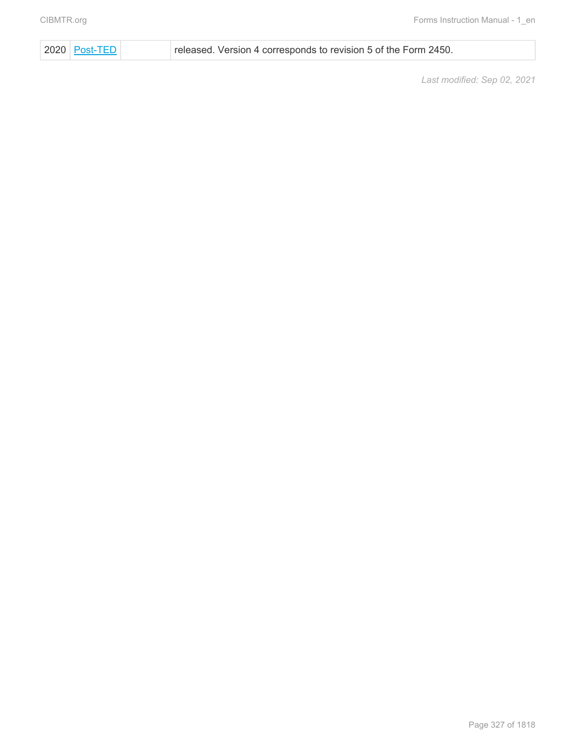| 2020 | Post-TED | | released. Version 4 corresponds to revision 5 of the Form 2450. |
|---|---|---|---|

*Last modified: Sep 02, 2021*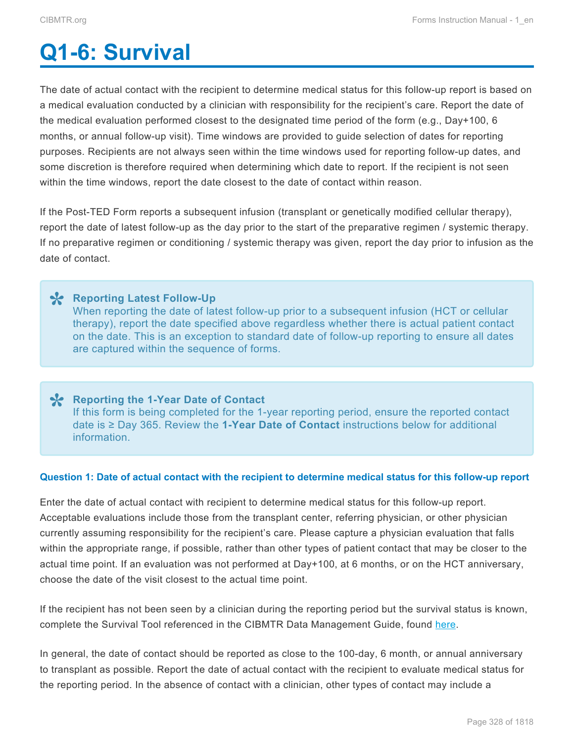# Q1-6: Survival

The date of actual contact with the recipient to determine medical status for this follow-up report is based on a medical evaluation conducted by a clinician with responsibility for the recipient's care. Report the date of the medical evaluation performed closest to the designated time period of the form (e.g., Day+100, 6 months, or annual follow-up visit). Time windows are provided to guide selection of dates for reporting purposes. Recipients are not always seen within the time windows used for reporting follow-up dates, and some discretion is therefore required when determining which date to report. If the recipient is not seen within the time windows, report the date closest to the date of contact within reason.

If the Post-TED Form reports a subsequent infusion (transplant or genetically modified cellular therapy), report the date of latest follow-up as the day prior to the start of the preparative regimen / systemic therapy. If no preparative regimen or conditioning / systemic therapy was given, report the day prior to infusion as the date of contact.

> **Reporting Latest Follow-Up**
> When reporting the date of latest follow-up prior to a subsequent infusion (HCT or cellular therapy), report the date specified above regardless whether there is actual patient contact on the date. This is an exception to standard date of follow-up reporting to ensure all dates are captured within the sequence of forms.

> **Reporting the 1-Year Date of Contact**
> If this form is being completed for the 1-year reporting period, ensure the reported contact date is ≥ Day 365. Review the **1-Year Date of Contact** instructions below for additional information.

#### Question 1: Date of actual contact with the recipient to determine medical status for this follow-up report

Enter the date of actual contact with recipient to determine medical status for this follow-up report. Acceptable evaluations include those from the transplant center, referring physician, or other physician currently assuming responsibility for the recipient's care. Please capture a physician evaluation that falls within the appropriate range, if possible, rather than other types of patient contact that may be closer to the actual time point. If an evaluation was not performed at Day+100, at 6 months, or on the HCT anniversary, choose the date of the visit closest to the actual time point.

If the recipient has not been seen by a clinician during the reporting period but the survival status is known, complete the Survival Tool referenced in the CIBMTR Data Management Guide, found here.

In general, the date of contact should be reported as close to the 100-day, 6 month, or annual anniversary to transplant as possible. Report the date of actual contact with the recipient to evaluate medical status for the reporting period. In the absence of contact with a clinician, other types of contact may include a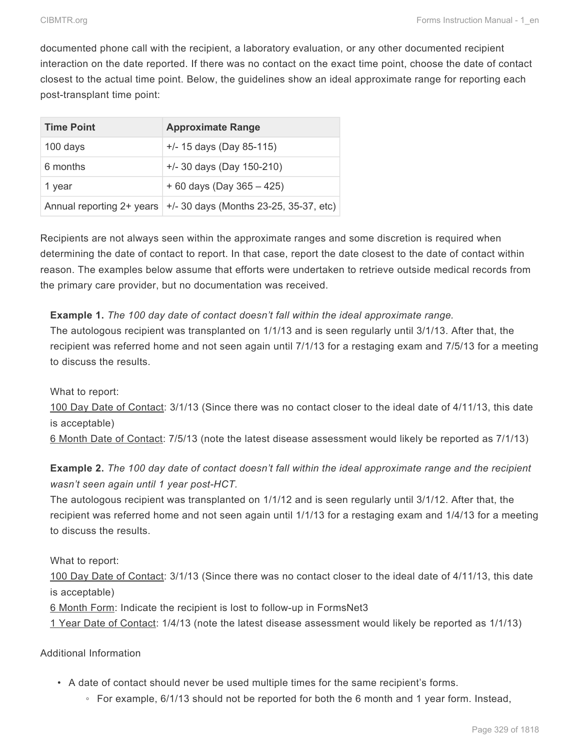documented phone call with the recipient, a laboratory evaluation, or any other documented recipient interaction on the date reported. If there was no contact on the exact time point, choose the date of contact closest to the actual time point. Below, the guidelines show an ideal approximate range for reporting each post-transplant time point:

| Time Point | Approximate Range |
|---|---|
| 100 days | +/- 15 days (Day 85-115) |
| 6 months | +/- 30 days (Day 150-210) |
| 1 year | + 60 days (Day 365 – 425) |
| Annual reporting 2+ years | +/- 30 days (Months 23-25, 35-37, etc) |

Recipients are not always seen within the approximate ranges and some discretion is required when determining the date of contact to report. In that case, report the date closest to the date of contact within reason. The examples below assume that efforts were undertaken to retrieve outside medical records from the primary care provider, but no documentation was received.

> **Example 1.** *The 100 day date of contact doesn't fall within the ideal approximate range.*
> The autologous recipient was transplanted on 1/1/13 and is seen regularly until 3/1/13. After that, the recipient was referred home and not seen again until 7/1/13 for a restaging exam and 7/5/13 for a meeting to discuss the results.
>
> What to report:
> <u>100 Day Date of Contact</u>: 3/1/13 (Since there was no contact closer to the ideal date of 4/11/13, this date is acceptable)
> <u>6 Month Date of Contact</u>: 7/5/13 (note the latest disease assessment would likely be reported as 7/1/13)
>
> **Example 2.** *The 100 day date of contact doesn't fall within the ideal approximate range and the recipient wasn't seen again until 1 year post-HCT.*
> The autologous recipient was transplanted on 1/1/12 and is seen regularly until 3/1/12. After that, the recipient was referred home and not seen again until 1/1/13 for a restaging exam and 1/4/13 for a meeting to discuss the results.
>
> What to report:
> <u>100 Day Date of Contact</u>: 3/1/13 (Since there was no contact closer to the ideal date of 4/11/13, this date is acceptable)
> <u>6 Month Form</u>: Indicate the recipient is lost to follow-up in FormsNet3
> <u>1 Year Date of Contact</u>: 1/4/13 (note the latest disease assessment would likely be reported as 1/1/13)

Additional Information

- A date of contact should never be used multiple times for the same recipient's forms.
  - For example, 6/1/13 should not be reported for both the 6 month and 1 year form. Instead,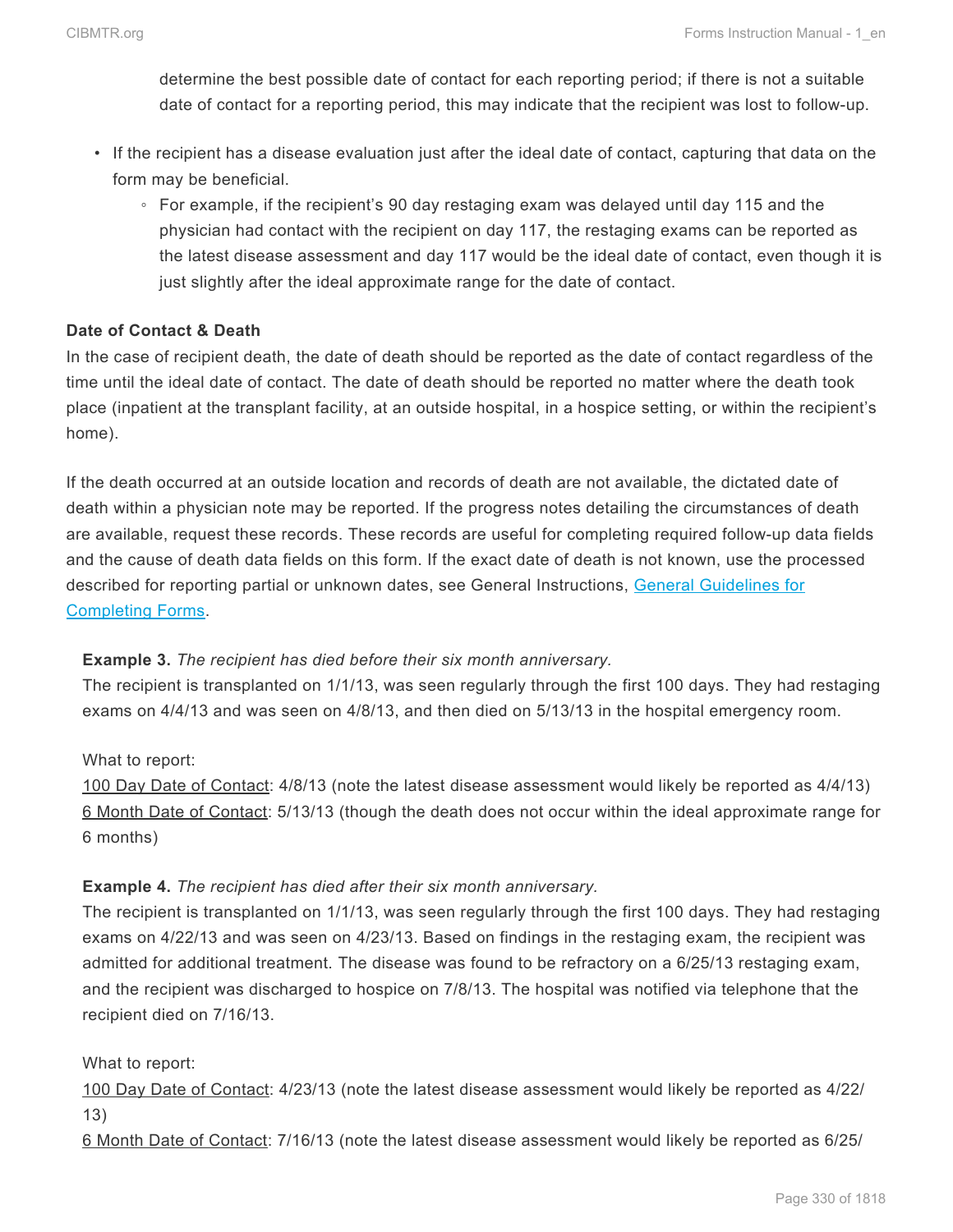determine the best possible date of contact for each reporting period; if there is not a suitable date of contact for a reporting period, this may indicate that the recipient was lost to follow-up.

- If the recipient has a disease evaluation just after the ideal date of contact, capturing that data on the form may be beneficial.
    - For example, if the recipient's 90 day restaging exam was delayed until day 115 and the physician had contact with the recipient on day 117, the restaging exams can be reported as the latest disease assessment and day 117 would be the ideal date of contact, even though it is just slightly after the ideal approximate range for the date of contact.

**Date of Contact & Death**

In the case of recipient death, the date of death should be reported as the date of contact regardless of the time until the ideal date of contact. The date of death should be reported no matter where the death took place (inpatient at the transplant facility, at an outside hospital, in a hospice setting, or within the recipient's home).

If the death occurred at an outside location and records of death are not available, the dictated date of death within a physician note may be reported. If the progress notes detailing the circumstances of death are available, request these records. These records are useful for completing required follow-up data fields and the cause of death data fields on this form. If the exact date of death is not known, use the processed described for reporting partial or unknown dates, see General Instructions, [General Guidelines for Completing Forms](General Guidelines for Completing Forms).

**Example 3.** *The recipient has died before their six month anniversary.*
The recipient is transplanted on 1/1/13, was seen regularly through the first 100 days. They had restaging exams on 4/4/13 and was seen on 4/8/13, and then died on 5/13/13 in the hospital emergency room.

What to report:
<u>100 Day Date of Contact</u>: 4/8/13 (note the latest disease assessment would likely be reported as 4/4/13)
<u>6 Month Date of Contact</u>: 5/13/13 (though the death does not occur within the ideal approximate range for 6 months)

**Example 4.** *The recipient has died after their six month anniversary.*
The recipient is transplanted on 1/1/13, was seen regularly through the first 100 days. They had restaging exams on 4/22/13 and was seen on 4/23/13. Based on findings in the restaging exam, the recipient was admitted for additional treatment. The disease was found to be refractory on a 6/25/13 restaging exam, and the recipient was discharged to hospice on 7/8/13. The hospital was notified via telephone that the recipient died on 7/16/13.

What to report:
<u>100 Day Date of Contact</u>: 4/23/13 (note the latest disease assessment would likely be reported as 4/22/13)
<u>6 Month Date of Contact</u>: 7/16/13 (note the latest disease assessment would likely be reported as 6/25/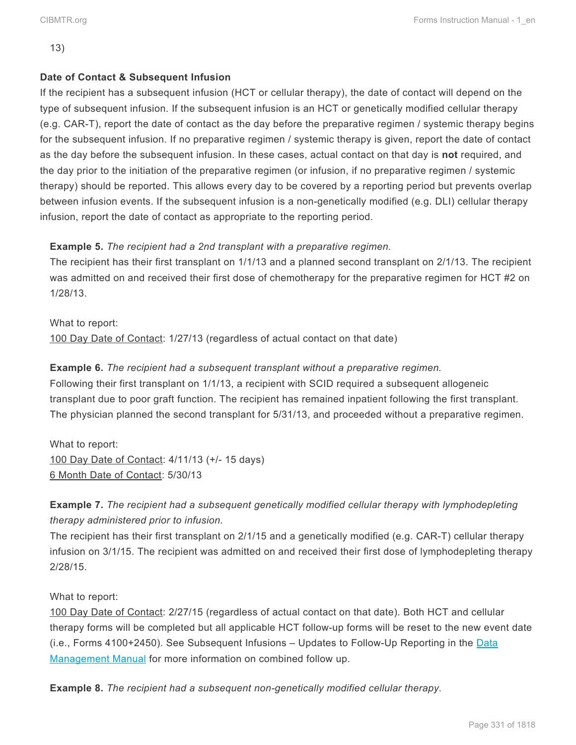13)

**Date of Contact & Subsequent Infusion**

If the recipient has a subsequent infusion (HCT or cellular therapy), the date of contact will depend on the type of subsequent infusion. If the subsequent infusion is an HCT or genetically modified cellular therapy (e.g. CAR-T), report the date of contact as the day before the preparative regimen / systemic therapy begins for the subsequent infusion. If no preparative regimen / systemic therapy is given, report the date of contact as the day before the subsequent infusion. In these cases, actual contact on that day is **not** required, and the day prior to the initiation of the preparative regimen (or infusion, if no preparative regimen / systemic therapy) should be reported. This allows every day to be covered by a reporting period but prevents overlap between infusion events. If the subsequent infusion is a non-genetically modified (e.g. DLI) cellular therapy infusion, report the date of contact as appropriate to the reporting period.

**Example 5.** *The recipient had a 2nd transplant with a preparative regimen.*
The recipient has their first transplant on 1/1/13 and a planned second transplant on 2/1/13. The recipient was admitted on and received their first dose of chemotherapy for the preparative regimen for HCT #2 on 1/28/13.

What to report:
100 Day Date of Contact: 1/27/13 (regardless of actual contact on that date)

**Example 6.** *The recipient had a subsequent transplant without a preparative regimen.*
Following their first transplant on 1/1/13, a recipient with SCID required a subsequent allogeneic transplant due to poor graft function. The recipient has remained inpatient following the first transplant. The physician planned the second transplant for 5/31/13, and proceeded without a preparative regimen.

What to report:
100 Day Date of Contact: 4/11/13 (+/- 15 days)
6 Month Date of Contact: 5/30/13

**Example 7.** *The recipient had a subsequent genetically modified cellular therapy with lymphodepleting therapy administered prior to infusion.*
The recipient has their first transplant on 2/1/15 and a genetically modified (e.g. CAR-T) cellular therapy infusion on 3/1/15. The recipient was admitted on and received their first dose of lymphodepleting therapy 2/28/15.

What to report:
100 Day Date of Contact: 2/27/15 (regardless of actual contact on that date). Both HCT and cellular therapy forms will be completed but all applicable HCT follow-up forms will be reset to the new event date (i.e., Forms 4100+2450). See Subsequent Infusions – Updates to Follow-Up Reporting in the Data Management Manual for more information on combined follow up.

**Example 8.** *The recipient had a subsequent non-genetically modified cellular therapy.*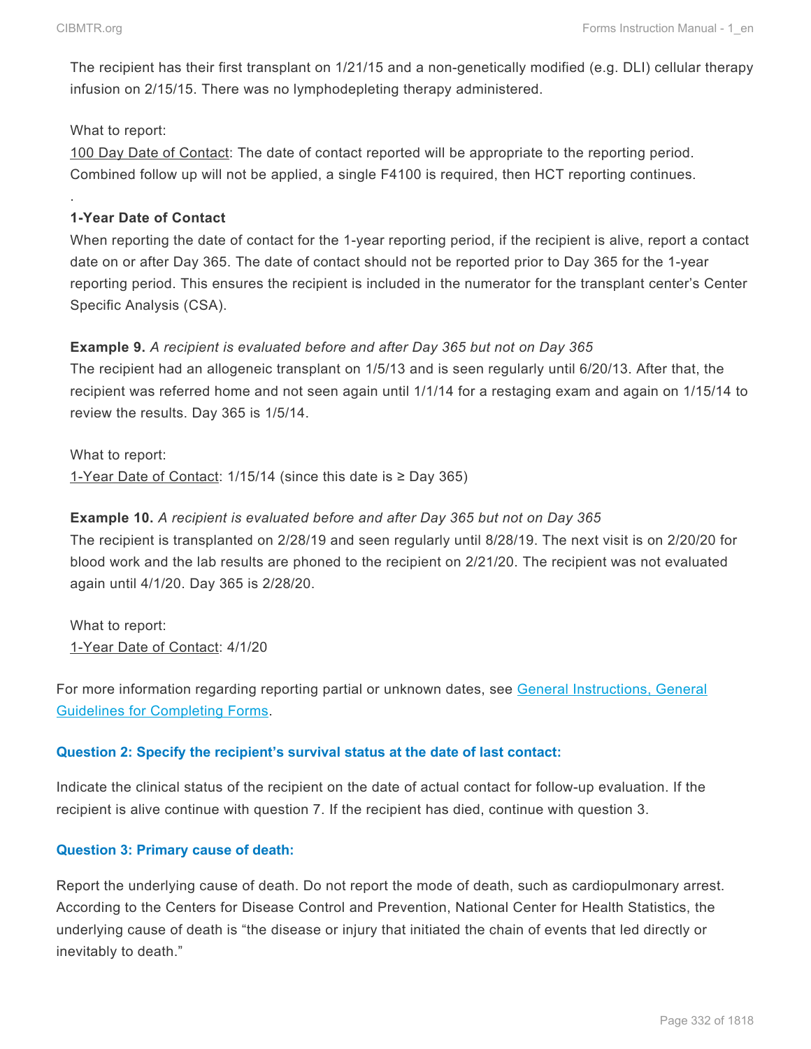The recipient has their first transplant on 1/21/15 and a non-genetically modified (e.g. DLI) cellular therapy infusion on 2/15/15. There was no lymphodepleting therapy administered.

What to report:
100 Day Date of Contact: The date of contact reported will be appropriate to the reporting period. Combined follow up will not be applied, a single F4100 is required, then HCT reporting continues.

.

**1-Year Date of Contact**

When reporting the date of contact for the 1-year reporting period, if the recipient is alive, report a contact date on or after Day 365. The date of contact should not be reported prior to Day 365 for the 1-year reporting period. This ensures the recipient is included in the numerator for the transplant center's Center Specific Analysis (CSA).

**Example 9.** *A recipient is evaluated before and after Day 365 but not on Day 365*
The recipient had an allogeneic transplant on 1/5/13 and is seen regularly until 6/20/13. After that, the recipient was referred home and not seen again until 1/1/14 for a restaging exam and again on 1/15/14 to review the results. Day 365 is 1/5/14.

What to report:
1-Year Date of Contact: 1/15/14 (since this date is ≥ Day 365)

**Example 10.** *A recipient is evaluated before and after Day 365 but not on Day 365*
The recipient is transplanted on 2/28/19 and seen regularly until 8/28/19. The next visit is on 2/20/20 for blood work and the lab results are phoned to the recipient on 2/21/20. The recipient was not evaluated again until 4/1/20. Day 365 is 2/28/20.

What to report:
1-Year Date of Contact: 4/1/20

For more information regarding reporting partial or unknown dates, see General Instructions, General Guidelines for Completing Forms.

### Question 2: Specify the recipient's survival status at the date of last contact:

Indicate the clinical status of the recipient on the date of actual contact for follow-up evaluation. If the recipient is alive continue with question 7. If the recipient has died, continue with question 3.

### Question 3: Primary cause of death:

Report the underlying cause of death. Do not report the mode of death, such as cardiopulmonary arrest. According to the Centers for Disease Control and Prevention, National Center for Health Statistics, the underlying cause of death is "the disease or injury that initiated the chain of events that led directly or inevitably to death."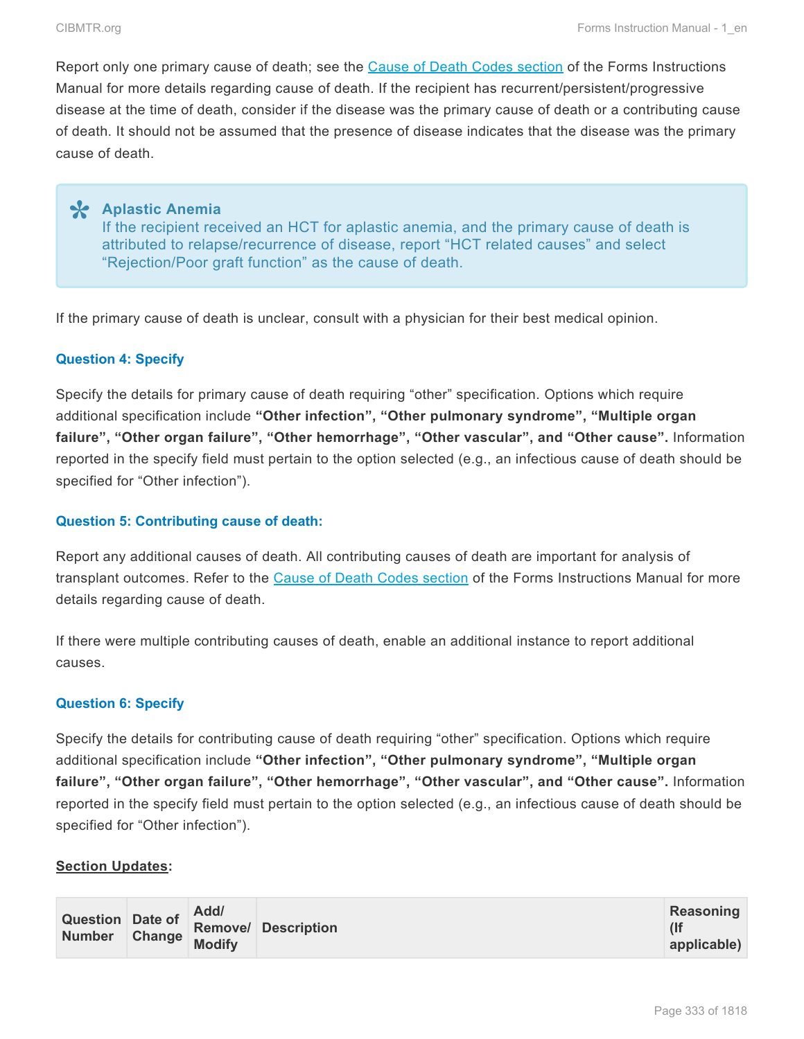Report only one primary cause of death; see the Cause of Death Codes section of the Forms Instructions Manual for more details regarding cause of death. If the recipient has recurrent/persistent/progressive disease at the time of death, consider if the disease was the primary cause of death or a contributing cause of death. It should not be assumed that the presence of disease indicates that the disease was the primary cause of death.

> **Aplastic Anemia**
> If the recipient received an HCT for aplastic anemia, and the primary cause of death is attributed to relapse/recurrence of disease, report "HCT related causes" and select "Rejection/Poor graft function" as the cause of death.

If the primary cause of death is unclear, consult with a physician for their best medical opinion.

#### Question 4: Specify

Specify the details for primary cause of death requiring "other" specification. Options which require additional specification include **"Other infection", "Other pulmonary syndrome", "Multiple organ failure", "Other organ failure", "Other hemorrhage", "Other vascular", and "Other cause".** Information reported in the specify field must pertain to the option selected (e.g., an infectious cause of death should be specified for "Other infection").

#### Question 5: Contributing cause of death:

Report any additional causes of death. All contributing causes of death are important for analysis of transplant outcomes. Refer to the Cause of Death Codes section of the Forms Instructions Manual for more details regarding cause of death.

If there were multiple contributing causes of death, enable an additional instance to report additional causes.

#### Question 6: Specify

Specify the details for contributing cause of death requiring "other" specification. Options which require additional specification include **"Other infection", "Other pulmonary syndrome", "Multiple organ failure", "Other organ failure", "Other hemorrhage", "Other vascular", and "Other cause".** Information reported in the specify field must pertain to the option selected (e.g., an infectious cause of death should be specified for "Other infection").

**Section Updates:**

| Question Number | Date of Change | Add/ Remove/ Modify | Description | Reasoning (If applicable) |
|---|---|---|---|---|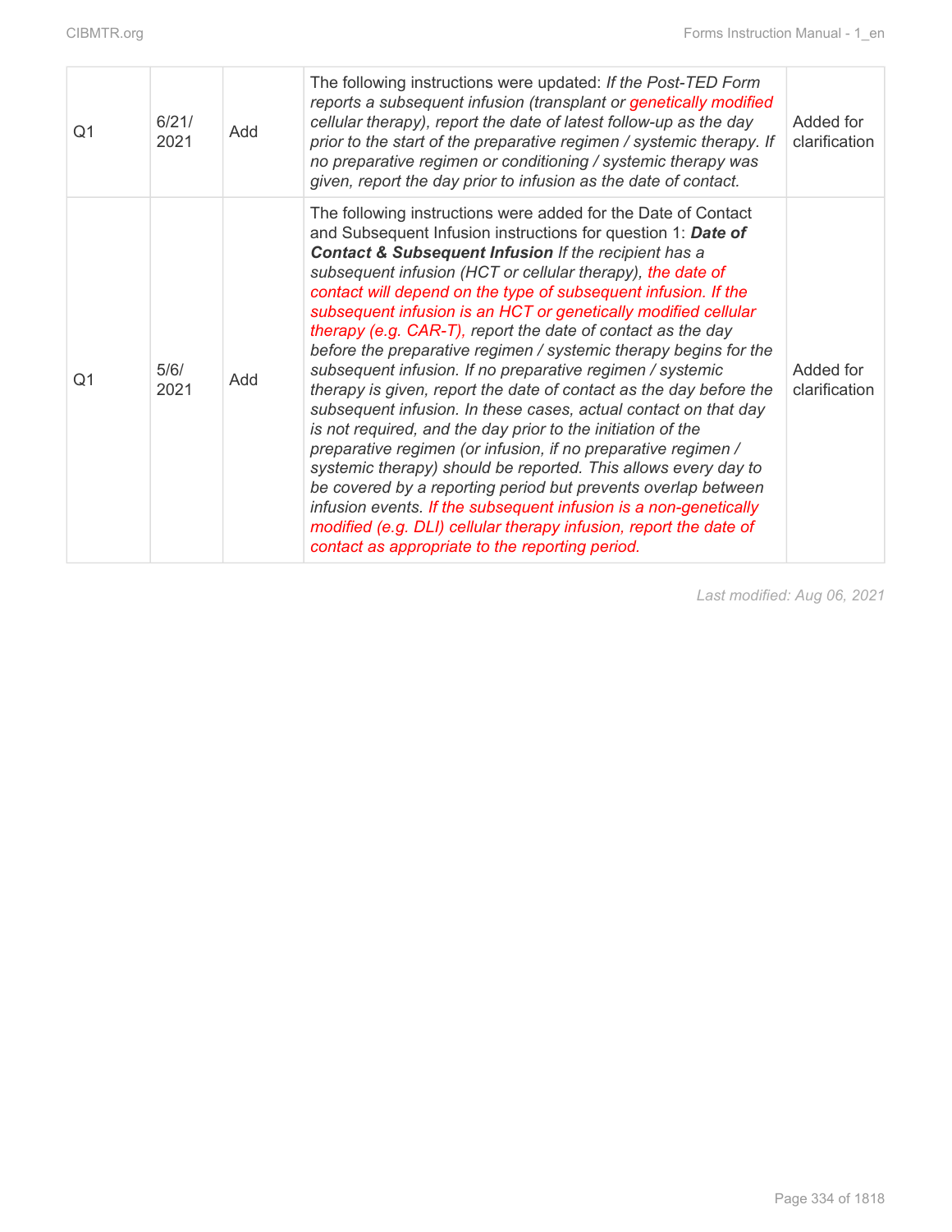| Q1 | 6/21/2021 | Add | The following instructions were updated: *If the Post-TED Form reports a subsequent infusion (transplant or genetically modified cellular therapy), report the date of latest follow-up as the day prior to the start of the preparative regimen / systemic therapy. If no preparative regimen or conditioning / systemic therapy was given, report the day prior to infusion as the date of contact.* | Added for clarification |
|---|---|---|---|---|
| Q1 | 5/6/2021 | Add | The following instructions were added for the Date of Contact and Subsequent Infusion instructions for question 1: ***Date of Contact & Subsequent Infusion*** *If the recipient has a subsequent infusion (HCT or cellular therapy), the date of contact will depend on the type of subsequent infusion. If the subsequent infusion is an HCT or genetically modified cellular therapy (e.g. CAR-T), report the date of contact as the day before the preparative regimen / systemic therapy begins for the subsequent infusion. If no preparative regimen / systemic therapy is given, report the date of contact as the day before the subsequent infusion. In these cases, actual contact on that day is not required, and the day prior to the initiation of the preparative regimen (or infusion, if no preparative regimen / systemic therapy) should be reported. This allows every day to be covered by a reporting period but prevents overlap between infusion events. If the subsequent infusion is a non-genetically modified (e.g. DLI) cellular therapy infusion, report the date of contact as appropriate to the reporting period.* | Added for clarification |

*Last modified: Aug 06, 2021*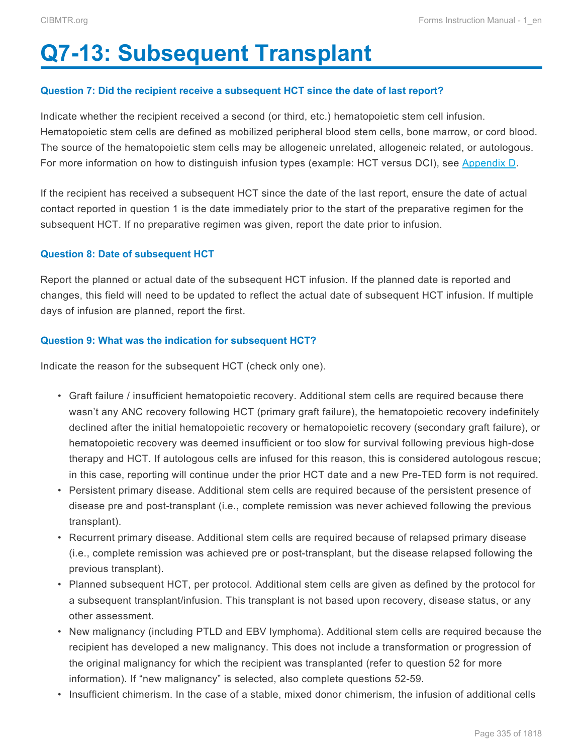# Q7-13: Subsequent Transplant

### Question 7: Did the recipient receive a subsequent HCT since the date of last report?

Indicate whether the recipient received a second (or third, etc.) hematopoietic stem cell infusion. Hematopoietic stem cells are defined as mobilized peripheral blood stem cells, bone marrow, or cord blood. The source of the hematopoietic stem cells may be allogeneic unrelated, allogeneic related, or autologous. For more information on how to distinguish infusion types (example: HCT versus DCI), see Appendix D.

If the recipient has received a subsequent HCT since the date of the last report, ensure the date of actual contact reported in question 1 is the date immediately prior to the start of the preparative regimen for the subsequent HCT. If no preparative regimen was given, report the date prior to infusion.

### Question 8: Date of subsequent HCT

Report the planned or actual date of the subsequent HCT infusion. If the planned date is reported and changes, this field will need to be updated to reflect the actual date of subsequent HCT infusion. If multiple days of infusion are planned, report the first.

### Question 9: What was the indication for subsequent HCT?

Indicate the reason for the subsequent HCT (check only one).

- Graft failure / insufficient hematopoietic recovery. Additional stem cells are required because there wasn't any ANC recovery following HCT (primary graft failure), the hematopoietic recovery indefinitely declined after the initial hematopoietic recovery or hematopoietic recovery (secondary graft failure), or hematopoietic recovery was deemed insufficient or too slow for survival following previous high-dose therapy and HCT. If autologous cells are infused for this reason, this is considered autologous rescue; in this case, reporting will continue under the prior HCT date and a new Pre-TED form is not required.
- Persistent primary disease. Additional stem cells are required because of the persistent presence of disease pre and post-transplant (i.e., complete remission was never achieved following the previous transplant).
- Recurrent primary disease. Additional stem cells are required because of relapsed primary disease (i.e., complete remission was achieved pre or post-transplant, but the disease relapsed following the previous transplant).
- Planned subsequent HCT, per protocol. Additional stem cells are given as defined by the protocol for a subsequent transplant/infusion. This transplant is not based upon recovery, disease status, or any other assessment.
- New malignancy (including PTLD and EBV lymphoma). Additional stem cells are required because the recipient has developed a new malignancy. This does not include a transformation or progression of the original malignancy for which the recipient was transplanted (refer to question 52 for more information). If "new malignancy" is selected, also complete questions 52-59.
- Insufficient chimerism. In the case of a stable, mixed donor chimerism, the infusion of additional cells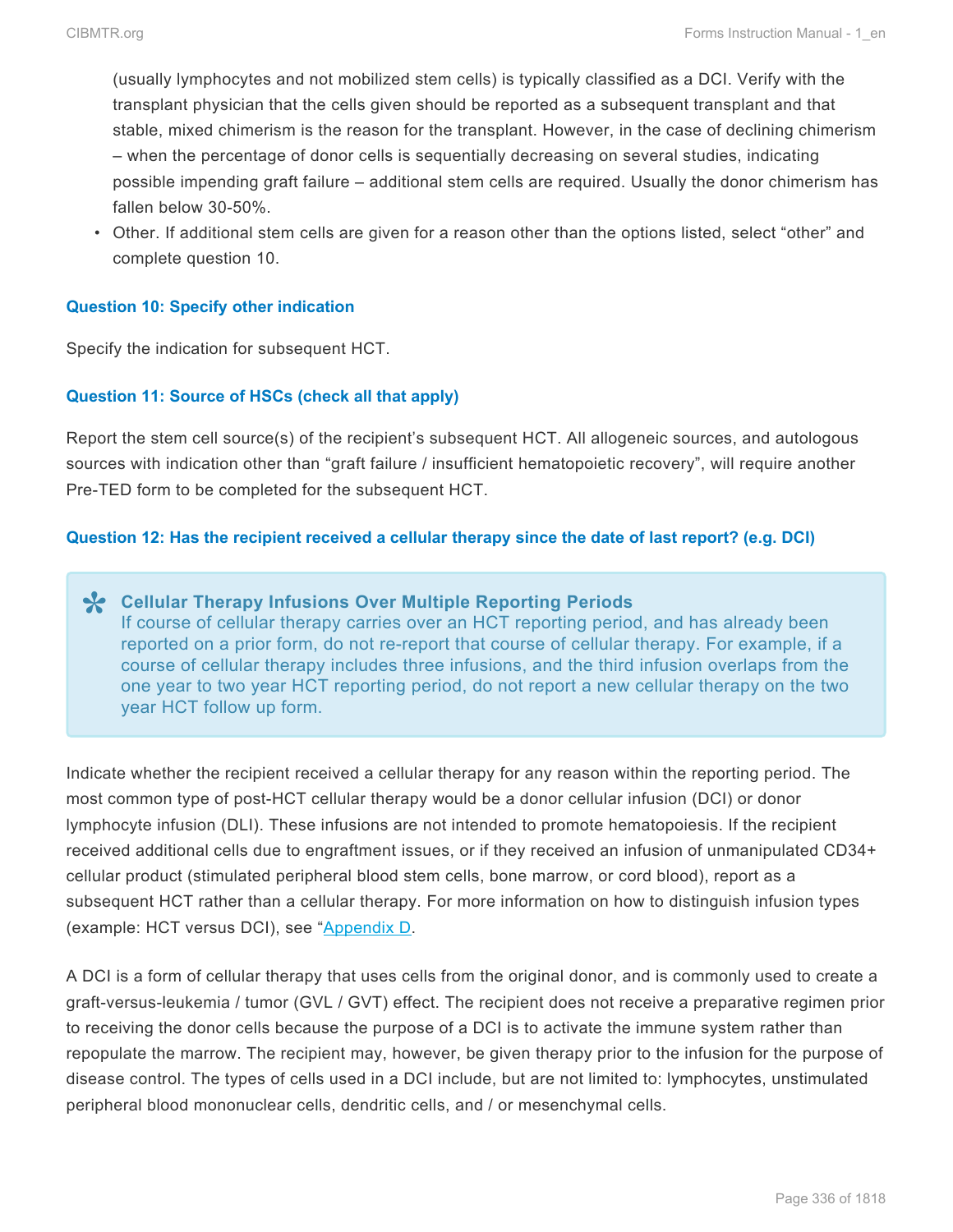(usually lymphocytes and not mobilized stem cells) is typically classified as a DCI. Verify with the transplant physician that the cells given should be reported as a subsequent transplant and that stable, mixed chimerism is the reason for the transplant. However, in the case of declining chimerism – when the percentage of donor cells is sequentially decreasing on several studies, indicating possible impending graft failure – additional stem cells are required. Usually the donor chimerism has fallen below 30-50%.

- Other. If additional stem cells are given for a reason other than the options listed, select "other" and complete question 10.

#### Question 10: Specify other indication

Specify the indication for subsequent HCT.

#### Question 11: Source of HSCs (check all that apply)

Report the stem cell source(s) of the recipient's subsequent HCT. All allogeneic sources, and autologous sources with indication other than "graft failure / insufficient hematopoietic recovery", will require another Pre-TED form to be completed for the subsequent HCT.

#### Question 12: Has the recipient received a cellular therapy since the date of last report? (e.g. DCI)

> **Cellular Therapy Infusions Over Multiple Reporting Periods**
> If course of cellular therapy carries over an HCT reporting period, and has already been reported on a prior form, do not re-report that course of cellular therapy. For example, if a course of cellular therapy includes three infusions, and the third infusion overlaps from the one year to two year HCT reporting period, do not report a new cellular therapy on the two year HCT follow up form.

Indicate whether the recipient received a cellular therapy for any reason within the reporting period. The most common type of post-HCT cellular therapy would be a donor cellular infusion (DCI) or donor lymphocyte infusion (DLI). These infusions are not intended to promote hematopoiesis. If the recipient received additional cells due to engraftment issues, or if they received an infusion of unmanipulated CD34+ cellular product (stimulated peripheral blood stem cells, bone marrow, or cord blood), report as a subsequent HCT rather than a cellular therapy. For more information on how to distinguish infusion types (example: HCT versus DCI), see "Appendix D.

A DCI is a form of cellular therapy that uses cells from the original donor, and is commonly used to create a graft-versus-leukemia / tumor (GVL / GVT) effect. The recipient does not receive a preparative regimen prior to receiving the donor cells because the purpose of a DCI is to activate the immune system rather than repopulate the marrow. The recipient may, however, be given therapy prior to the infusion for the purpose of disease control. The types of cells used in a DCI include, but are not limited to: lymphocytes, unstimulated peripheral blood mononuclear cells, dendritic cells, and / or mesenchymal cells.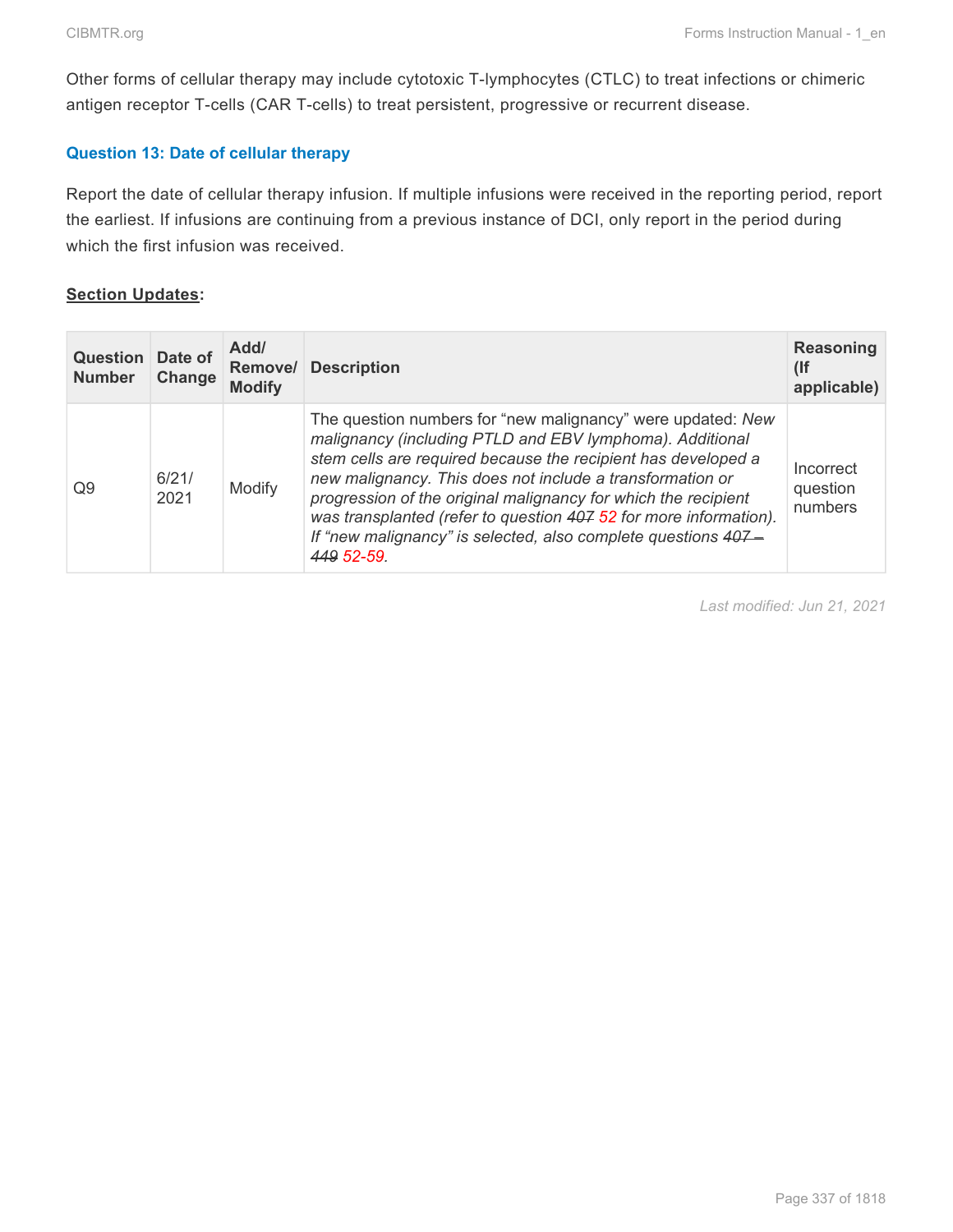Other forms of cellular therapy may include cytotoxic T-lymphocytes (CTLC) to treat infections or chimeric antigen receptor T-cells (CAR T-cells) to treat persistent, progressive or recurrent disease.

### Question 13: Date of cellular therapy

Report the date of cellular therapy infusion. If multiple infusions were received in the reporting period, report the earliest. If infusions are continuing from a previous instance of DCI, only report in the period during which the first infusion was received.

**Section Updates:**

| Question Number | Date of Change | Add/ Remove/ Modify | Description | Reasoning (If applicable) |
|---|---|---|---|---|
| Q9 | 6/21/2021 | Modify | The question numbers for "new malignancy" were updated: *New malignancy (including PTLD and EBV lymphoma). Additional stem cells are required because the recipient has developed a new malignancy. This does not include a transformation or progression of the original malignancy for which the recipient was transplanted (refer to question ~~407~~ 52 for more information). If "new malignancy" is selected, also complete questions ~~407 – 449~~ 52-59.* | Incorrect question numbers |

Last modified: Jun 21, 2021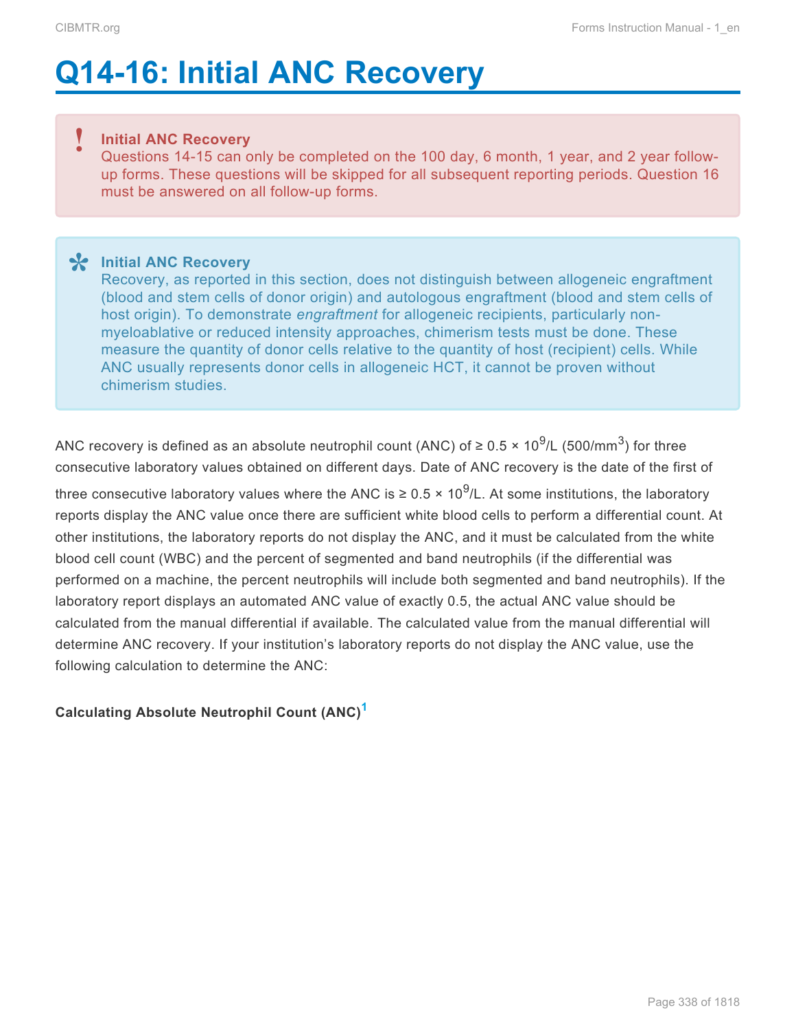# Q14-16: Initial ANC Recovery

> **! Initial ANC Recovery**
> Questions 14-15 can only be completed on the 100 day, 6 month, 1 year, and 2 year follow-up forms. These questions will be skipped for all subsequent reporting periods. Question 16 must be answered on all follow-up forms.

> **Initial ANC Recovery**
> Recovery, as reported in this section, does not distinguish between allogeneic engraftment (blood and stem cells of donor origin) and autologous engraftment (blood and stem cells of host origin). To demonstrate *engraftment* for allogeneic recipients, particularly non-myeloablative or reduced intensity approaches, chimerism tests must be done. These measure the quantity of donor cells relative to the quantity of host (recipient) cells. While ANC usually represents donor cells in allogeneic HCT, it cannot be proven without chimerism studies.

ANC recovery is defined as an absolute neutrophil count (ANC) of $\geq 0.5 \times 10^9$/L (500/$mm^3$) for three consecutive laboratory values obtained on different days. Date of ANC recovery is the date of the first of three consecutive laboratory values where the ANC is $\geq 0.5 \times 10^9$/L. At some institutions, the laboratory reports display the ANC value once there are sufficient white blood cells to perform a differential count. At other institutions, the laboratory reports do not display the ANC, and it must be calculated from the white blood cell count (WBC) and the percent of segmented and band neutrophils (if the differential was performed on a machine, the percent neutrophils will include both segmented and band neutrophils). If the laboratory report displays an automated ANC value of exactly 0.5, the actual ANC value should be calculated from the manual differential if available. The calculated value from the manual differential will determine ANC recovery. If your institution's laboratory reports do not display the ANC value, use the following calculation to determine the ANC:

**Calculating Absolute Neutrophil Count (ANC)**[1]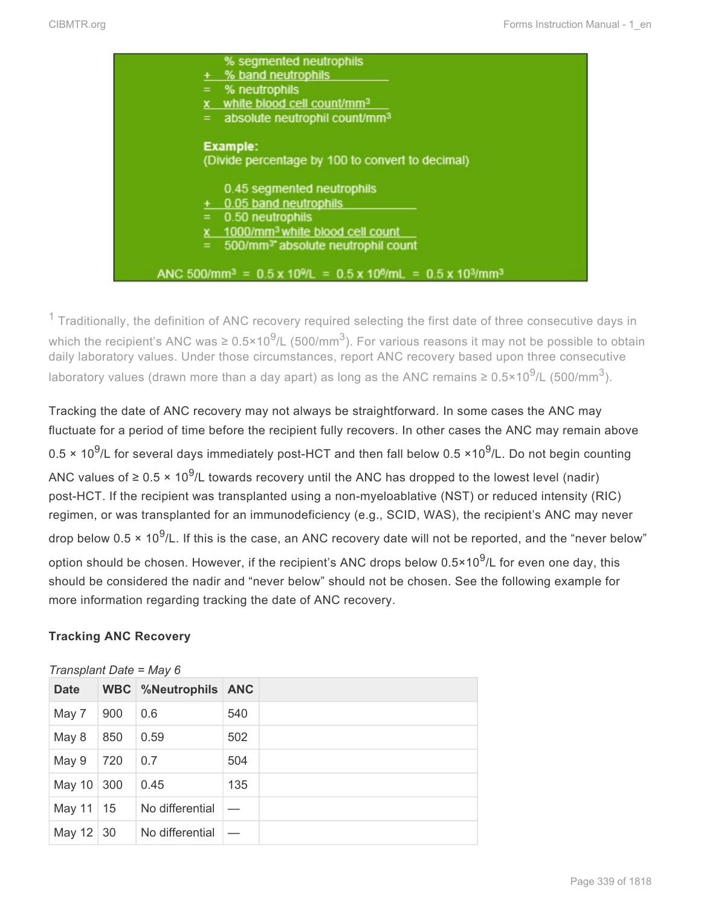```
      % segmented neutrophils
+     % band neutrophils
=     % neutrophils
x     white blood cell count/mm³
=     absolute neutrophil count/mm³

Example:
(Divide percentage by 100 to convert to decimal)

      0.45 segmented neutrophils
+     0.05 band neutrophils
=     0.50 neutrophils
x     1000/mm³ white blood cell count
=     500/mm³ absolute neutrophil count

ANC 500/mm³ = 0.5 x 10⁹/L = 0.5 x 10⁶/mL = 0.5 x 10³/mm³
```

[1] Traditionally, the definition of ANC recovery required selecting the first date of three consecutive days in which the recipient's ANC was ≥ $0.5 \times 10^9$/L (500/$mm^3$). For various reasons it may not be possible to obtain daily laboratory values. Under those circumstances, report ANC recovery based upon three consecutive laboratory values (drawn more than a day apart) as long as the ANC remains ≥ $0.5 \times 10^9$/L (500/$mm^3$).

Tracking the date of ANC recovery may not always be straightforward. In some cases the ANC may fluctuate for a period of time before the recipient fully recovers. In other cases the ANC may remain above $0.5 \times 10^9$/L for several days immediately post-HCT and then fall below $0.5 \times 10^9$/L. Do not begin counting ANC values of ≥ $0.5 \times 10^9$/L towards recovery until the ANC has dropped to the lowest level (nadir) post-HCT. If the recipient was transplanted using a non-myeloablative (NST) or reduced intensity (RIC) regimen, or was transplanted for an immunodeficiency (e.g., SCID, WAS), the recipient's ANC may never drop below $0.5 \times 10^9$/L. If this is the case, an ANC recovery date will not be reported, and the "never below" option should be chosen. However, if the recipient's ANC drops below $0.5 \times 10^9$/L for even one day, this should be considered the nadir and "never below" should not be chosen. See the following example for more information regarding tracking the date of ANC recovery.

**Tracking ANC Recovery**

*Transplant Date = May 6*

| Date | WBC | %Neutrophils | ANC | |
|---|---|---|---|---|
| May 7 | 900 | 0.6 | 540 | |
| May 8 | 850 | 0.59 | 502 | |
| May 9 | 720 | 0.7 | 504 | |
| May 10 | 300 | 0.45 | 135 | |
| May 11 | 15 | No differential | — | |
| May 12 | 30 | No differential | — | |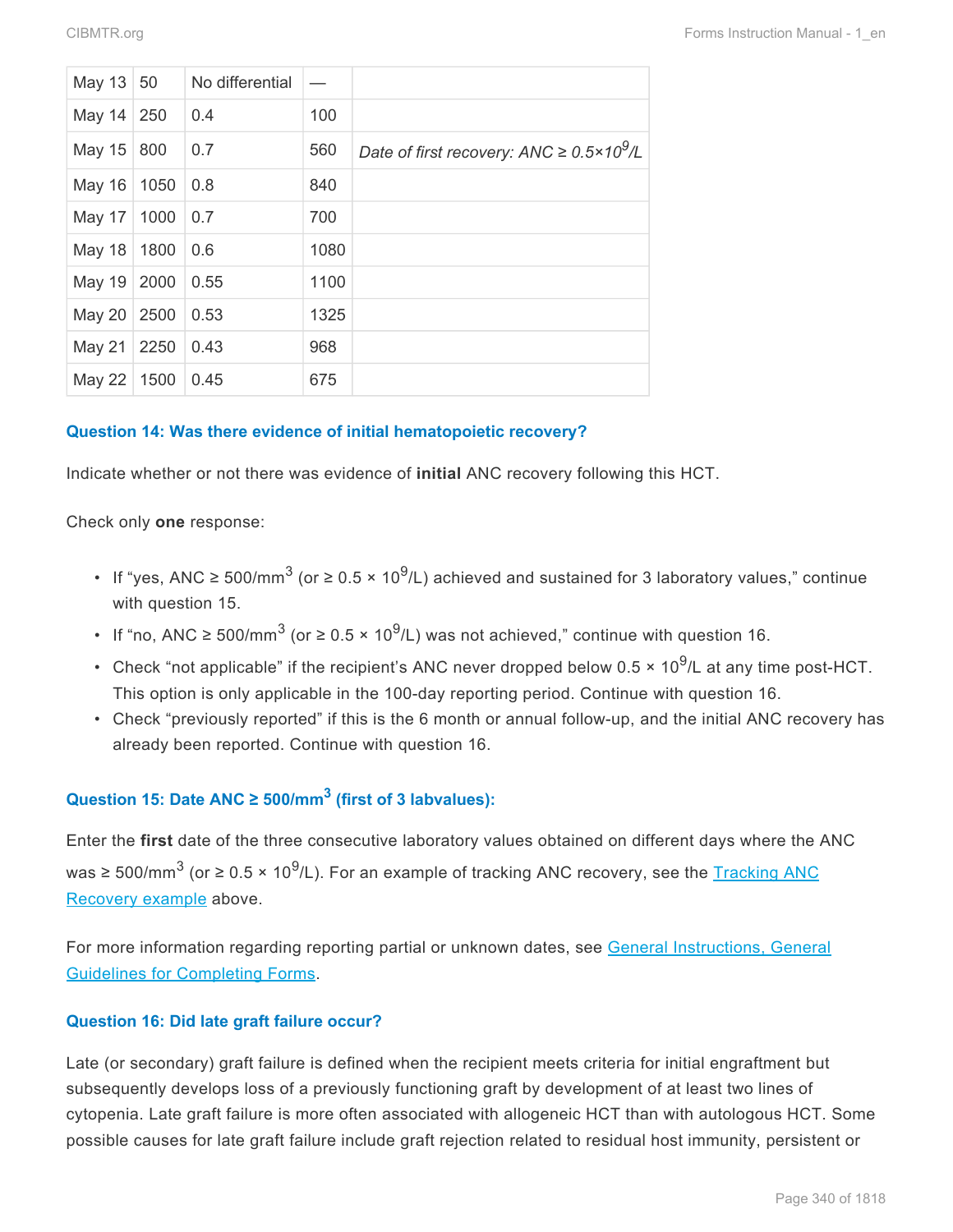| | | | | |
|---|---|---|---|---|
| May 13 | 50 | No differential | — | |
| May 14 | 250 | 0.4 | 100 | |
| May 15 | 800 | 0.7 | 560 | *Date of first recovery: ANC ≥ $0.5 \times 10^9$/L* |
| May 16 | 1050 | 0.8 | 840 | |
| May 17 | 1000 | 0.7 | 700 | |
| May 18 | 1800 | 0.6 | 1080 | |
| May 19 | 2000 | 0.55 | 1100 | |
| May 20 | 2500 | 0.53 | 1325 | |
| May 21 | 2250 | 0.43 | 968 | |
| May 22 | 1500 | 0.45 | 675 | |

### Question 14: Was there evidence of initial hematopoietic recovery?

Indicate whether or not there was evidence of **initial** ANC recovery following this HCT.

Check only **one** response:

- If "yes, ANC ≥ 500/$mm^3$ (or ≥ $0.5 \times 10^9$/L) achieved and sustained for 3 laboratory values," continue with question 15.
- If "no, ANC ≥ 500/$mm^3$ (or ≥ $0.5 \times 10^9$/L) was not achieved," continue with question 16.
- Check "not applicable" if the recipient's ANC never dropped below $0.5 \times 10^9$/L at any time post-HCT. This option is only applicable in the 100-day reporting period. Continue with question 16.
- Check "previously reported" if this is the 6 month or annual follow-up, and the initial ANC recovery has already been reported. Continue with question 16.

### Question 15: Date ANC ≥ 500/$mm^3$ (first of 3 labvalues):

Enter the **first** date of the three consecutive laboratory values obtained on different days where the ANC was ≥ 500/$mm^3$ (or ≥ $0.5 \times 10^9$/L). For an example of tracking ANC recovery, see the Tracking ANC Recovery example above.

For more information regarding reporting partial or unknown dates, see General Instructions, General Guidelines for Completing Forms.

### Question 16: Did late graft failure occur?

Late (or secondary) graft failure is defined when the recipient meets criteria for initial engraftment but subsequently develops loss of a previously functioning graft by development of at least two lines of cytopenia. Late graft failure is more often associated with allogeneic HCT than with autologous HCT. Some possible causes for late graft failure include graft rejection related to residual host immunity, persistent or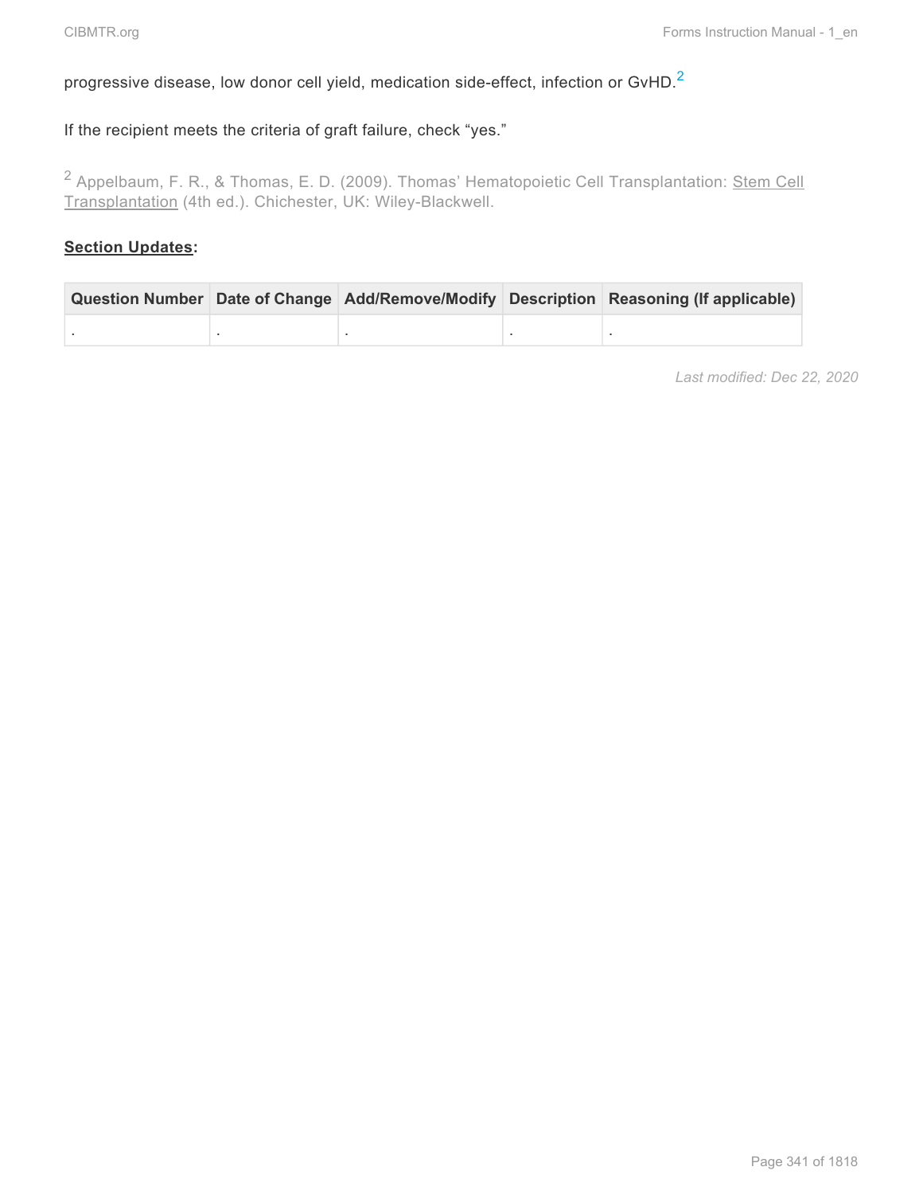progressive disease, low donor cell yield, medication side-effect, infection or GvHD.[2]

If the recipient meets the criteria of graft failure, check "yes."

[2] Appelbaum, F. R., & Thomas, E. D. (2009). Thomas' Hematopoietic Cell Transplantation: Stem Cell Transplantation (4th ed.). Chichester, UK: Wiley-Blackwell.

**Section Updates:**

| Question Number | Date of Change | Add/Remove/Modify | Description | Reasoning (If applicable) |
|---|---|---|---|---|
| . | . | . | . | . |

*Last modified: Dec 22, 2020*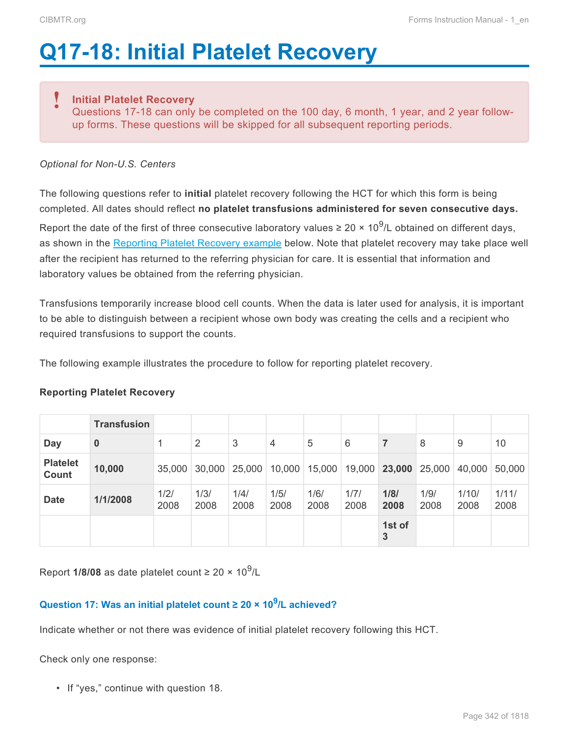# Q17-18: Initial Platelet Recovery

> **Initial Platelet Recovery**
> Questions 17-18 can only be completed on the 100 day, 6 month, 1 year, and 2 year follow-up forms. These questions will be skipped for all subsequent reporting periods.

*Optional for Non-U.S. Centers*

The following questions refer to **initial** platelet recovery following the HCT for which this form is being completed. All dates should reflect **no platelet transfusions administered for seven consecutive days.** Report the date of the first of three consecutive laboratory values ≥ 20 × $10^9$/L obtained on different days, as shown in the Reporting Platelet Recovery example below. Note that platelet recovery may take place well after the recipient has returned to the referring physician for care. It is essential that information and laboratory values be obtained from the referring physician.

Transfusions temporarily increase blood cell counts. When the data is later used for analysis, it is important to be able to distinguish between a recipient whose own body was creating the cells and a recipient who required transfusions to support the counts.

The following example illustrates the procedure to follow for reporting platelet recovery.

**Reporting Platelet Recovery**

| | **Transfusion** | | | | | | | | | | |
|---|---|---|---|---|---|---|---|---|---|---|---|
| **Day** | **0** | 1 | 2 | 3 | 4 | 5 | 6 | **7** | 8 | 9 | 10 |
| **Platelet Count** | **10,000** | 35,000 | 30,000 | 25,000 | 10,000 | 15,000 | 19,000 | **23,000** | 25,000 | 40,000 | 50,000 |
| **Date** | **1/1/2008** | 1/2/2008 | 1/3/2008 | 1/4/2008 | 1/5/2008 | 1/6/2008 | 1/7/2008 | **1/8/2008** | 1/9/2008 | 1/10/2008 | 1/11/2008 |
| | | | | | | | | **1st of 3** | | | |

Report **1/8/08** as date platelet count ≥ 20 × $10^9$/L

### Question 17: Was an initial platelet count ≥ 20 × $10^9$/L achieved?

Indicate whether or not there was evidence of initial platelet recovery following this HCT.

Check only one response:

- If "yes," continue with question 18.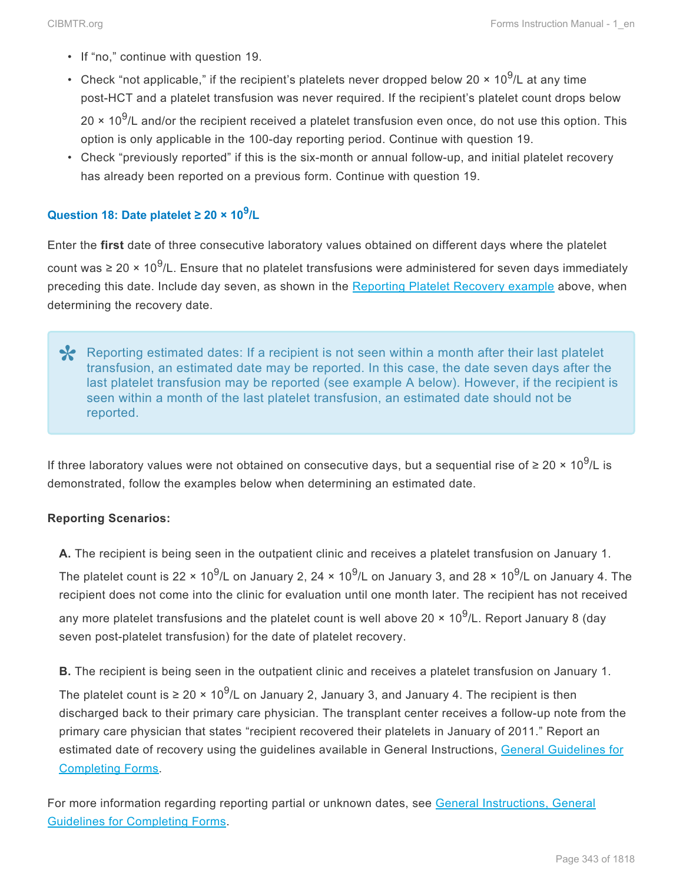- If "no," continue with question 19.
- Check "not applicable," if the recipient's platelets never dropped below $20 \times 10^9$/L at any time post-HCT and a platelet transfusion was never required. If the recipient's platelet count drops below $20 \times 10^9$/L and/or the recipient received a platelet transfusion even once, do not use this option. This option is only applicable in the 100-day reporting period. Continue with question 19.
- Check "previously reported" if this is the six-month or annual follow-up, and initial platelet recovery has already been reported on a previous form. Continue with question 19.

### Question 18: Date platelet ≥ $20 \times 10^9$/L

Enter the **first** date of three consecutive laboratory values obtained on different days where the platelet count was ≥ $20 \times 10^9$/L. Ensure that no platelet transfusions were administered for seven days immediately preceding this date. Include day seven, as shown in the Reporting Platelet Recovery example above, when determining the recovery date.

> Reporting estimated dates: If a recipient is not seen within a month after their last platelet transfusion, an estimated date may be reported. In this case, the date seven days after the last platelet transfusion may be reported (see example A below). However, if the recipient is seen within a month of the last platelet transfusion, an estimated date should not be reported.

If three laboratory values were not obtained on consecutive days, but a sequential rise of ≥ $20 \times 10^9$/L is demonstrated, follow the examples below when determining an estimated date.

**Reporting Scenarios:**

**A.** The recipient is being seen in the outpatient clinic and receives a platelet transfusion on January 1. The platelet count is $22 \times 10^9$/L on January 2, $24 \times 10^9$/L on January 3, and $28 \times 10^9$/L on January 4. The recipient does not come into the clinic for evaluation until one month later. The recipient has not received any more platelet transfusions and the platelet count is well above $20 \times 10^9$/L. Report January 8 (day seven post-platelet transfusion) for the date of platelet recovery.

**B.** The recipient is being seen in the outpatient clinic and receives a platelet transfusion on January 1. The platelet count is ≥ $20 \times 10^9$/L on January 2, January 3, and January 4. The recipient is then discharged back to their primary care physician. The transplant center receives a follow-up note from the primary care physician that states "recipient recovered their platelets in January of 2011." Report an estimated date of recovery using the guidelines available in General Instructions, General Guidelines for Completing Forms.

For more information regarding reporting partial or unknown dates, see General Instructions, General Guidelines for Completing Forms.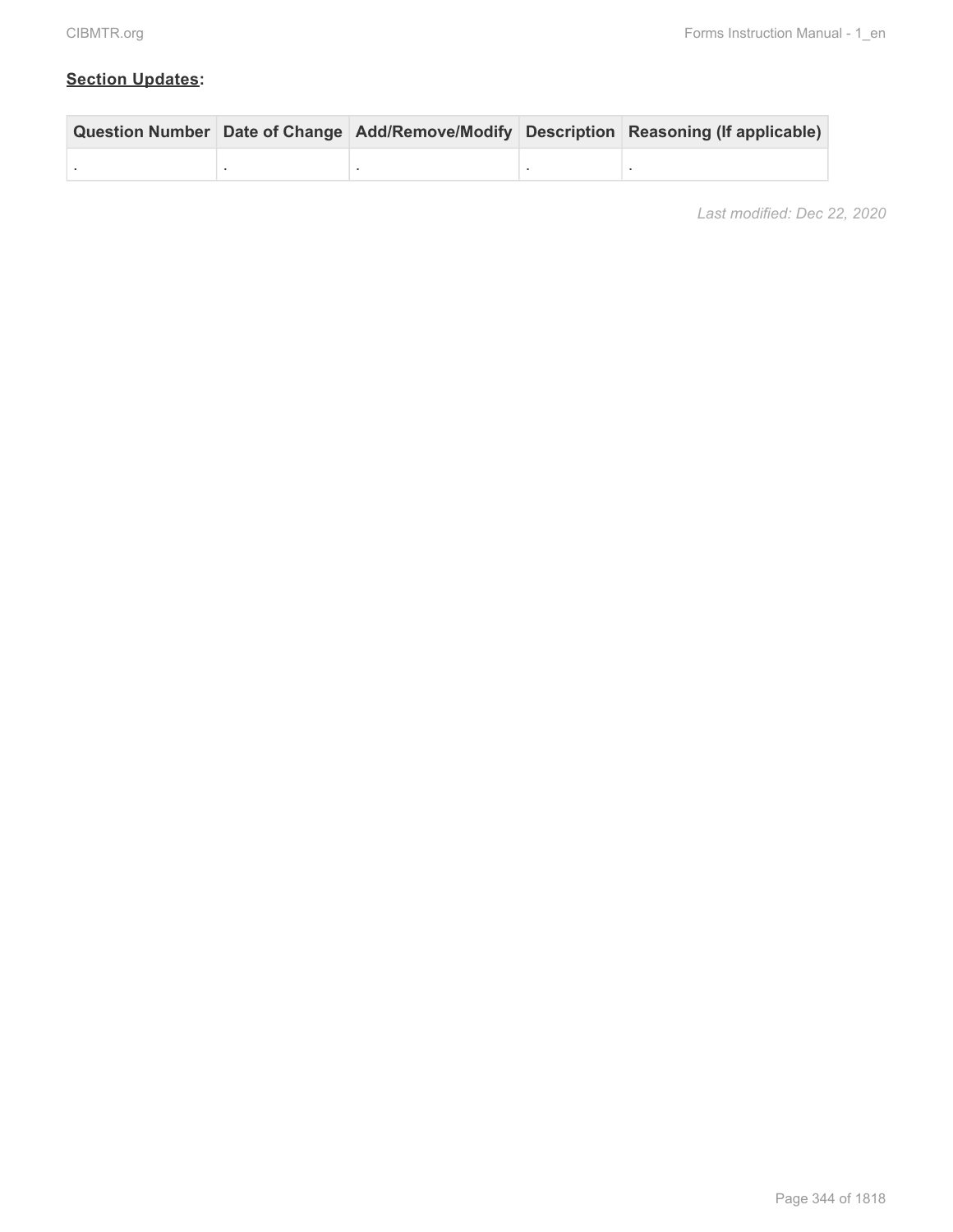**Section Updates:**

| Question Number | Date of Change | Add/Remove/Modify | Description | Reasoning (If applicable) |
|---|---|---|---|---|
| . | . | . | . | . |

*Last modified: Dec 22, 2020*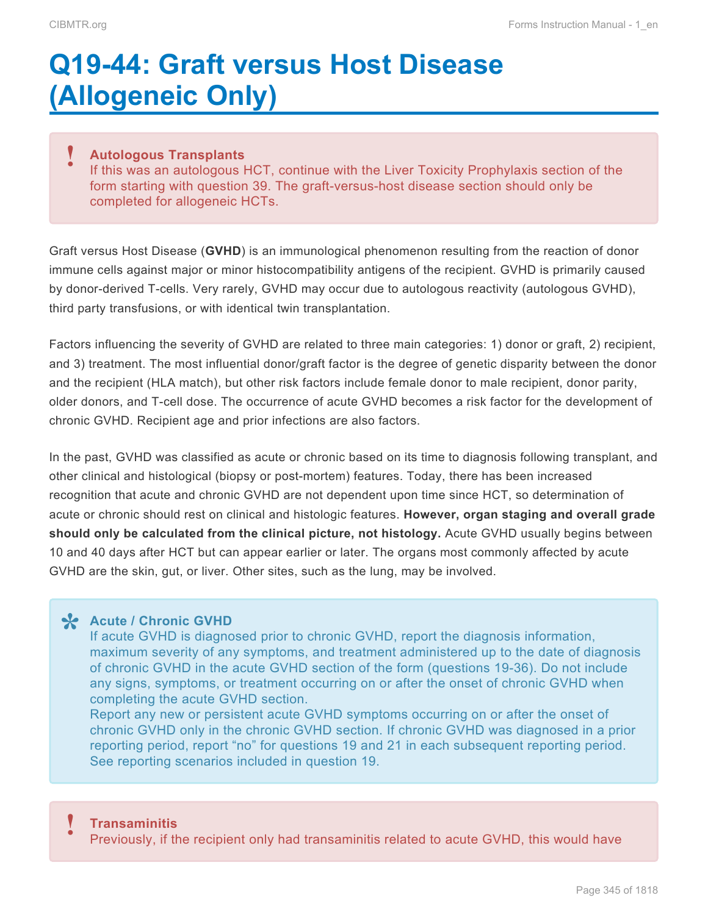# Q19-44: Graft versus Host Disease (Allogeneic Only)

> **Autologous Transplants**
> If this was an autologous HCT, continue with the Liver Toxicity Prophylaxis section of the form starting with question 39. The graft-versus-host disease section should only be completed for allogeneic HCTs.

Graft versus Host Disease (**GVHD**) is an immunological phenomenon resulting from the reaction of donor immune cells against major or minor histocompatibility antigens of the recipient. GVHD is primarily caused by donor-derived T-cells. Very rarely, GVHD may occur due to autologous reactivity (autologous GVHD), third party transfusions, or with identical twin transplantation.

Factors influencing the severity of GVHD are related to three main categories: 1) donor or graft, 2) recipient, and 3) treatment. The most influential donor/graft factor is the degree of genetic disparity between the donor and the recipient (HLA match), but other risk factors include female donor to male recipient, donor parity, older donors, and T-cell dose. The occurrence of acute GVHD becomes a risk factor for the development of chronic GVHD. Recipient age and prior infections are also factors.

In the past, GVHD was classified as acute or chronic based on its time to diagnosis following transplant, and other clinical and histological (biopsy or post-mortem) features. Today, there has been increased recognition that acute and chronic GVHD are not dependent upon time since HCT, so determination of acute or chronic should rest on clinical and histologic features. **However, organ staging and overall grade should only be calculated from the clinical picture, not histology.** Acute GVHD usually begins between 10 and 40 days after HCT but can appear earlier or later. The organs most commonly affected by acute GVHD are the skin, gut, or liver. Other sites, such as the lung, may be involved.

> **Acute / Chronic GVHD**
> If acute GVHD is diagnosed prior to chronic GVHD, report the diagnosis information, maximum severity of any symptoms, and treatment administered up to the date of diagnosis of chronic GVHD in the acute GVHD section of the form (questions 19-36). Do not include any signs, symptoms, or treatment occurring on or after the onset of chronic GVHD when completing the acute GVHD section.
> Report any new or persistent acute GVHD symptoms occurring on or after the onset of chronic GVHD only in the chronic GVHD section. If chronic GVHD was diagnosed in a prior reporting period, report "no" for questions 19 and 21 in each subsequent reporting period. See reporting scenarios included in question 19.

> **Transaminitis**
> Previously, if the recipient only had transaminitis related to acute GVHD, this would have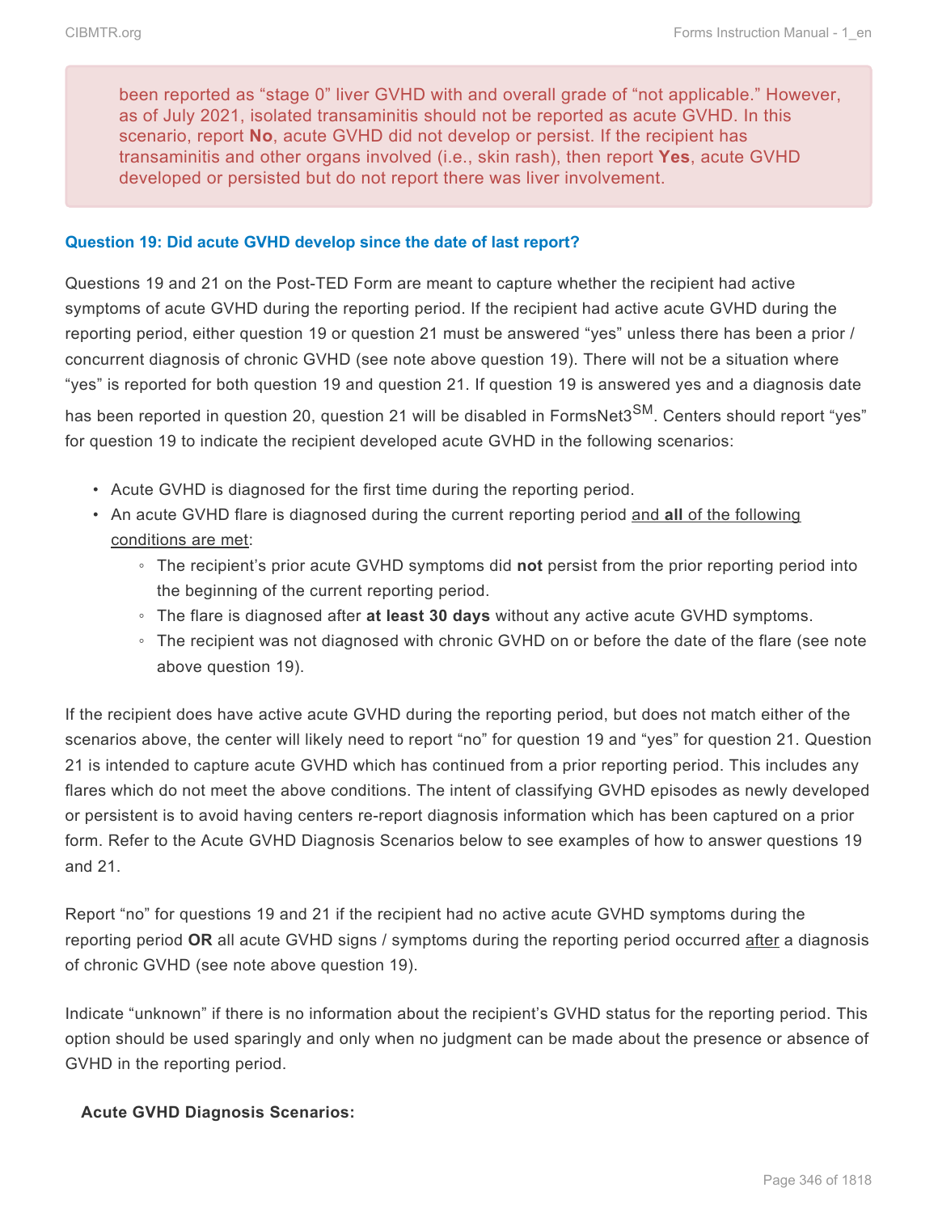> been reported as "stage 0" liver GVHD with and overall grade of "not applicable." However, as of July 2021, isolated transaminitis should not be reported as acute GVHD. In this scenario, report **No**, acute GVHD did not develop or persist. If the recipient has transaminitis and other organs involved (i.e., skin rash), then report **Yes**, acute GVHD developed or persisted but do not report there was liver involvement.

### Question 19: Did acute GVHD develop since the date of last report?

Questions 19 and 21 on the Post-TED Form are meant to capture whether the recipient had active symptoms of acute GVHD during the reporting period. If the recipient had active acute GVHD during the reporting period, either question 19 or question 21 must be answered "yes" unless there has been a prior / concurrent diagnosis of chronic GVHD (see note above question 19). There will not be a situation where "yes" is reported for both question 19 and question 21. If question 19 is answered yes and a diagnosis date has been reported in question 20, question 21 will be disabled in FormsNet3[SM]. Centers should report "yes" for question 19 to indicate the recipient developed acute GVHD in the following scenarios:

- Acute GVHD is diagnosed for the first time during the reporting period.
- An acute GVHD flare is diagnosed during the current reporting period and **all** of the following conditions are met:
  - The recipient's prior acute GVHD symptoms did **not** persist from the prior reporting period into the beginning of the current reporting period.
  - The flare is diagnosed after **at least 30 days** without any active acute GVHD symptoms.
  - The recipient was not diagnosed with chronic GVHD on or before the date of the flare (see note above question 19).

If the recipient does have active acute GVHD during the reporting period, but does not match either of the scenarios above, the center will likely need to report "no" for question 19 and "yes" for question 21. Question 21 is intended to capture acute GVHD which has continued from a prior reporting period. This includes any flares which do not meet the above conditions. The intent of classifying GVHD episodes as newly developed or persistent is to avoid having centers re-report diagnosis information which has been captured on a prior form. Refer to the Acute GVHD Diagnosis Scenarios below to see examples of how to answer questions 19 and 21.

Report "no" for questions 19 and 21 if the recipient had no active acute GVHD symptoms during the reporting period **OR** all acute GVHD signs / symptoms during the reporting period occurred after a diagnosis of chronic GVHD (see note above question 19).

Indicate "unknown" if there is no information about the recipient's GVHD status for the reporting period. This option should be used sparingly and only when no judgment can be made about the presence or absence of GVHD in the reporting period.

**Acute GVHD Diagnosis Scenarios:**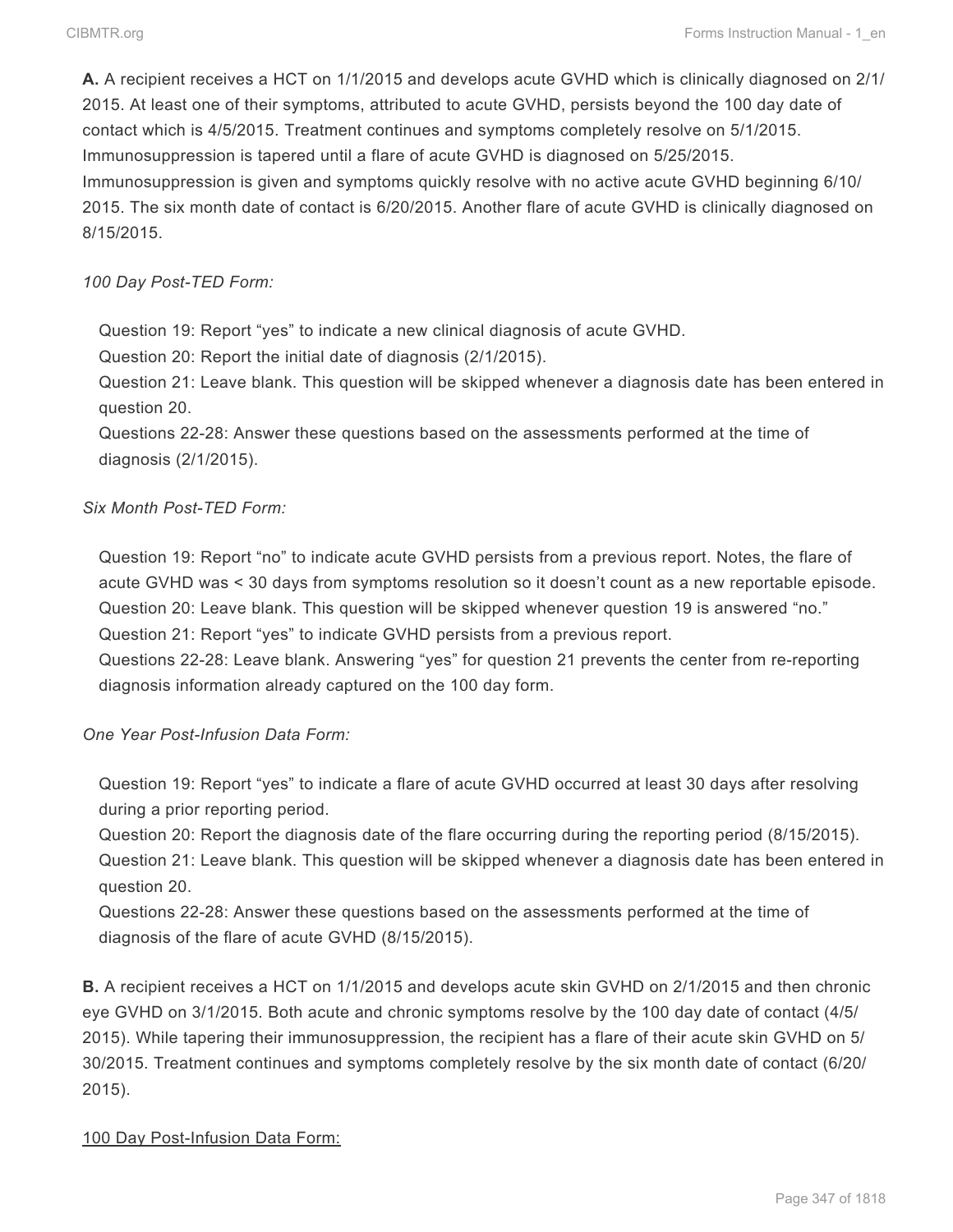**A.** A recipient receives a HCT on 1/1/2015 and develops acute GVHD which is clinically diagnosed on 2/1/2015. At least one of their symptoms, attributed to acute GVHD, persists beyond the 100 day date of contact which is 4/5/2015. Treatment continues and symptoms completely resolve on 5/1/2015. Immunosuppression is tapered until a flare of acute GVHD is diagnosed on 5/25/2015. Immunosuppression is given and symptoms quickly resolve with no active acute GVHD beginning 6/10/2015. The six month date of contact is 6/20/2015. Another flare of acute GVHD is clinically diagnosed on 8/15/2015.

*100 Day Post-TED Form:*

Question 19: Report "yes" to indicate a new clinical diagnosis of acute GVHD.
Question 20: Report the initial date of diagnosis (2/1/2015).
Question 21: Leave blank. This question will be skipped whenever a diagnosis date has been entered in question 20.
Questions 22-28: Answer these questions based on the assessments performed at the time of diagnosis (2/1/2015).

*Six Month Post-TED Form:*

Question 19: Report "no" to indicate acute GVHD persists from a previous report. Notes, the flare of acute GVHD was < 30 days from symptoms resolution so it doesn't count as a new reportable episode.
Question 20: Leave blank. This question will be skipped whenever question 19 is answered "no."
Question 21: Report "yes" to indicate GVHD persists from a previous report.
Questions 22-28: Leave blank. Answering "yes" for question 21 prevents the center from re-reporting diagnosis information already captured on the 100 day form.

*One Year Post-Infusion Data Form:*

Question 19: Report "yes" to indicate a flare of acute GVHD occurred at least 30 days after resolving during a prior reporting period.
Question 20: Report the diagnosis date of the flare occurring during the reporting period (8/15/2015).
Question 21: Leave blank. This question will be skipped whenever a diagnosis date has been entered in question 20.
Questions 22-28: Answer these questions based on the assessments performed at the time of diagnosis of the flare of acute GVHD (8/15/2015).

**B.** A recipient receives a HCT on 1/1/2015 and develops acute skin GVHD on 2/1/2015 and then chronic eye GVHD on 3/1/2015. Both acute and chronic symptoms resolve by the 100 day date of contact (4/5/2015). While tapering their immunosuppression, the recipient has a flare of their acute skin GVHD on 5/30/2015. Treatment continues and symptoms completely resolve by the six month date of contact (6/20/2015).

100 Day Post-Infusion Data Form: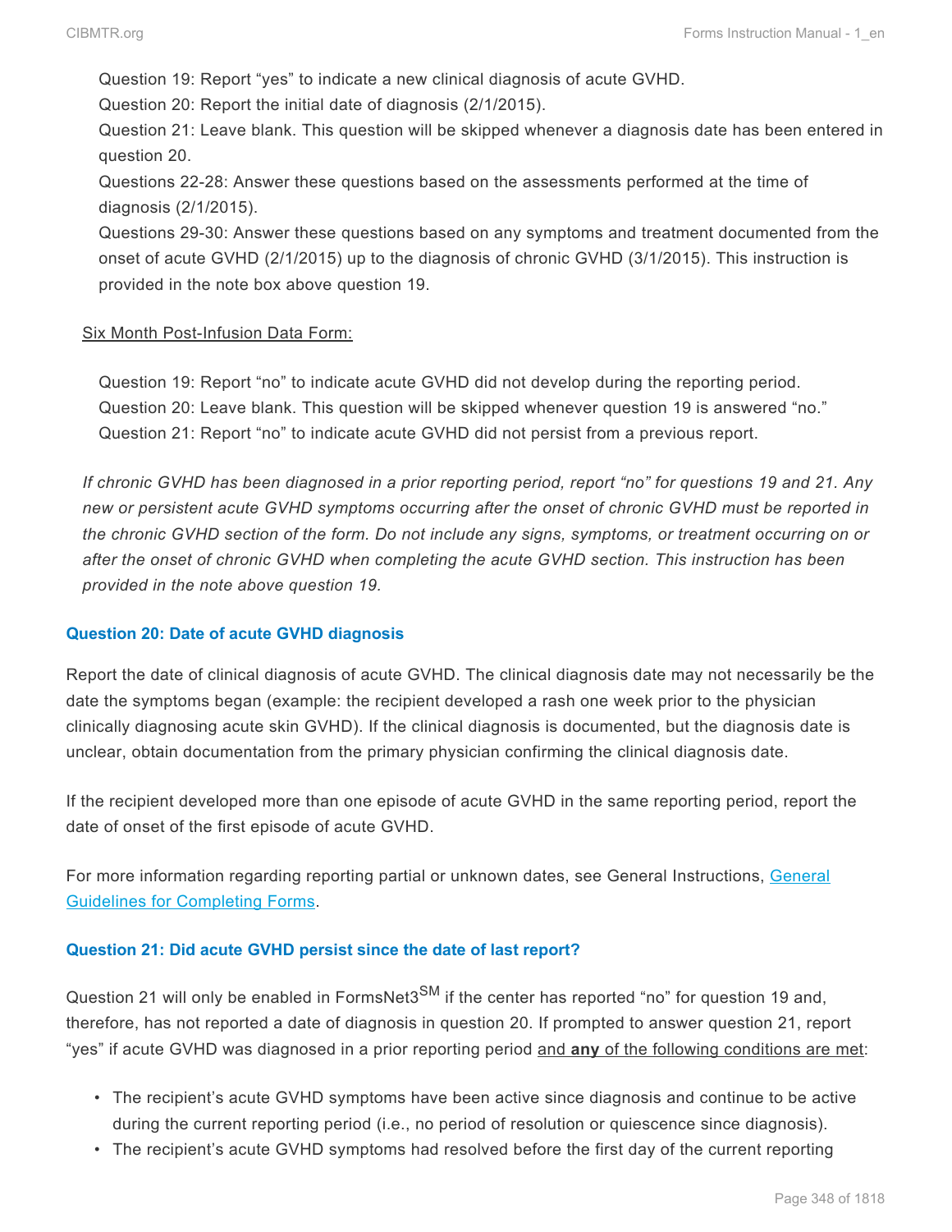Question 19: Report "yes" to indicate a new clinical diagnosis of acute GVHD.

Question 20: Report the initial date of diagnosis (2/1/2015).

Question 21: Leave blank. This question will be skipped whenever a diagnosis date has been entered in question 20.

Questions 22-28: Answer these questions based on the assessments performed at the time of diagnosis (2/1/2015).

Questions 29-30: Answer these questions based on any symptoms and treatment documented from the onset of acute GVHD (2/1/2015) up to the diagnosis of chronic GVHD (3/1/2015). This instruction is provided in the note box above question 19.

Six Month Post-Infusion Data Form:

Question 19: Report "no" to indicate acute GVHD did not develop during the reporting period.

Question 20: Leave blank. This question will be skipped whenever question 19 is answered "no."

Question 21: Report "no" to indicate acute GVHD did not persist from a previous report.

*If chronic GVHD has been diagnosed in a prior reporting period, report "no" for questions 19 and 21. Any new or persistent acute GVHD symptoms occurring after the onset of chronic GVHD must be reported in the chronic GVHD section of the form. Do not include any signs, symptoms, or treatment occurring on or after the onset of chronic GVHD when completing the acute GVHD section. This instruction has been provided in the note above question 19.*

### Question 20: Date of acute GVHD diagnosis

Report the date of clinical diagnosis of acute GVHD. The clinical diagnosis date may not necessarily be the date the symptoms began (example: the recipient developed a rash one week prior to the physician clinically diagnosing acute skin GVHD). If the clinical diagnosis is documented, but the diagnosis date is unclear, obtain documentation from the primary physician confirming the clinical diagnosis date.

If the recipient developed more than one episode of acute GVHD in the same reporting period, report the date of onset of the first episode of acute GVHD.

For more information regarding reporting partial or unknown dates, see General Instructions, General Guidelines for Completing Forms.

### Question 21: Did acute GVHD persist since the date of last report?

Question 21 will only be enabled in FormsNet3[SM] if the center has reported "no" for question 19 and, therefore, has not reported a date of diagnosis in question 20. If prompted to answer question 21, report "yes" if acute GVHD was diagnosed in a prior reporting period and **any** of the following conditions are met:

- The recipient's acute GVHD symptoms have been active since diagnosis and continue to be active during the current reporting period (i.e., no period of resolution or quiescence since diagnosis).
- The recipient's acute GVHD symptoms had resolved before the first day of the current reporting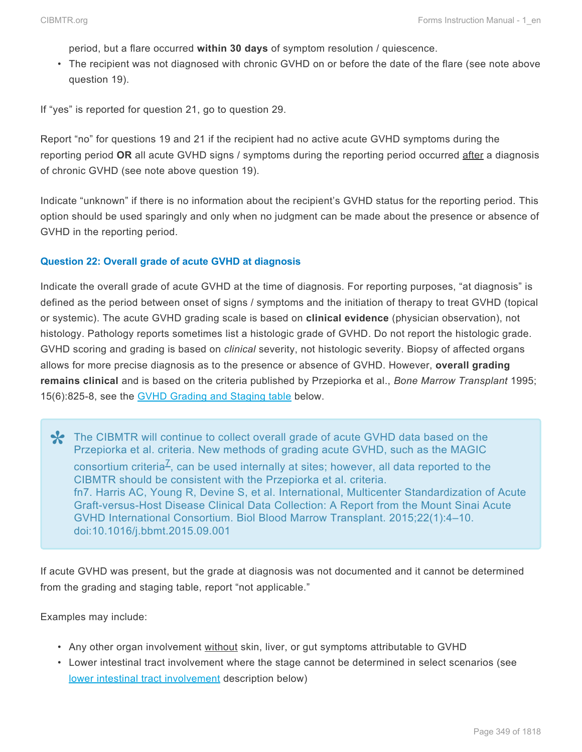period, but a flare occurred **within 30 days** of symptom resolution / quiescence.
- The recipient was not diagnosed with chronic GVHD on or before the date of the flare (see note above question 19).

If "yes" is reported for question 21, go to question 29.

Report "no" for questions 19 and 21 if the recipient had no active acute GVHD symptoms during the reporting period **OR** all acute GVHD signs / symptoms during the reporting period occurred after a diagnosis of chronic GVHD (see note above question 19).

Indicate "unknown" if there is no information about the recipient's GVHD status for the reporting period. This option should be used sparingly and only when no judgment can be made about the presence or absence of GVHD in the reporting period.

### Question 22: Overall grade of acute GVHD at diagnosis

Indicate the overall grade of acute GVHD at the time of diagnosis. For reporting purposes, "at diagnosis" is defined as the period between onset of signs / symptoms and the initiation of therapy to treat GVHD (topical or systemic). The acute GVHD grading scale is based on **clinical evidence** (physician observation), not histology. Pathology reports sometimes list a histologic grade of GVHD. Do not report the histologic grade. GVHD scoring and grading is based on *clinical* severity, not histologic severity. Biopsy of affected organs allows for more precise diagnosis as to the presence or absence of GVHD. However, **overall grading remains clinical** and is based on the criteria published by Przepiorka et al., *Bone Marrow Transplant* 1995; 15(6):825-8, see the GVHD Grading and Staging table below.

> The CIBMTR will continue to collect overall grade of acute GVHD data based on the Przepiorka et al. criteria. New methods of grading acute GVHD, such as the MAGIC consortium criteria[7], can be used internally at sites; however, all data reported to the CIBMTR should be consistent with the Przepiorka et al. criteria.
> fn7. Harris AC, Young R, Devine S, et al. International, Multicenter Standardization of Acute Graft-versus-Host Disease Clinical Data Collection: A Report from the Mount Sinai Acute GVHD International Consortium. Biol Blood Marrow Transplant. 2015;22(1):4–10. doi:10.1016/j.bbmt.2015.09.001

If acute GVHD was present, but the grade at diagnosis was not documented and it cannot be determined from the grading and staging table, report "not applicable."

Examples may include:

- Any other organ involvement without skin, liver, or gut symptoms attributable to GVHD
- Lower intestinal tract involvement where the stage cannot be determined in select scenarios (see lower intestinal tract involvement description below)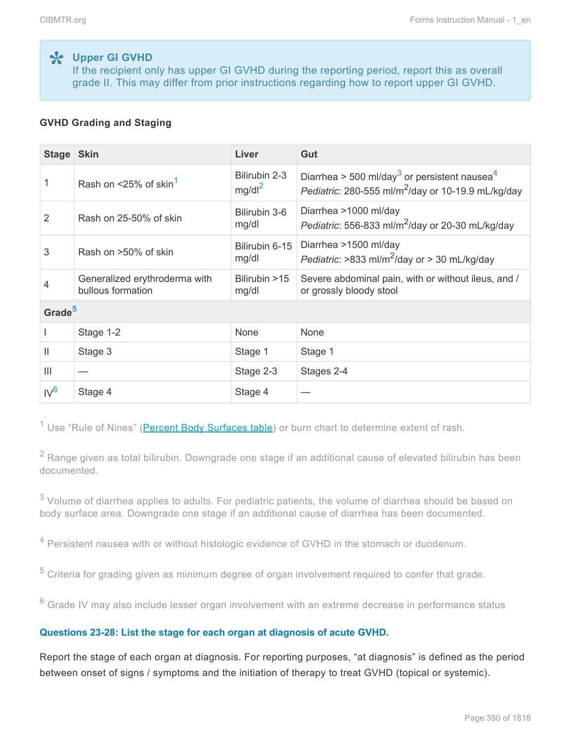> **Upper GI GVHD**
> If the recipient only has upper GI GVHD during the reporting period, report this as overall grade II. This may differ from prior instructions regarding how to report upper GI GVHD.

**GVHD Grading and Staging**

| Stage | Skin | Liver | Gut |
|---|---|---|---|
| 1 | Rash on <25% of skin[1] | Bilirubin 2-3 mg/dl[2] | Diarrhea > 500 ml/day[3] or persistent nausea[4] *Pediatric*: 280-555 ml/$m^2$/day or 10-19.9 mL/kg/day |
| 2 | Rash on 25-50% of skin | Bilirubin 3-6 mg/dl | Diarrhea >1000 ml/day *Pediatric*: 556-833 ml/$m^2$/day or 20-30 mL/kg/day |
| 3 | Rash on >50% of skin | Bilirubin 6-15 mg/dl | Diarrhea >1500 ml/day *Pediatric*: >833 ml/$m^2$/day or > 30 mL/kg/day |
| 4 | Generalized erythroderma with bullous formation | Bilirubin >15 mg/dl | Severe abdominal pain, with or without ileus, and / or grossly bloody stool |
| **Grade[5]** | | | |
| I | Stage 1-2 | None | None |
| II | Stage 3 | Stage 1 | Stage 1 |
| III | — | Stage 2-3 | Stages 2-4 |
| IV[6] | Stage 4 | Stage 4 | — |

[1] Use "Rule of Nines" (Percent Body Surfaces table) or burn chart to determine extent of rash.

[2] Range given as total bilirubin. Downgrade one stage if an additional cause of elevated bilirubin has been documented.

[3] Volume of diarrhea applies to adults. For pediatric patients, the volume of diarrhea should be based on body surface area. Downgrade one stage if an additional cause of diarrhea has been documented.

[4] Persistent nausea with or without histologic evidence of GVHD in the stomach or duodenum.

[5] Criteria for grading given as minimum degree of organ involvement required to confer that grade.

[6] Grade IV may also include lesser organ involvement with an extreme decrease in performance status

**Questions 23-28: List the stage for each organ at diagnosis of acute GVHD.**

Report the stage of each organ at diagnosis. For reporting purposes, "at diagnosis" is defined as the period between onset of signs / symptoms and the initiation of therapy to treat GVHD (topical or systemic).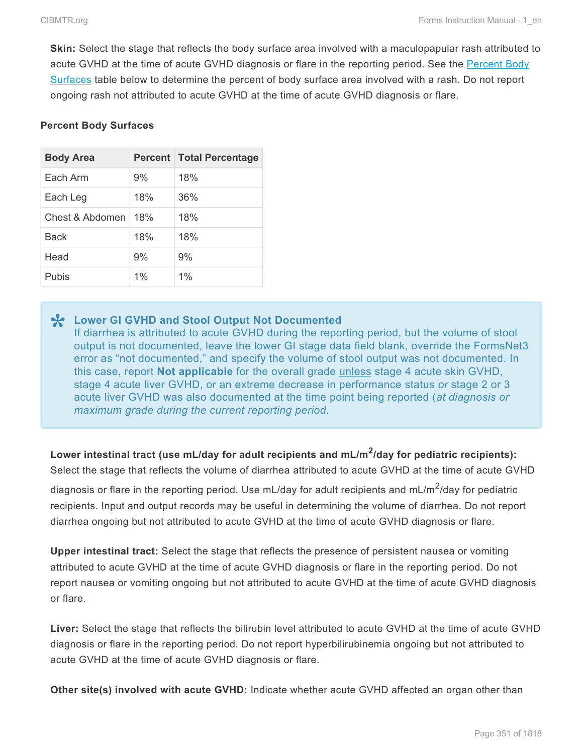**Skin:** Select the stage that reflects the body surface area involved with a maculopapular rash attributed to acute GVHD at the time of acute GVHD diagnosis or flare in the reporting period. See the Percent Body Surfaces table below to determine the percent of body surface area involved with a rash. Do not report ongoing rash not attributed to acute GVHD at the time of acute GVHD diagnosis or flare.

**Percent Body Surfaces**

| Body Area | Percent | Total Percentage |
|---|---|---|
| Each Arm | 9% | 18% |
| Each Leg | 18% | 36% |
| Chest & Abdomen | 18% | 18% |
| Back | 18% | 18% |
| Head | 9% | 9% |
| Pubis | 1% | 1% |

> **Lower GI GVHD and Stool Output Not Documented**
> If diarrhea is attributed to acute GVHD during the reporting period, but the volume of stool output is not documented, leave the lower GI stage data field blank, override the FormsNet3 error as "not documented," and specify the volume of stool output was not documented. In this case, report **Not applicable** for the overall grade unless stage 4 acute skin GVHD, stage 4 acute liver GVHD, or an extreme decrease in performance status *or* stage 2 or 3 acute liver GVHD was also documented at the time point being reported (*at diagnosis or maximum grade during the current reporting period*.

**Lower intestinal tract (use mL/day for adult recipients and mL/m$^2$/day for pediatric recipients):** Select the stage that reflects the volume of diarrhea attributed to acute GVHD at the time of acute GVHD diagnosis or flare in the reporting period. Use mL/day for adult recipients and mL/m$^2$/day for pediatric recipients. Input and output records may be useful in determining the volume of diarrhea. Do not report diarrhea ongoing but not attributed to acute GVHD at the time of acute GVHD diagnosis or flare.

**Upper intestinal tract:** Select the stage that reflects the presence of persistent nausea or vomiting attributed to acute GVHD at the time of acute GVHD diagnosis or flare in the reporting period. Do not report nausea or vomiting ongoing but not attributed to acute GVHD at the time of acute GVHD diagnosis or flare.

**Liver:** Select the stage that reflects the bilirubin level attributed to acute GVHD at the time of acute GVHD diagnosis or flare in the reporting period. Do not report hyperbilirubinemia ongoing but not attributed to acute GVHD at the time of acute GVHD diagnosis or flare.

**Other site(s) involved with acute GVHD:** Indicate whether acute GVHD affected an organ other than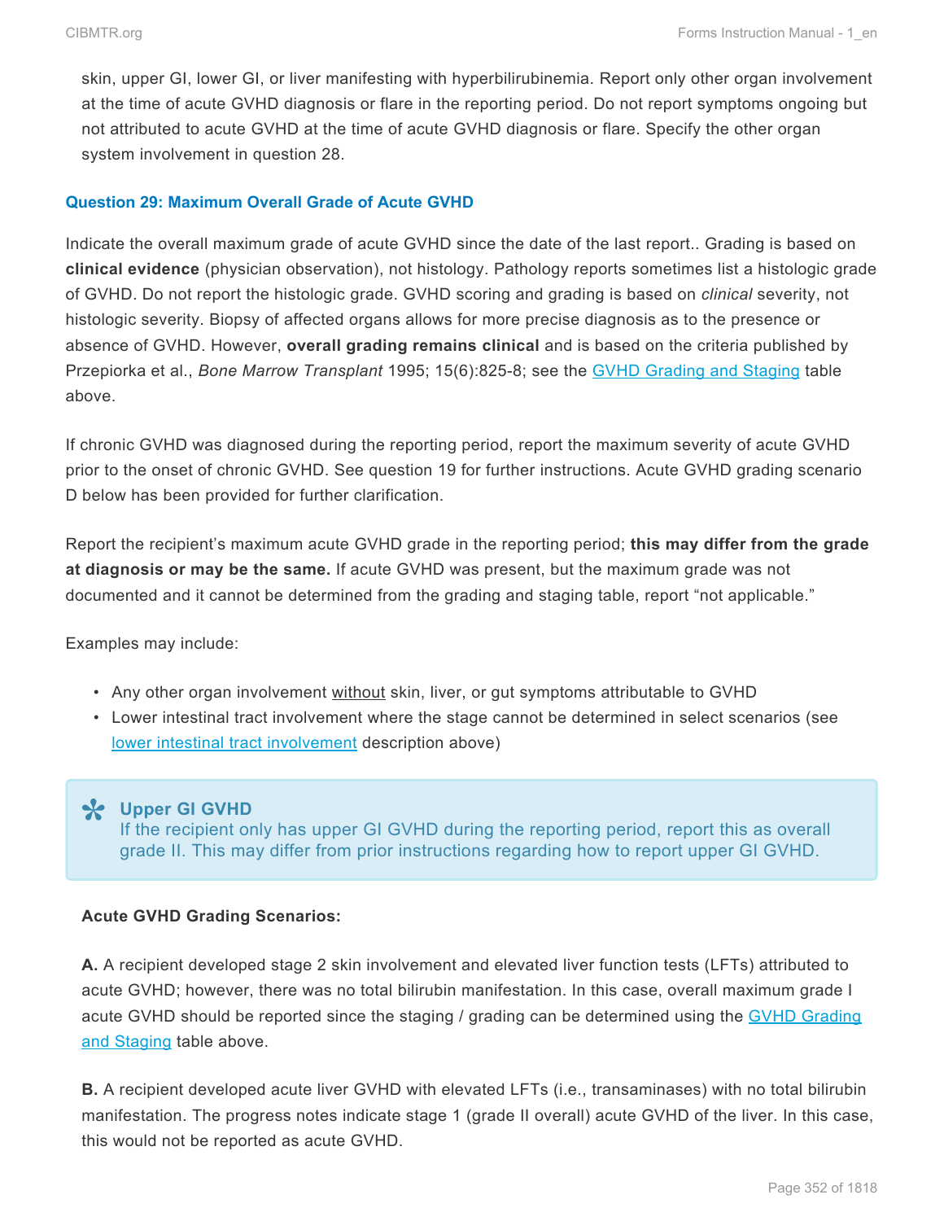skin, upper GI, lower GI, or liver manifesting with hyperbilirubinemia. Report only other organ involvement at the time of acute GVHD diagnosis or flare in the reporting period. Do not report symptoms ongoing but not attributed to acute GVHD at the time of acute GVHD diagnosis or flare. Specify the other organ system involvement in question 28.

### Question 29: Maximum Overall Grade of Acute GVHD

Indicate the overall maximum grade of acute GVHD since the date of the last report.. Grading is based on **clinical evidence** (physician observation), not histology. Pathology reports sometimes list a histologic grade of GVHD. Do not report the histologic grade. GVHD scoring and grading is based on *clinical* severity, not histologic severity. Biopsy of affected organs allows for more precise diagnosis as to the presence or absence of GVHD. However, **overall grading remains clinical** and is based on the criteria published by Przepiorka et al., *Bone Marrow Transplant* 1995; 15(6):825-8; see the GVHD Grading and Staging table above.

If chronic GVHD was diagnosed during the reporting period, report the maximum severity of acute GVHD prior to the onset of chronic GVHD. See question 19 for further instructions. Acute GVHD grading scenario D below has been provided for further clarification.

Report the recipient's maximum acute GVHD grade in the reporting period; **this may differ from the grade at diagnosis or may be the same.** If acute GVHD was present, but the maximum grade was not documented and it cannot be determined from the grading and staging table, report "not applicable."

Examples may include:

- Any other organ involvement without skin, liver, or gut symptoms attributable to GVHD
- Lower intestinal tract involvement where the stage cannot be determined in select scenarios (see lower intestinal tract involvement description above)

> **Upper GI GVHD**
> If the recipient only has upper GI GVHD during the reporting period, report this as overall grade II. This may differ from prior instructions regarding how to report upper GI GVHD.

**Acute GVHD Grading Scenarios:**

**A.** A recipient developed stage 2 skin involvement and elevated liver function tests (LFTs) attributed to acute GVHD; however, there was no total bilirubin manifestation. In this case, overall maximum grade I acute GVHD should be reported since the staging / grading can be determined using the GVHD Grading and Staging table above.

**B.** A recipient developed acute liver GVHD with elevated LFTs (i.e., transaminases) with no total bilirubin manifestation. The progress notes indicate stage 1 (grade II overall) acute GVHD of the liver. In this case, this would not be reported as acute GVHD.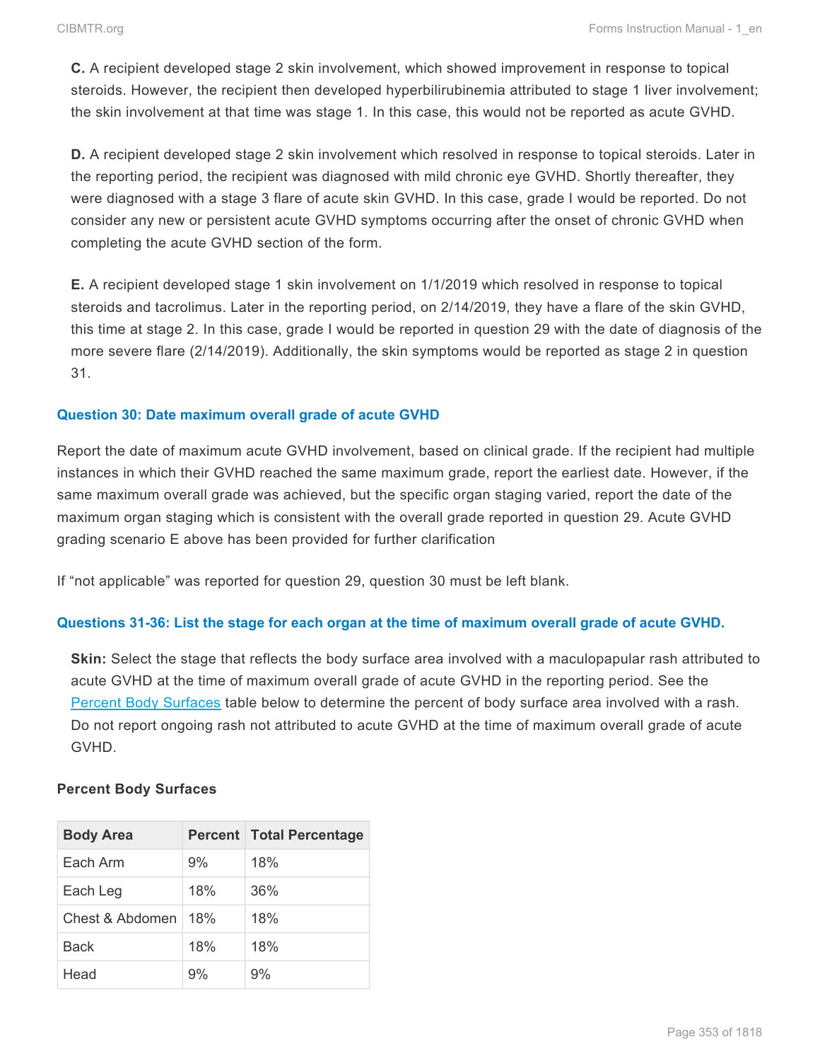**C.** A recipient developed stage 2 skin involvement, which showed improvement in response to topical steroids. However, the recipient then developed hyperbilirubinemia attributed to stage 1 liver involvement; the skin involvement at that time was stage 1. In this case, this would not be reported as acute GVHD.

**D.** A recipient developed stage 2 skin involvement which resolved in response to topical steroids. Later in the reporting period, the recipient was diagnosed with mild chronic eye GVHD. Shortly thereafter, they were diagnosed with a stage 3 flare of acute skin GVHD. In this case, grade I would be reported. Do not consider any new or persistent acute GVHD symptoms occurring after the onset of chronic GVHD when completing the acute GVHD section of the form.

**E.** A recipient developed stage 1 skin involvement on 1/1/2019 which resolved in response to topical steroids and tacrolimus. Later in the reporting period, on 2/14/2019, they have a flare of the skin GVHD, this time at stage 2. In this case, grade I would be reported in question 29 with the date of diagnosis of the more severe flare (2/14/2019). Additionally, the skin symptoms would be reported as stage 2 in question 31.

### Question 30: Date maximum overall grade of acute GVHD

Report the date of maximum acute GVHD involvement, based on clinical grade. If the recipient had multiple instances in which their GVHD reached the same maximum grade, report the earliest date. However, if the same maximum overall grade was achieved, but the specific organ staging varied, report the date of the maximum organ staging which is consistent with the overall grade reported in question 29. Acute GVHD grading scenario E above has been provided for further clarification

If "not applicable" was reported for question 29, question 30 must be left blank.

### Questions 31-36: List the stage for each organ at the time of maximum overall grade of acute GVHD.

**Skin:** Select the stage that reflects the body surface area involved with a maculopapular rash attributed to acute GVHD at the time of maximum overall grade of acute GVHD in the reporting period. See the Percent Body Surfaces table below to determine the percent of body surface area involved with a rash. Do not report ongoing rash not attributed to acute GVHD at the time of maximum overall grade of acute GVHD.

**Percent Body Surfaces**

| Body Area | Percent | Total Percentage |
|---|---|---|
| Each Arm | 9% | 18% |
| Each Leg | 18% | 36% |
| Chest & Abdomen | 18% | 18% |
| Back | 18% | 18% |
| Head | 9% | 9% |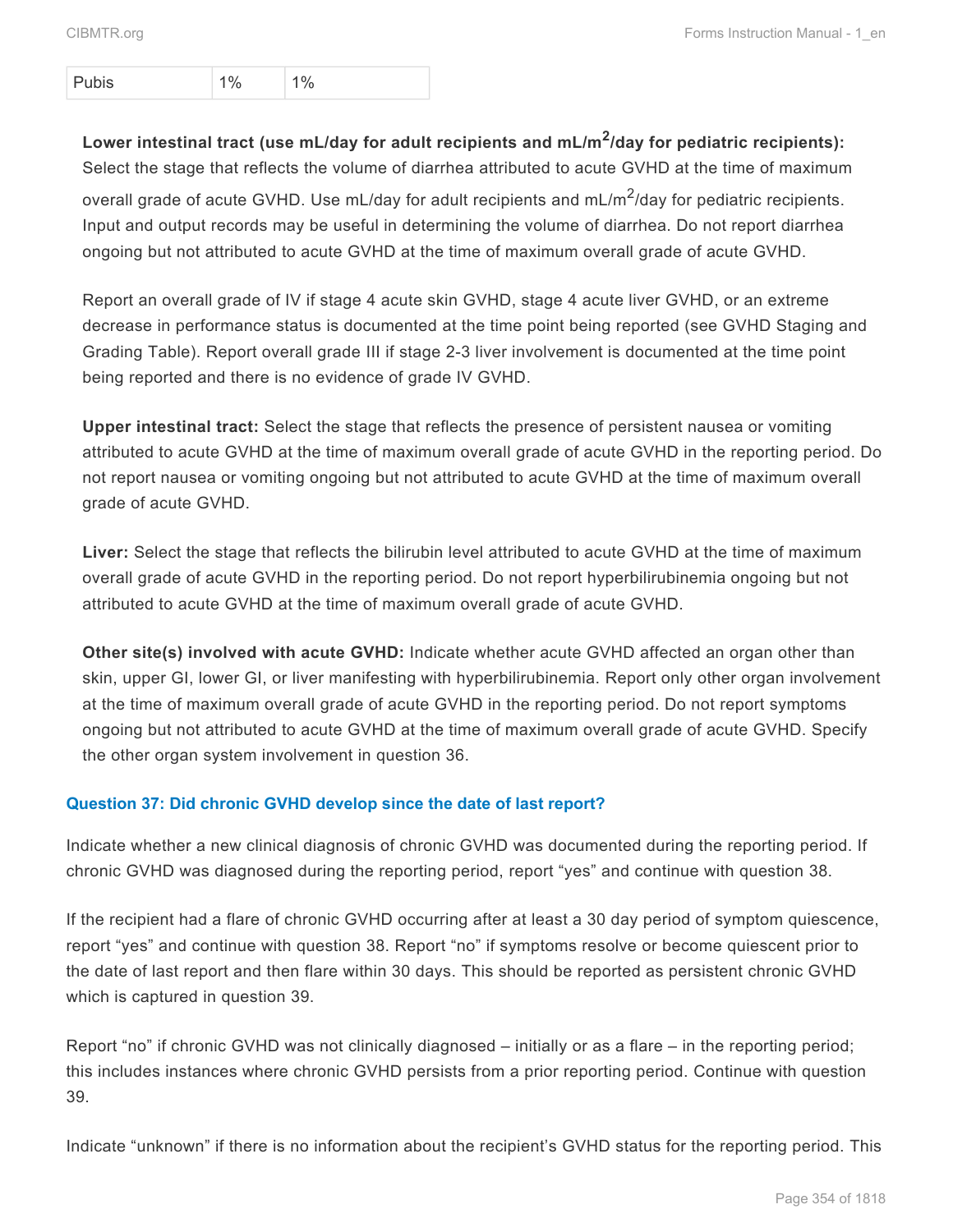| Pubis | 1% | 1% |
|---|---|---|

**Lower intestinal tract (use mL/day for adult recipients and mL/m$^2$/day for pediatric recipients):** Select the stage that reflects the volume of diarrhea attributed to acute GVHD at the time of maximum overall grade of acute GVHD. Use mL/day for adult recipients and mL/m$^2$/day for pediatric recipients. Input and output records may be useful in determining the volume of diarrhea. Do not report diarrhea ongoing but not attributed to acute GVHD at the time of maximum overall grade of acute GVHD.

Report an overall grade of IV if stage 4 acute skin GVHD, stage 4 acute liver GVHD, or an extreme decrease in performance status is documented at the time point being reported (see GVHD Staging and Grading Table). Report overall grade III if stage 2-3 liver involvement is documented at the time point being reported and there is no evidence of grade IV GVHD.

**Upper intestinal tract:** Select the stage that reflects the presence of persistent nausea or vomiting attributed to acute GVHD at the time of maximum overall grade of acute GVHD in the reporting period. Do not report nausea or vomiting ongoing but not attributed to acute GVHD at the time of maximum overall grade of acute GVHD.

**Liver:** Select the stage that reflects the bilirubin level attributed to acute GVHD at the time of maximum overall grade of acute GVHD in the reporting period. Do not report hyperbilirubinemia ongoing but not attributed to acute GVHD at the time of maximum overall grade of acute GVHD.

**Other site(s) involved with acute GVHD:** Indicate whether acute GVHD affected an organ other than skin, upper GI, lower GI, or liver manifesting with hyperbilirubinemia. Report only other organ involvement at the time of maximum overall grade of acute GVHD in the reporting period. Do not report symptoms ongoing but not attributed to acute GVHD at the time of maximum overall grade of acute GVHD. Specify the other organ system involvement in question 36.

### Question 37: Did chronic GVHD develop since the date of last report?

Indicate whether a new clinical diagnosis of chronic GVHD was documented during the reporting period. If chronic GVHD was diagnosed during the reporting period, report "yes" and continue with question 38.

If the recipient had a flare of chronic GVHD occurring after at least a 30 day period of symptom quiescence, report "yes" and continue with question 38. Report "no" if symptoms resolve or become quiescent prior to the date of last report and then flare within 30 days. This should be reported as persistent chronic GVHD which is captured in question 39.

Report "no" if chronic GVHD was not clinically diagnosed – initially or as a flare – in the reporting period; this includes instances where chronic GVHD persists from a prior reporting period. Continue with question 39.

Indicate "unknown" if there is no information about the recipient's GVHD status for the reporting period. This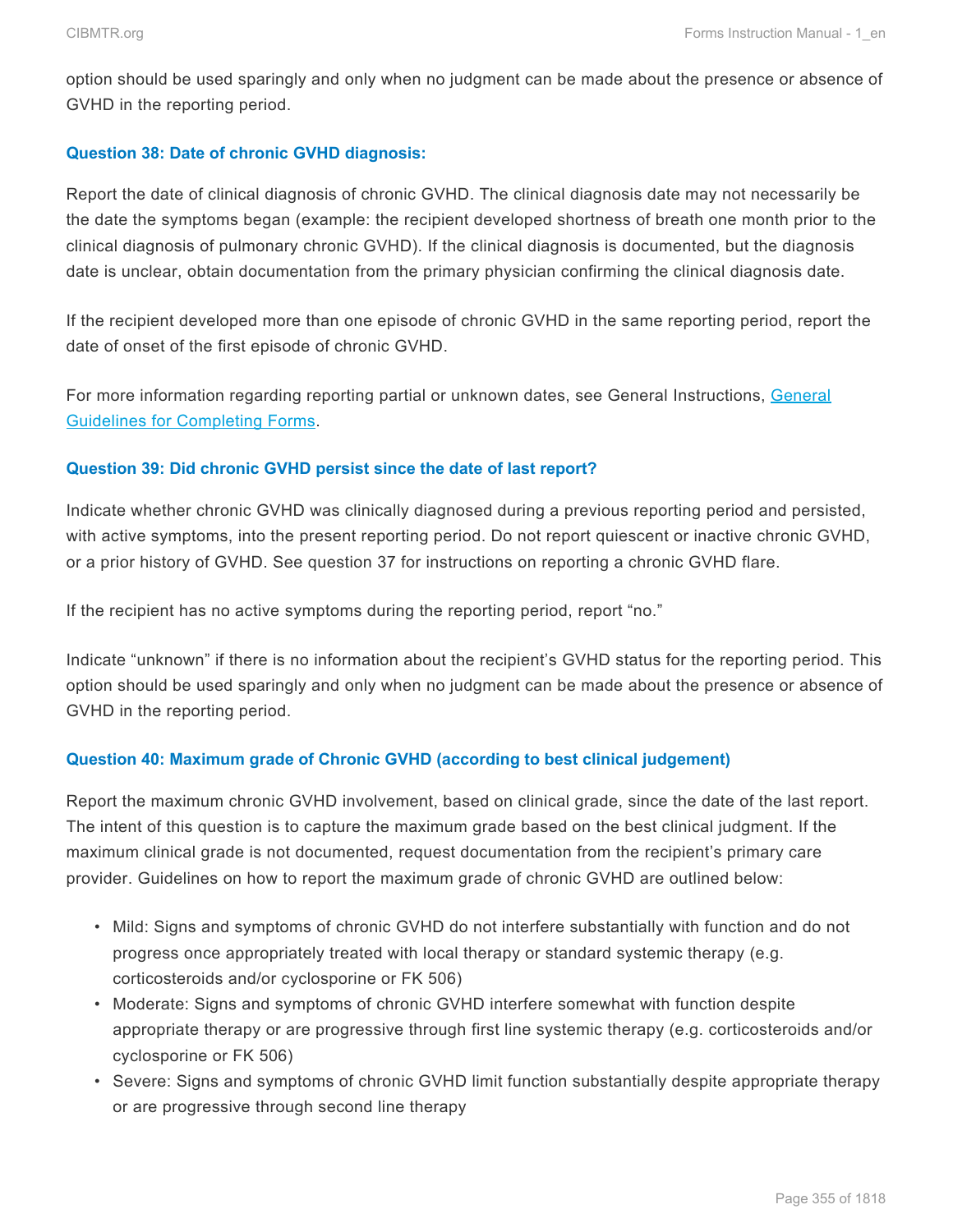option should be used sparingly and only when no judgment can be made about the presence or absence of GVHD in the reporting period.

### Question 38: Date of chronic GVHD diagnosis:

Report the date of clinical diagnosis of chronic GVHD. The clinical diagnosis date may not necessarily be the date the symptoms began (example: the recipient developed shortness of breath one month prior to the clinical diagnosis of pulmonary chronic GVHD). If the clinical diagnosis is documented, but the diagnosis date is unclear, obtain documentation from the primary physician confirming the clinical diagnosis date.

If the recipient developed more than one episode of chronic GVHD in the same reporting period, report the date of onset of the first episode of chronic GVHD.

For more information regarding reporting partial or unknown dates, see General Instructions, [General Guidelines for Completing Forms](General Guidelines for Completing Forms).

### Question 39: Did chronic GVHD persist since the date of last report?

Indicate whether chronic GVHD was clinically diagnosed during a previous reporting period and persisted, with active symptoms, into the present reporting period. Do not report quiescent or inactive chronic GVHD, or a prior history of GVHD. See question 37 for instructions on reporting a chronic GVHD flare.

If the recipient has no active symptoms during the reporting period, report "no."

Indicate "unknown" if there is no information about the recipient's GVHD status for the reporting period. This option should be used sparingly and only when no judgment can be made about the presence or absence of GVHD in the reporting period.

### Question 40: Maximum grade of Chronic GVHD (according to best clinical judgement)

Report the maximum chronic GVHD involvement, based on clinical grade, since the date of the last report. The intent of this question is to capture the maximum grade based on the best clinical judgment. If the maximum clinical grade is not documented, request documentation from the recipient's primary care provider. Guidelines on how to report the maximum grade of chronic GVHD are outlined below:

- Mild: Signs and symptoms of chronic GVHD do not interfere substantially with function and do not progress once appropriately treated with local therapy or standard systemic therapy (e.g. corticosteroids and/or cyclosporine or FK 506)
- Moderate: Signs and symptoms of chronic GVHD interfere somewhat with function despite appropriate therapy or are progressive through first line systemic therapy (e.g. corticosteroids and/or cyclosporine or FK 506)
- Severe: Signs and symptoms of chronic GVHD limit function substantially despite appropriate therapy or are progressive through second line therapy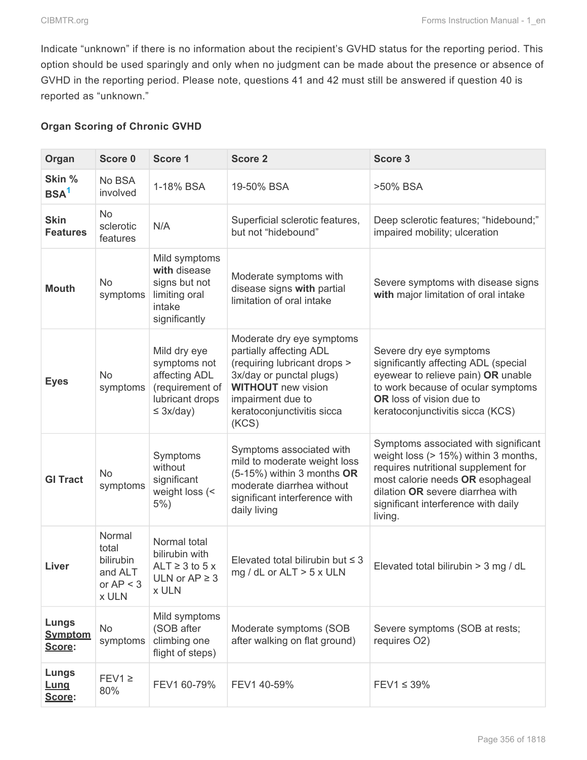Indicate "unknown" if there is no information about the recipient's GVHD status for the reporting period. This option should be used sparingly and only when no judgment can be made about the presence or absence of GVHD in the reporting period. Please note, questions 41 and 42 must still be answered if question 40 is reported as "unknown."

**Organ Scoring of Chronic GVHD**

| Organ | Score 0 | Score 1 | Score 2 | Score 3 |
|---|---|---|---|---|
| **Skin % BSA**[1] | No BSA involved | 1-18% BSA | 19-50% BSA | >50% BSA |
| **Skin Features** | No sclerotic features | N/A | Superficial sclerotic features, but not "hidebound" | Deep sclerotic features; "hidebound;" impaired mobility; ulceration |
| **Mouth** | No symptoms | Mild symptoms **with** disease signs but not limiting oral intake significantly | Moderate symptoms with disease signs **with** partial limitation of oral intake | Severe symptoms with disease signs **with** major limitation of oral intake |
| **Eyes** | No symptoms | Mild dry eye symptoms not affecting ADL (requirement of lubricant drops ≤ 3x/day) | Moderate dry eye symptoms partially affecting ADL (requiring lubricant drops > 3x/day or punctal plugs) **WITHOUT** new vision impairment due to keratoconjunctivitis sicca (KCS) | Severe dry eye symptoms significantly affecting ADL (special eyewear to relieve pain) **OR** unable to work because of ocular symptoms **OR** loss of vision due to keratoconjunctivitis sicca (KCS) |
| **GI Tract** | No symptoms | Symptoms without significant weight loss (< 5%) | Symptoms associated with mild to moderate weight loss (5-15%) within 3 months **OR** moderate diarrhea without significant interference with daily living | Symptoms associated with significant weight loss (> 15%) within 3 months, requires nutritional supplement for most calorie needs **OR** esophageal dilation **OR** severe diarrhea with significant interference with daily living. |
| **Liver** | Normal total bilirubin and ALT or AP < 3 x ULN | Normal total bilirubin with ALT ≥ 3 to 5 x ULN or AP ≥ 3 x ULN | Elevated total bilirubin but ≤ 3 mg / dL or ALT > 5 x ULN | Elevated total bilirubin > 3 mg / dL |
| **Lungs <u>Symptom Score</u>:** | No symptoms | Mild symptoms (SOB after climbing one flight of steps) | Moderate symptoms (SOB after walking on flat ground) | Severe symptoms (SOB at rests; requires O2) |
| **Lungs <u>Lung Score</u>:** | FEV1 ≥ 80% | FEV1 60-79% | FEV1 40-59% | FEV1 ≤ 39% |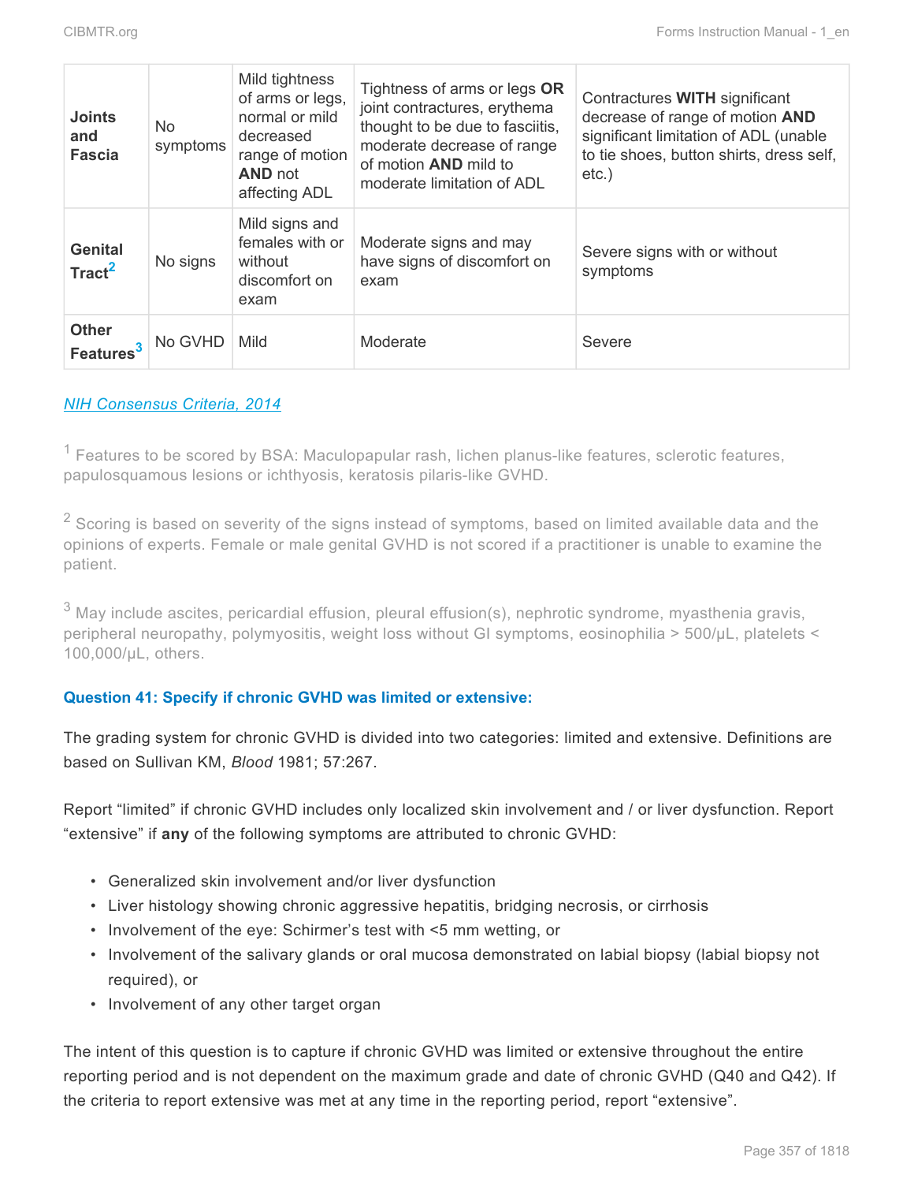| | | | | |
|---|---|---|---|---|
| **Joints and Fascia** | No symptoms | Mild tightness of arms or legs, normal or mild decreased range of motion **AND** not affecting ADL | Tightness of arms or legs **OR** joint contractures, erythema thought to be due to fasciitis, moderate decrease of range of motion **AND** mild to moderate limitation of ADL | Contractures **WITH** significant decrease of range of motion **AND** significant limitation of ADL (unable to tie shoes, button shirts, dress self, etc.) |
| **Genital Tract**[2] | No signs | Mild signs and females with or without discomfort on exam | Moderate signs and may have signs of discomfort on exam | Severe signs with or without symptoms |
| **Other Features**[3] | No GVHD | Mild | Moderate | Severe |

*NIH Consensus Criteria, 2014*

[1] Features to be scored by BSA: Maculopapular rash, lichen planus-like features, sclerotic features, papulosquamous lesions or ichthyosis, keratosis pilaris-like GVHD.

[2] Scoring is based on severity of the signs instead of symptoms, based on limited available data and the opinions of experts. Female or male genital GVHD is not scored if a practitioner is unable to examine the patient.

[3] May include ascites, pericardial effusion, pleural effusion(s), nephrotic syndrome, myasthenia gravis, peripheral neuropathy, polymyositis, weight loss without GI symptoms, eosinophilia > 500/μL, platelets < 100,000/μL, others.

#### Question 41: Specify if chronic GVHD was limited or extensive:

The grading system for chronic GVHD is divided into two categories: limited and extensive. Definitions are based on Sullivan KM, *Blood* 1981; 57:267.

Report "limited" if chronic GVHD includes only localized skin involvement and / or liver dysfunction. Report "extensive" if **any** of the following symptoms are attributed to chronic GVHD:

- Generalized skin involvement and/or liver dysfunction
- Liver histology showing chronic aggressive hepatitis, bridging necrosis, or cirrhosis
- Involvement of the eye: Schirmer's test with <5 mm wetting, or
- Involvement of the salivary glands or oral mucosa demonstrated on labial biopsy (labial biopsy not required), or
- Involvement of any other target organ

The intent of this question is to capture if chronic GVHD was limited or extensive throughout the entire reporting period and is not dependent on the maximum grade and date of chronic GVHD (Q40 and Q42). If the criteria to report extensive was met at any time in the reporting period, report "extensive".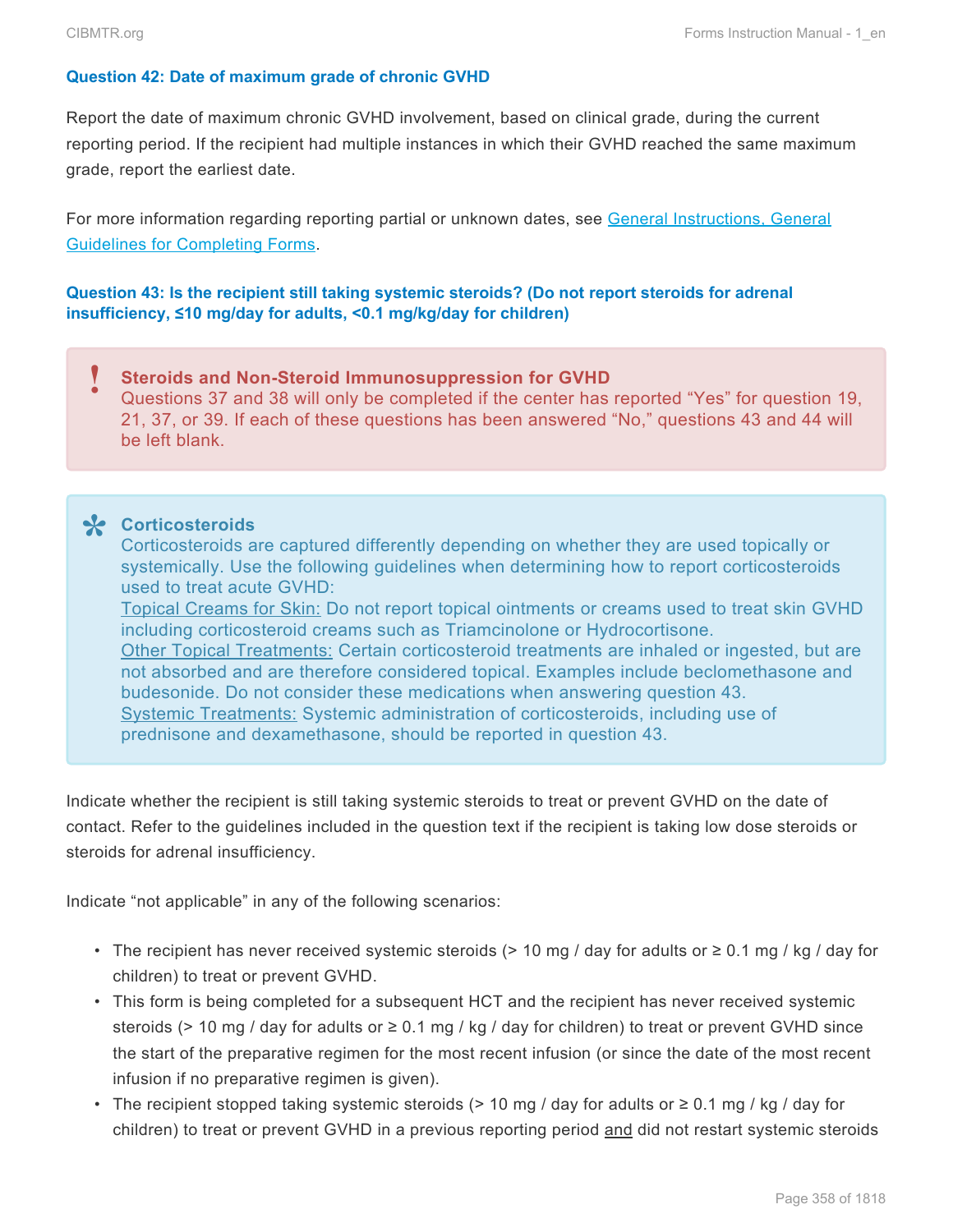### Question 42: Date of maximum grade of chronic GVHD

Report the date of maximum chronic GVHD involvement, based on clinical grade, during the current reporting period. If the recipient had multiple instances in which their GVHD reached the same maximum grade, report the earliest date.

For more information regarding reporting partial or unknown dates, see General Instructions, General Guidelines for Completing Forms.

### Question 43: Is the recipient still taking systemic steroids? (Do not report steroids for adrenal insufficiency, ≤10 mg/day for adults, <0.1 mg/kg/day for children)

> **Steroids and Non-Steroid Immunosuppression for GVHD**
> Questions 37 and 38 will only be completed if the center has reported "Yes" for question 19, 21, 37, or 39. If each of these questions has been answered "No," questions 43 and 44 will be left blank.

> **Corticosteroids**
> Corticosteroids are captured differently depending on whether they are used topically or systemically. Use the following guidelines when determining how to report corticosteroids used to treat acute GVHD:
> Topical Creams for Skin: Do not report topical ointments or creams used to treat skin GVHD including corticosteroid creams such as Triamcinolone or Hydrocortisone.
> Other Topical Treatments: Certain corticosteroid treatments are inhaled or ingested, but are not absorbed and are therefore considered topical. Examples include beclomethasone and budesonide. Do not consider these medications when answering question 43.
> Systemic Treatments: Systemic administration of corticosteroids, including use of prednisone and dexamethasone, should be reported in question 43.

Indicate whether the recipient is still taking systemic steroids to treat or prevent GVHD on the date of contact. Refer to the guidelines included in the question text if the recipient is taking low dose steroids or steroids for adrenal insufficiency.

Indicate "not applicable" in any of the following scenarios:

- The recipient has never received systemic steroids (> 10 mg / day for adults or ≥ 0.1 mg / kg / day for children) to treat or prevent GVHD.
- This form is being completed for a subsequent HCT and the recipient has never received systemic steroids (> 10 mg / day for adults or ≥ 0.1 mg / kg / day for children) to treat or prevent GVHD since the start of the preparative regimen for the most recent infusion (or since the date of the most recent infusion if no preparative regimen is given).
- The recipient stopped taking systemic steroids (> 10 mg / day for adults or ≥ 0.1 mg / kg / day for children) to treat or prevent GVHD in a previous reporting period and did not restart systemic steroids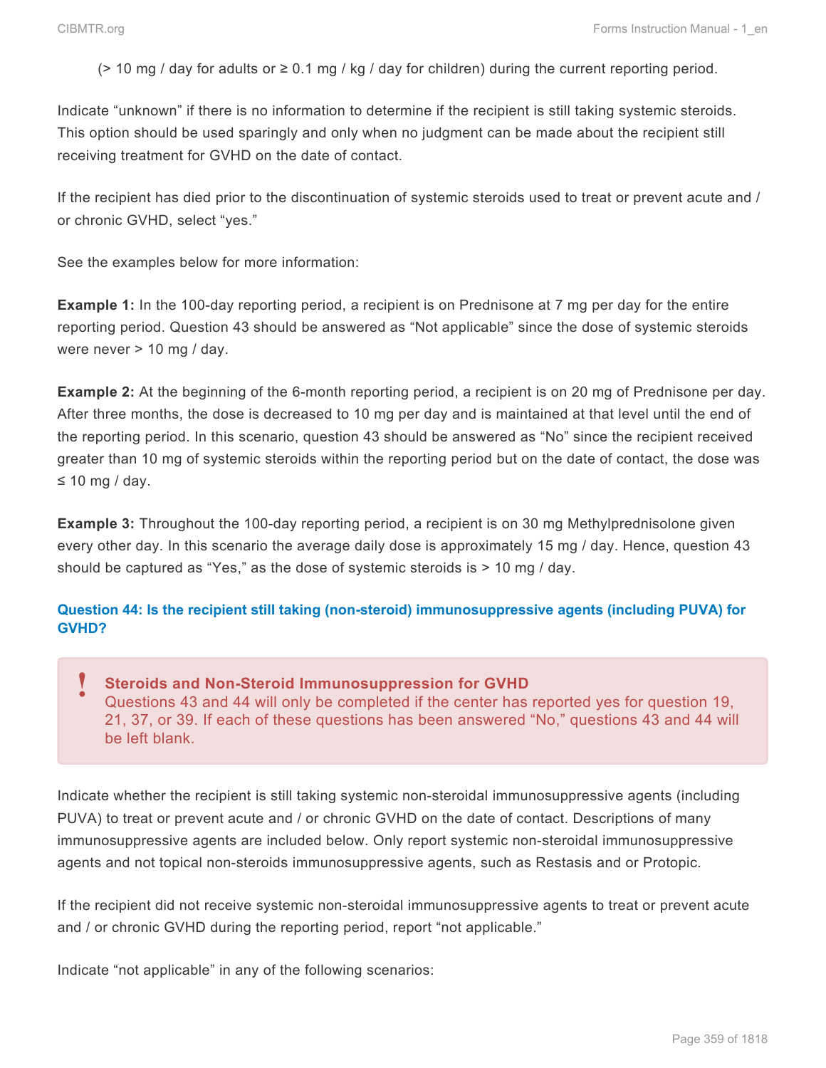(> 10 mg / day for adults or ≥ 0.1 mg / kg / day for children) during the current reporting period.

Indicate "unknown" if there is no information to determine if the recipient is still taking systemic steroids. This option should be used sparingly and only when no judgment can be made about the recipient still receiving treatment for GVHD on the date of contact.

If the recipient has died prior to the discontinuation of systemic steroids used to treat or prevent acute and / or chronic GVHD, select "yes."

See the examples below for more information:

**Example 1:** In the 100-day reporting period, a recipient is on Prednisone at 7 mg per day for the entire reporting period. Question 43 should be answered as "Not applicable" since the dose of systemic steroids were never > 10 mg / day.

**Example 2:** At the beginning of the 6-month reporting period, a recipient is on 20 mg of Prednisone per day. After three months, the dose is decreased to 10 mg per day and is maintained at that level until the end of the reporting period. In this scenario, question 43 should be answered as "No" since the recipient received greater than 10 mg of systemic steroids within the reporting period but on the date of contact, the dose was ≤ 10 mg / day.

**Example 3:** Throughout the 100-day reporting period, a recipient is on 30 mg Methylprednisolone given every other day. In this scenario the average daily dose is approximately 15 mg / day. Hence, question 43 should be captured as "Yes," as the dose of systemic steroids is > 10 mg / day.

### Question 44: Is the recipient still taking (non-steroid) immunosuppressive agents (including PUVA) for GVHD?

> **Steroids and Non-Steroid Immunosuppression for GVHD**
> Questions 43 and 44 will only be completed if the center has reported yes for question 19, 21, 37, or 39. If each of these questions has been answered "No," questions 43 and 44 will be left blank.

Indicate whether the recipient is still taking systemic non-steroidal immunosuppressive agents (including PUVA) to treat or prevent acute and / or chronic GVHD on the date of contact. Descriptions of many immunosuppressive agents are included below. Only report systemic non-steroidal immunosuppressive agents and not topical non-steroids immunosuppressive agents, such as Restasis and or Protopic.

If the recipient did not receive systemic non-steroidal immunosuppressive agents to treat or prevent acute and / or chronic GVHD during the reporting period, report "not applicable."

Indicate "not applicable" in any of the following scenarios: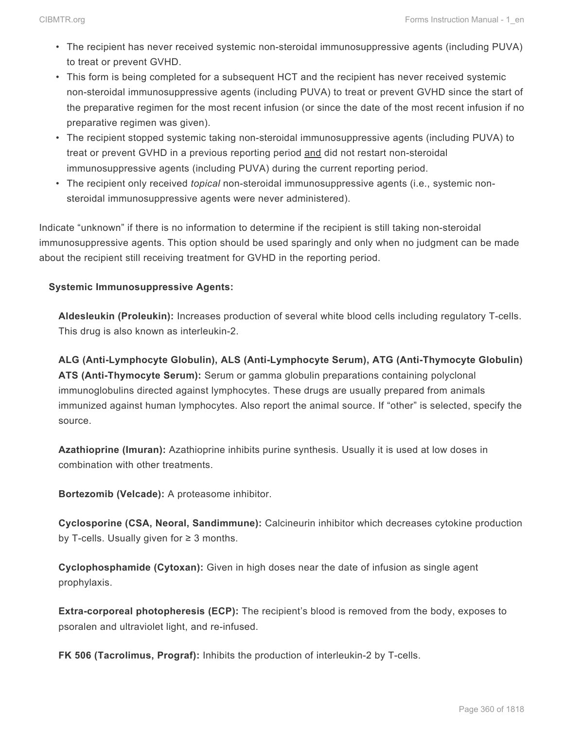- The recipient has never received systemic non-steroidal immunosuppressive agents (including PUVA) to treat or prevent GVHD.
- This form is being completed for a subsequent HCT and the recipient has never received systemic non-steroidal immunosuppressive agents (including PUVA) to treat or prevent GVHD since the start of the preparative regimen for the most recent infusion (or since the date of the most recent infusion if no preparative regimen was given).
- The recipient stopped systemic taking non-steroidal immunosuppressive agents (including PUVA) to treat or prevent GVHD in a previous reporting period <u>and</u> did not restart non-steroidal immunosuppressive agents (including PUVA) during the current reporting period.
- The recipient only received *topical* non-steroidal immunosuppressive agents (i.e., systemic non-steroidal immunosuppressive agents were never administered).

Indicate "unknown" if there is no information to determine if the recipient is still taking non-steroidal immunosuppressive agents. This option should be used sparingly and only when no judgment can be made about the recipient still receiving treatment for GVHD in the reporting period.

**Systemic Immunosuppressive Agents:**

**Aldesleukin (Proleukin):** Increases production of several white blood cells including regulatory T-cells. This drug is also known as interleukin-2.

**ALG (Anti-Lymphocyte Globulin), ALS (Anti-Lymphocyte Serum), ATG (Anti-Thymocyte Globulin) ATS (Anti-Thymocyte Serum):** Serum or gamma globulin preparations containing polyclonal immunoglobulins directed against lymphocytes. These drugs are usually prepared from animals immunized against human lymphocytes. Also report the animal source. If "other" is selected, specify the source.

**Azathioprine (Imuran):** Azathioprine inhibits purine synthesis. Usually it is used at low doses in combination with other treatments.

**Bortezomib (Velcade):** A proteasome inhibitor.

**Cyclosporine (CSA, Neoral, Sandimmune):** Calcineurin inhibitor which decreases cytokine production by T-cells. Usually given for ≥ 3 months.

**Cyclophosphamide (Cytoxan):** Given in high doses near the date of infusion as single agent prophylaxis.

**Extra-corporeal photopheresis (ECP):** The recipient's blood is removed from the body, exposes to psoralen and ultraviolet light, and re-infused.

**FK 506 (Tacrolimus, Prograf):** Inhibits the production of interleukin-2 by T-cells.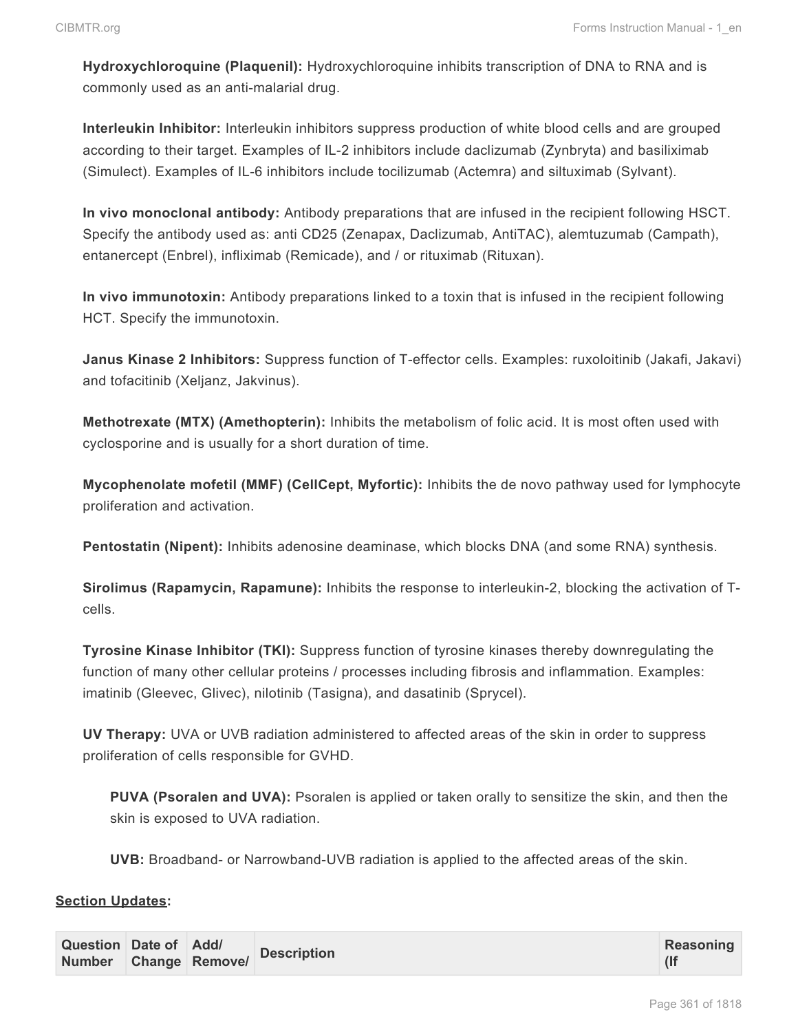**Hydroxychloroquine (Plaquenil):** Hydroxychloroquine inhibits transcription of DNA to RNA and is commonly used as an anti-malarial drug.

**Interleukin Inhibitor:** Interleukin inhibitors suppress production of white blood cells and are grouped according to their target. Examples of IL-2 inhibitors include daclizumab (Zynbryta) and basiliximab (Simulect). Examples of IL-6 inhibitors include tocilizumab (Actemra) and siltuximab (Sylvant).

**In vivo monoclonal antibody:** Antibody preparations that are infused in the recipient following HSCT. Specify the antibody used as: anti CD25 (Zenapax, Daclizumab, AntiTAC), alemtuzumab (Campath), entanercept (Enbrel), infliximab (Remicade), and / or rituximab (Rituxan).

**In vivo immunotoxin:** Antibody preparations linked to a toxin that is infused in the recipient following HCT. Specify the immunotoxin.

**Janus Kinase 2 Inhibitors:** Suppress function of T-effector cells. Examples: ruxoloitinib (Jakafi, Jakavi) and tofacitinib (Xeljanz, Jakvinus).

**Methotrexate (MTX) (Amethopterin):** Inhibits the metabolism of folic acid. It is most often used with cyclosporine and is usually for a short duration of time.

**Mycophenolate mofetil (MMF) (CellCept, Myfortic):** Inhibits the de novo pathway used for lymphocyte proliferation and activation.

**Pentostatin (Nipent):** Inhibits adenosine deaminase, which blocks DNA (and some RNA) synthesis.

**Sirolimus (Rapamycin, Rapamune):** Inhibits the response to interleukin-2, blocking the activation of T-cells.

**Tyrosine Kinase Inhibitor (TKI):** Suppress function of tyrosine kinases thereby downregulating the function of many other cellular proteins / processes including fibrosis and inflammation. Examples: imatinib (Gleevec, Glivec), nilotinib (Tasigna), and dasatinib (Sprycel).

**UV Therapy:** UVA or UVB radiation administered to affected areas of the skin in order to suppress proliferation of cells responsible for GVHD.

> **PUVA (Psoralen and UVA):** Psoralen is applied or taken orally to sensitize the skin, and then the skin is exposed to UVA radiation.
>
> **UVB:** Broadband- or Narrowband-UVB radiation is applied to the affected areas of the skin.

**Section Updates:**

| Question Number | Date of Change | Add/ Remove/ | Description | Reasoning (If |
|---|---|---|---|---|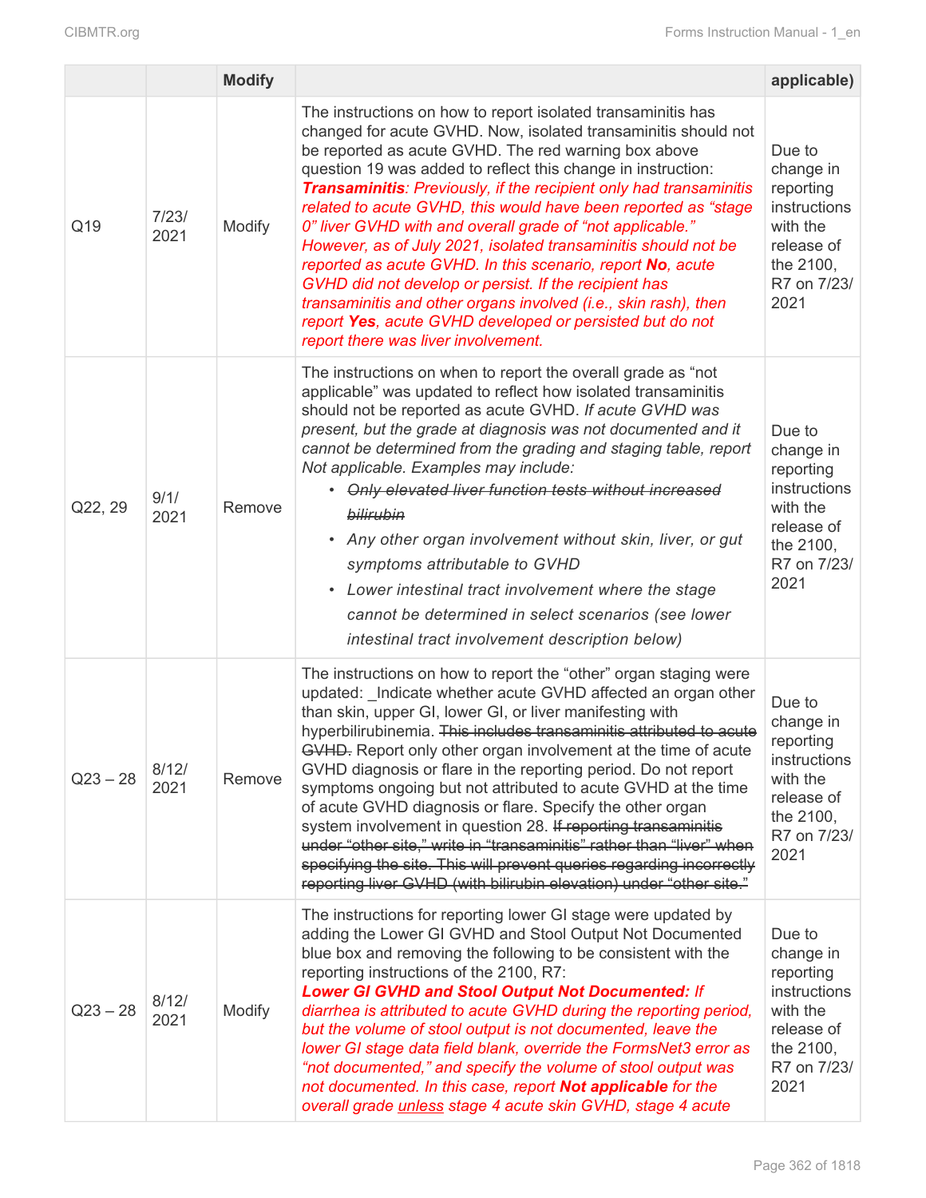|  |  | Modify |  | applicable) |
|---|---|---|---|---|
| Q19 | 7/23/ 2021 | Modify | The instructions on how to report isolated transaminitis has changed for acute GVHD. Now, isolated transaminitis should not be reported as acute GVHD. The red warning box above question 19 was added to reflect this change in instruction: ***Transaminitis****: Previously, if the recipient only had transaminitis related to acute GVHD, this would have been reported as "stage 0" liver GVHD with and overall grade of "not applicable." However, as of July 2021, isolated transaminitis should not be reported as acute GVHD. In this scenario, report* ***No****, acute GVHD did not develop or persist. If the recipient has transaminitis and other organs involved (i.e., skin rash), then report* ***Yes****, acute GVHD developed or persisted but do not report there was liver involvement.* | Due to change in reporting instructions with the release of the 2100, R7 on 7/23/ 2021 |
| Q22, 29 | 9/1/ 2021 | Remove | The instructions on when to report the overall grade as "not applicable" was updated to reflect how isolated transaminitis should not be reported as acute GVHD. *If acute GVHD was present, but the grade at diagnosis was not documented and it cannot be determined from the grading and staging table, report Not applicable. Examples may include:*<br>• ~~*Only elevated liver function tests without increased bilirubin*~~<br>• *Any other organ involvement without skin, liver, or gut symptoms attributable to GVHD*<br>• *Lower intestinal tract involvement where the stage cannot be determined in select scenarios (see lower intestinal tract involvement description below)* | Due to change in reporting instructions with the release of the 2100, R7 on 7/23/ 2021 |
| Q23 – 28 | 8/12/ 2021 | Remove | The instructions on how to report the "other" organ staging were updated: _Indicate whether acute GVHD affected an organ other than skin, upper GI, lower GI, or liver manifesting with hyperbilirubinemia. ~~This includes transaminitis attributed to acute GVHD.~~ Report only other organ involvement at the time of acute GVHD diagnosis or flare in the reporting period. Do not report symptoms ongoing but not attributed to acute GVHD at the time of acute GVHD diagnosis or flare. Specify the other organ system involvement in question 28. ~~If reporting transaminitis under "other site," write in "transaminitis" rather than "liver" when specifying the site. This will prevent queries regarding incorrectly reporting liver GVHD (with bilirubin elevation) under "other site."~~ | Due to change in reporting instructions with the release of the 2100, R7 on 7/23/ 2021 |
| Q23 – 28 | 8/12/ 2021 | Modify | The instructions for reporting lower GI stage were updated by adding the Lower GI GVHD and Stool Output Not Documented blue box and removing the following to be consistent with the reporting instructions of the 2100, R7:<br>***Lower GI GVHD and Stool Output Not Documented:*** *If diarrhea is attributed to acute GVHD during the reporting period, but the volume of stool output is not documented, leave the lower GI stage data field blank, override the FormsNet3 error as "not documented," and specify the volume of stool output was not documented. In this case, report* ***Not applicable*** *for the overall grade <u>unless</u> stage 4 acute skin GVHD, stage 4 acute* | Due to change in reporting instructions with the release of the 2100, R7 on 7/23/ 2021 |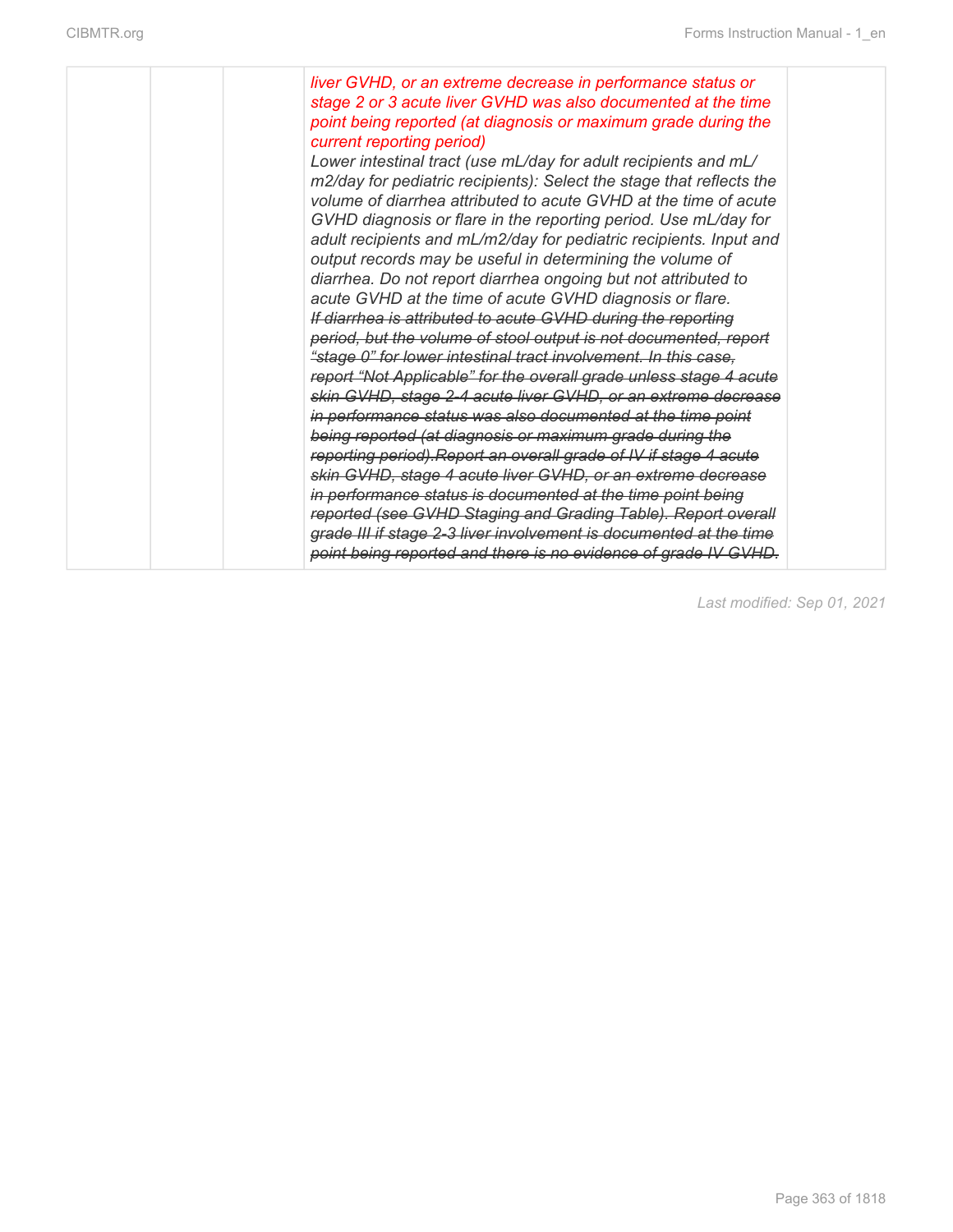| | | | *liver GVHD, or an extreme decrease in performance status or stage 2 or 3 acute liver GVHD was also documented at the time point being reported (at diagnosis or maximum grade during the current reporting period)*<br>*Lower intestinal tract (use mL/day for adult recipients and mL/m2/day for pediatric recipients): Select the stage that reflects the volume of diarrhea attributed to acute GVHD at the time of acute GVHD diagnosis or flare in the reporting period. Use mL/day for adult recipients and mL/m2/day for pediatric recipients. Input and output records may be useful in determining the volume of diarrhea. Do not report diarrhea ongoing but not attributed to acute GVHD at the time of acute GVHD diagnosis or flare.*<br>~~*If diarrhea is attributed to acute GVHD during the reporting period, but the volume of stool output is not documented, report "stage 0" for lower intestinal tract involvement. In this case, report "Not Applicable" for the overall grade unless stage 4 acute skin GVHD, stage 2-4 acute liver GVHD, or an extreme decrease in performance status was also documented at the time point being reported (at diagnosis or maximum grade during the reporting period).Report an overall grade of IV if stage 4 acute skin GVHD, stage 4 acute liver GVHD, or an extreme decrease in performance status is documented at the time point being reported (see GVHD Staging and Grading Table). Report overall grade III if stage 2-3 liver involvement is documented at the time point being reported and there is no evidence of grade IV GVHD.*~~ | |
|---|---|---|---|---|

Last modified: Sep 01, 2021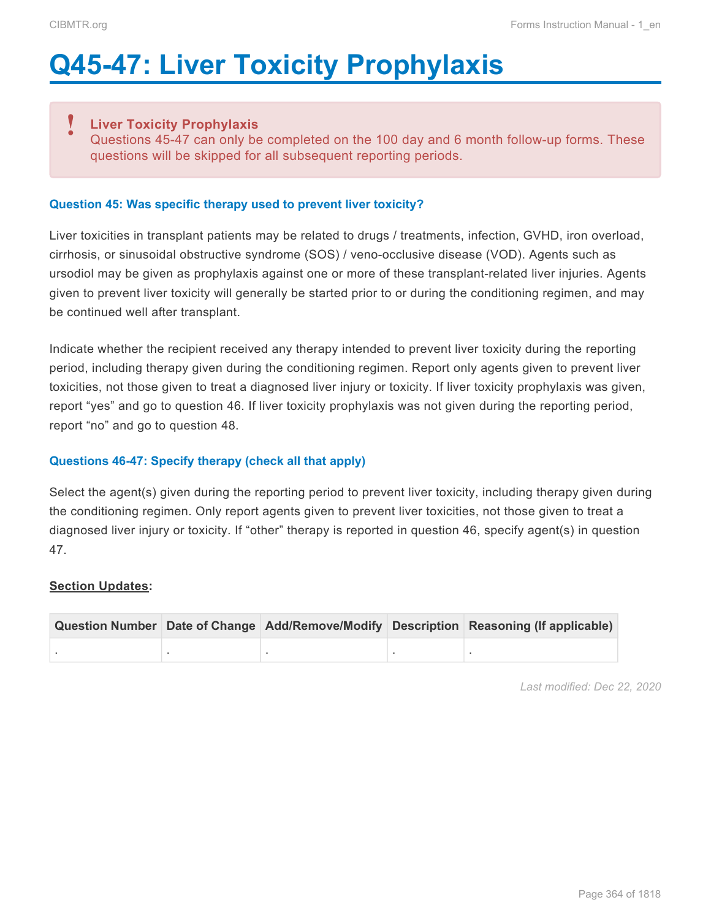# Q45-47: Liver Toxicity Prophylaxis

> **Liver Toxicity Prophylaxis**
> Questions 45-47 can only be completed on the 100 day and 6 month follow-up forms. These questions will be skipped for all subsequent reporting periods.

### Question 45: Was specific therapy used to prevent liver toxicity?

Liver toxicities in transplant patients may be related to drugs / treatments, infection, GVHD, iron overload, cirrhosis, or sinusoidal obstructive syndrome (SOS) / veno-occlusive disease (VOD). Agents such as ursodiol may be given as prophylaxis against one or more of these transplant-related liver injuries. Agents given to prevent liver toxicity will generally be started prior to or during the conditioning regimen, and may be continued well after transplant.

Indicate whether the recipient received any therapy intended to prevent liver toxicity during the reporting period, including therapy given during the conditioning regimen. Report only agents given to prevent liver toxicities, not those given to treat a diagnosed liver injury or toxicity. If liver toxicity prophylaxis was given, report "yes" and go to question 46. If liver toxicity prophylaxis was not given during the reporting period, report "no" and go to question 48.

### Questions 46-47: Specify therapy (check all that apply)

Select the agent(s) given during the reporting period to prevent liver toxicity, including therapy given during the conditioning regimen. Only report agents given to prevent liver toxicities, not those given to treat a diagnosed liver injury or toxicity. If "other" therapy is reported in question 46, specify agent(s) in question 47.

**Section Updates**:

| Question Number | Date of Change | Add/Remove/Modify | Description | Reasoning (If applicable) |
|---|---|---|---|---|
| . | . | . | . | . |

*Last modified: Dec 22, 2020*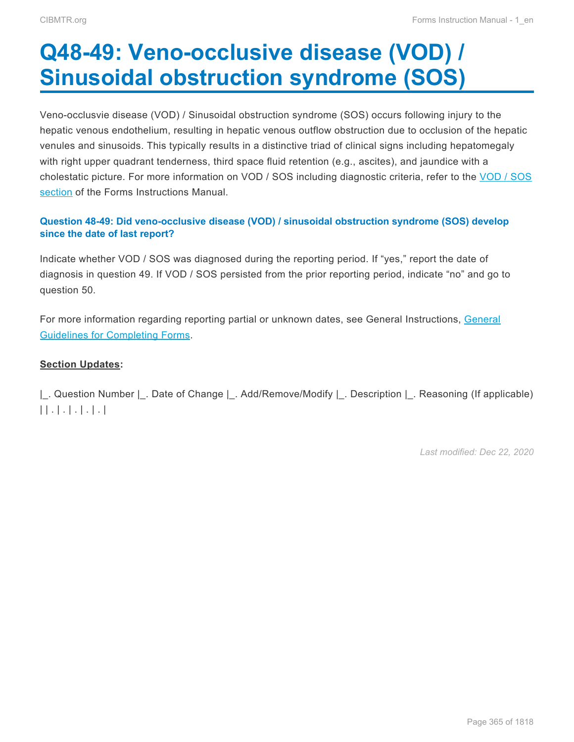# Q48-49: Veno-occlusive disease (VOD) / Sinusoidal obstruction syndrome (SOS)

Veno-occlusvie disease (VOD) / Sinusoidal obstruction syndrome (SOS) occurs following injury to the hepatic venous endothelium, resulting in hepatic venous outflow obstruction due to occlusion of the hepatic venules and sinusoids. This typically results in a distinctive triad of clinical signs including hepatomegaly with right upper quadrant tenderness, third space fluid retention (e.g., ascites), and jaundice with a cholestatic picture. For more information on VOD / SOS including diagnostic criteria, refer to the VOD / SOS section of the Forms Instructions Manual.

### Question 48-49: Did veno-occlusive disease (VOD) / sinusoidal obstruction syndrome (SOS) develop since the date of last report?

Indicate whether VOD / SOS was diagnosed during the reporting period. If "yes," report the date of diagnosis in question 49. If VOD / SOS persisted from the prior reporting period, indicate "no" and go to question 50.

For more information regarding reporting partial or unknown dates, see General Instructions, General Guidelines for Completing Forms.

**Section Updates:**

|_. Question Number |_. Date of Change |_. Add/Remove/Modify |_. Description |_. Reasoning (If applicable)
| | . | . | . | . | . |

*Last modified: Dec 22, 2020*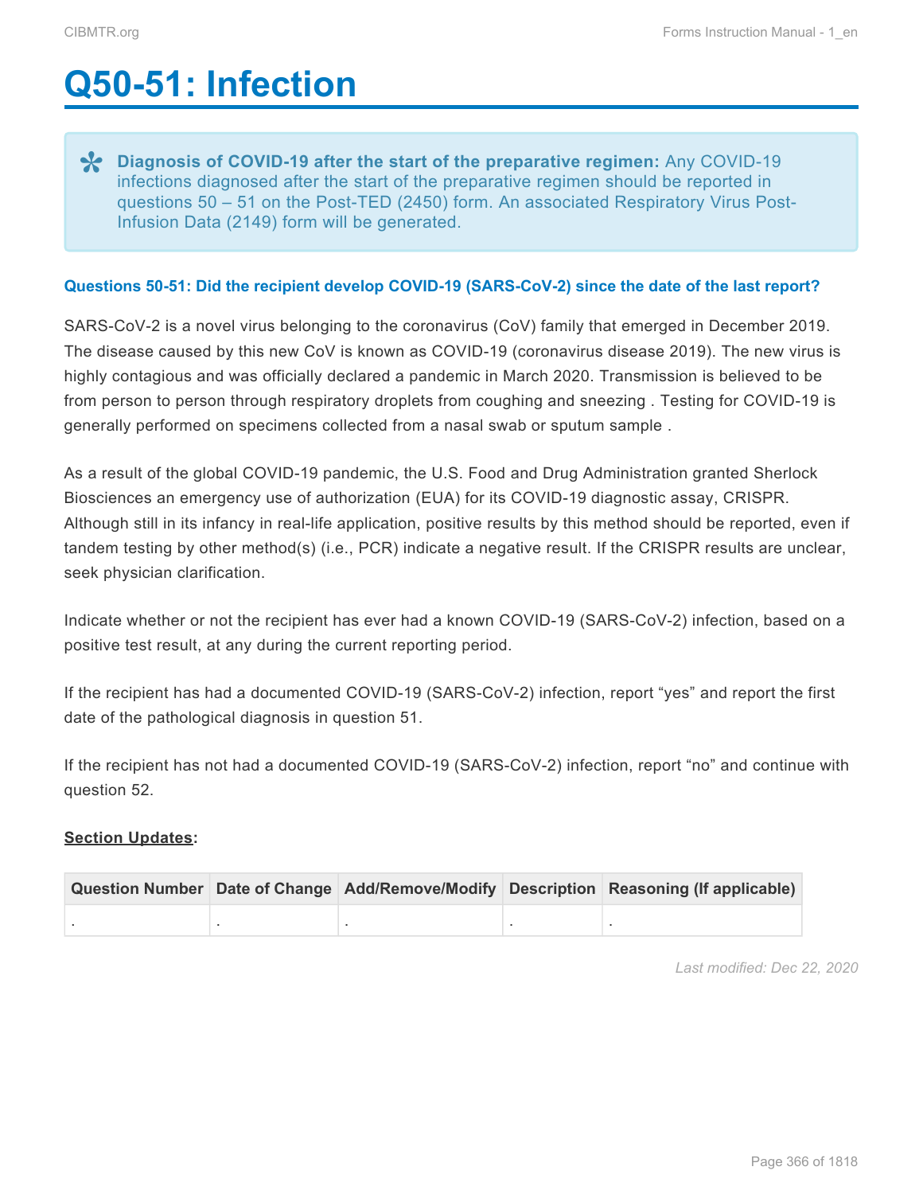# Q50-51: Infection

> **Diagnosis of COVID-19 after the start of the preparative regimen:** Any COVID-19 infections diagnosed after the start of the preparative regimen should be reported in questions 50 – 51 on the Post-TED (2450) form. An associated Respiratory Virus Post-Infusion Data (2149) form will be generated.

#### Questions 50-51: Did the recipient develop COVID-19 (SARS-CoV-2) since the date of the last report?

SARS-CoV-2 is a novel virus belonging to the coronavirus (CoV) family that emerged in December 2019. The disease caused by this new CoV is known as COVID-19 (coronavirus disease 2019). The new virus is highly contagious and was officially declared a pandemic in March 2020. Transmission is believed to be from person to person through respiratory droplets from coughing and sneezing . Testing for COVID-19 is generally performed on specimens collected from a nasal swab or sputum sample .

As a result of the global COVID-19 pandemic, the U.S. Food and Drug Administration granted Sherlock Biosciences an emergency use of authorization (EUA) for its COVID-19 diagnostic assay, CRISPR. Although still in its infancy in real-life application, positive results by this method should be reported, even if tandem testing by other method(s) (i.e., PCR) indicate a negative result. If the CRISPR results are unclear, seek physician clarification.

Indicate whether or not the recipient has ever had a known COVID-19 (SARS-CoV-2) infection, based on a positive test result, at any during the current reporting period.

If the recipient has had a documented COVID-19 (SARS-CoV-2) infection, report "yes" and report the first date of the pathological diagnosis in question 51.

If the recipient has not had a documented COVID-19 (SARS-CoV-2) infection, report "no" and continue with question 52.

**Section Updates:**

| Question Number | Date of Change | Add/Remove/Modify | Description | Reasoning (If applicable) |
|---|---|---|---|---|
| . | . | . | . | . |

*Last modified: Dec 22, 2020*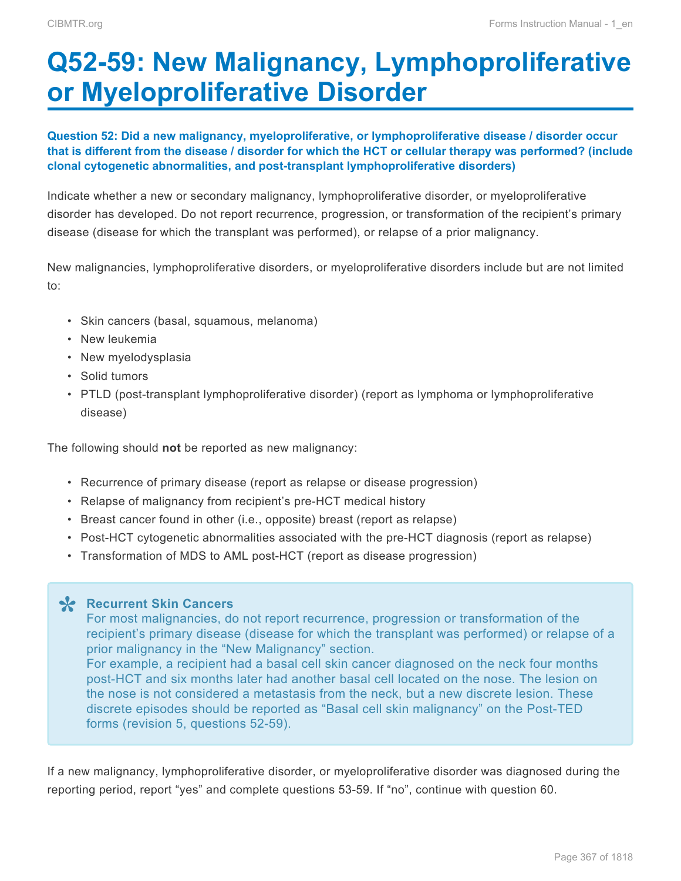# Q52-59: New Malignancy, Lymphoproliferative or Myeloproliferative Disorder

**Question 52: Did a new malignancy, myeloproliferative, or lymphoproliferative disease / disorder occur that is different from the disease / disorder for which the HCT or cellular therapy was performed? (include clonal cytogenetic abnormalities, and post-transplant lymphoproliferative disorders)**

Indicate whether a new or secondary malignancy, lymphoproliferative disorder, or myeloproliferative disorder has developed. Do not report recurrence, progression, or transformation of the recipient's primary disease (disease for which the transplant was performed), or relapse of a prior malignancy.

New malignancies, lymphoproliferative disorders, or myeloproliferative disorders include but are not limited to:

- Skin cancers (basal, squamous, melanoma)
- New leukemia
- New myelodysplasia
- Solid tumors
- PTLD (post-transplant lymphoproliferative disorder) (report as lymphoma or lymphoproliferative disease)

The following should **not** be reported as new malignancy:

- Recurrence of primary disease (report as relapse or disease progression)
- Relapse of malignancy from recipient's pre-HCT medical history
- Breast cancer found in other (i.e., opposite) breast (report as relapse)
- Post-HCT cytogenetic abnormalities associated with the pre-HCT diagnosis (report as relapse)
- Transformation of MDS to AML post-HCT (report as disease progression)

> **Recurrent Skin Cancers**
> For most malignancies, do not report recurrence, progression or transformation of the recipient's primary disease (disease for which the transplant was performed) or relapse of a prior malignancy in the "New Malignancy" section.
> For example, a recipient had a basal cell skin cancer diagnosed on the neck four months post-HCT and six months later had another basal cell located on the nose. The lesion on the nose is not considered a metastasis from the neck, but a new discrete lesion. These discrete episodes should be reported as "Basal cell skin malignancy" on the Post-TED forms (revision 5, questions 52-59).

If a new malignancy, lymphoproliferative disorder, or myeloproliferative disorder was diagnosed during the reporting period, report "yes" and complete questions 53-59. If "no", continue with question 60.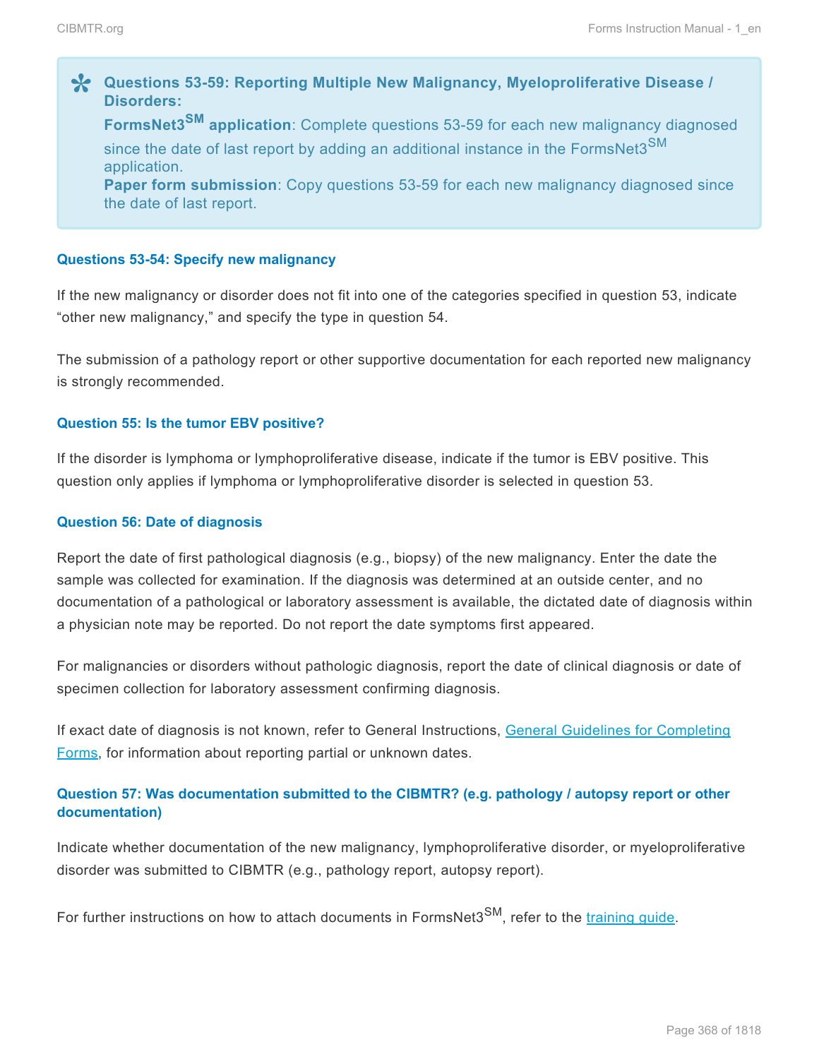> **Questions 53-59: Reporting Multiple New Malignancy, Myeloproliferative Disease / Disorders:**
> **FormsNet3$^{SM}$ application**: Complete questions 53-59 for each new malignancy diagnosed since the date of last report by adding an additional instance in the FormsNet3$^{SM}$ application.
> **Paper form submission**: Copy questions 53-59 for each new malignancy diagnosed since the date of last report.

#### Questions 53-54: Specify new malignancy

If the new malignancy or disorder does not fit into one of the categories specified in question 53, indicate "other new malignancy," and specify the type in question 54.

The submission of a pathology report or other supportive documentation for each reported new malignancy is strongly recommended.

#### Question 55: Is the tumor EBV positive?

If the disorder is lymphoma or lymphoproliferative disease, indicate if the tumor is EBV positive. This question only applies if lymphoma or lymphoproliferative disorder is selected in question 53.

#### Question 56: Date of diagnosis

Report the date of first pathological diagnosis (e.g., biopsy) of the new malignancy. Enter the date the sample was collected for examination. If the diagnosis was determined at an outside center, and no documentation of a pathological or laboratory assessment is available, the dictated date of diagnosis within a physician note may be reported. Do not report the date symptoms first appeared.

For malignancies or disorders without pathologic diagnosis, report the date of clinical diagnosis or date of specimen collection for laboratory assessment confirming diagnosis.

If exact date of diagnosis is not known, refer to General Instructions, General Guidelines for Completing Forms, for information about reporting partial or unknown dates.

#### Question 57: Was documentation submitted to the CIBMTR? (e.g. pathology / autopsy report or other documentation)

Indicate whether documentation of the new malignancy, lymphoproliferative disorder, or myeloproliferative disorder was submitted to CIBMTR (e.g., pathology report, autopsy report).

For further instructions on how to attach documents in FormsNet3$^{SM}$, refer to the training guide.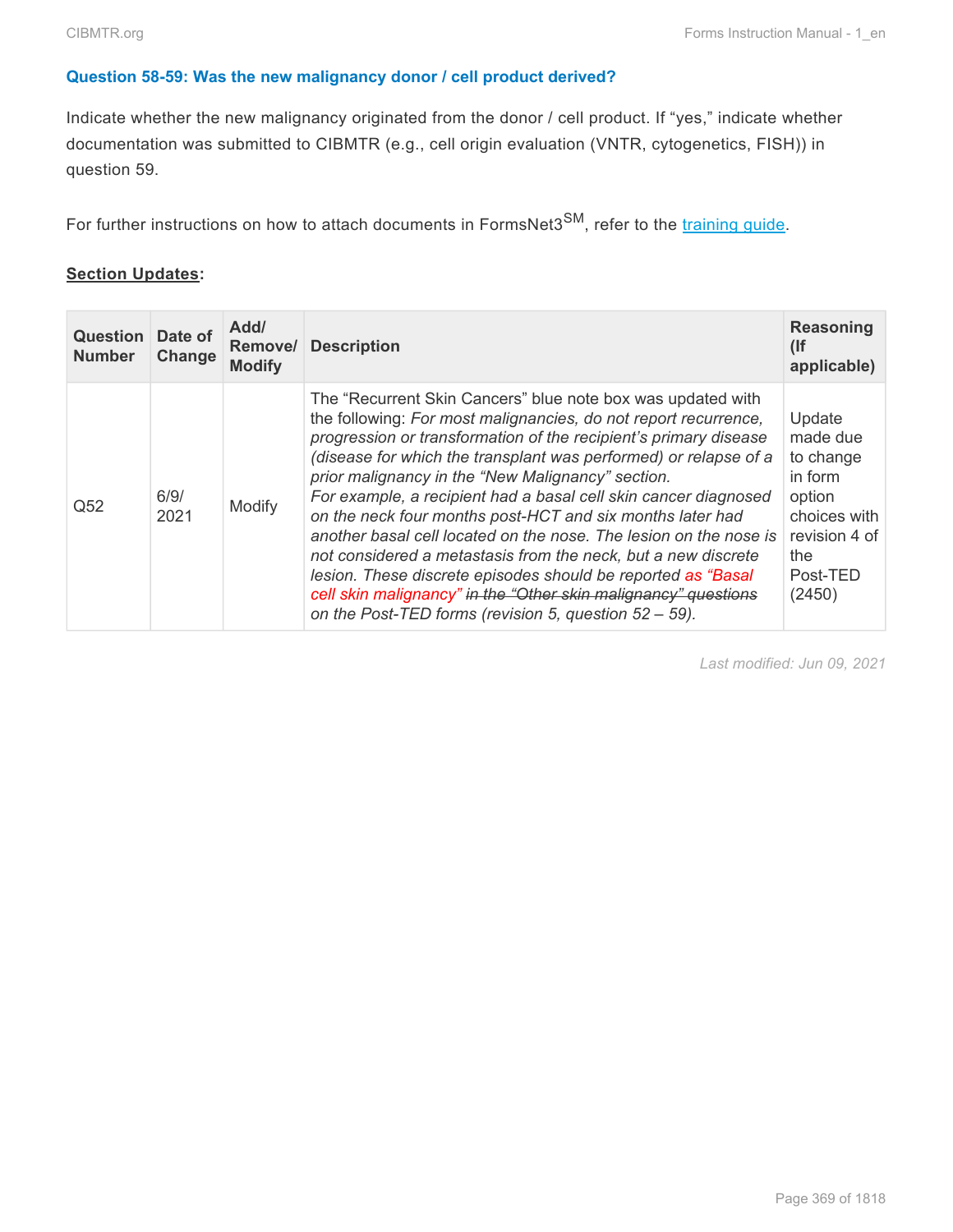### Question 58-59: Was the new malignancy donor / cell product derived?

Indicate whether the new malignancy originated from the donor / cell product. If "yes," indicate whether documentation was submitted to CIBMTR (e.g., cell origin evaluation (VNTR, cytogenetics, FISH)) in question 59.

For further instructions on how to attach documents in FormsNet3[SM], refer to the training guide.

**Section Updates:**

| Question Number | Date of Change | Add/ Remove/ Modify | Description | Reasoning (If applicable) |
|---|---|---|---|---|
| Q52 | 6/9/2021 | Modify | The "Recurrent Skin Cancers" blue note box was updated with the following: *For most malignancies, do not report recurrence, progression or transformation of the recipient's primary disease (disease for which the transplant was performed) or relapse of a prior malignancy in the "New Malignancy" section.* *For example, a recipient had a basal cell skin cancer diagnosed on the neck four months post-HCT and six months later had another basal cell located on the nose. The lesion on the nose is not considered a metastasis from the neck, but a new discrete lesion. These discrete episodes should be reported as "Basal cell skin malignancy" ~~in the "Other skin malignancy" questions~~ on the Post-TED forms (revision 5, question 52 – 59).* | Update made due to change in form option choices with revision 4 of the Post-TED (2450) |

*Last modified: Jun 09, 2021*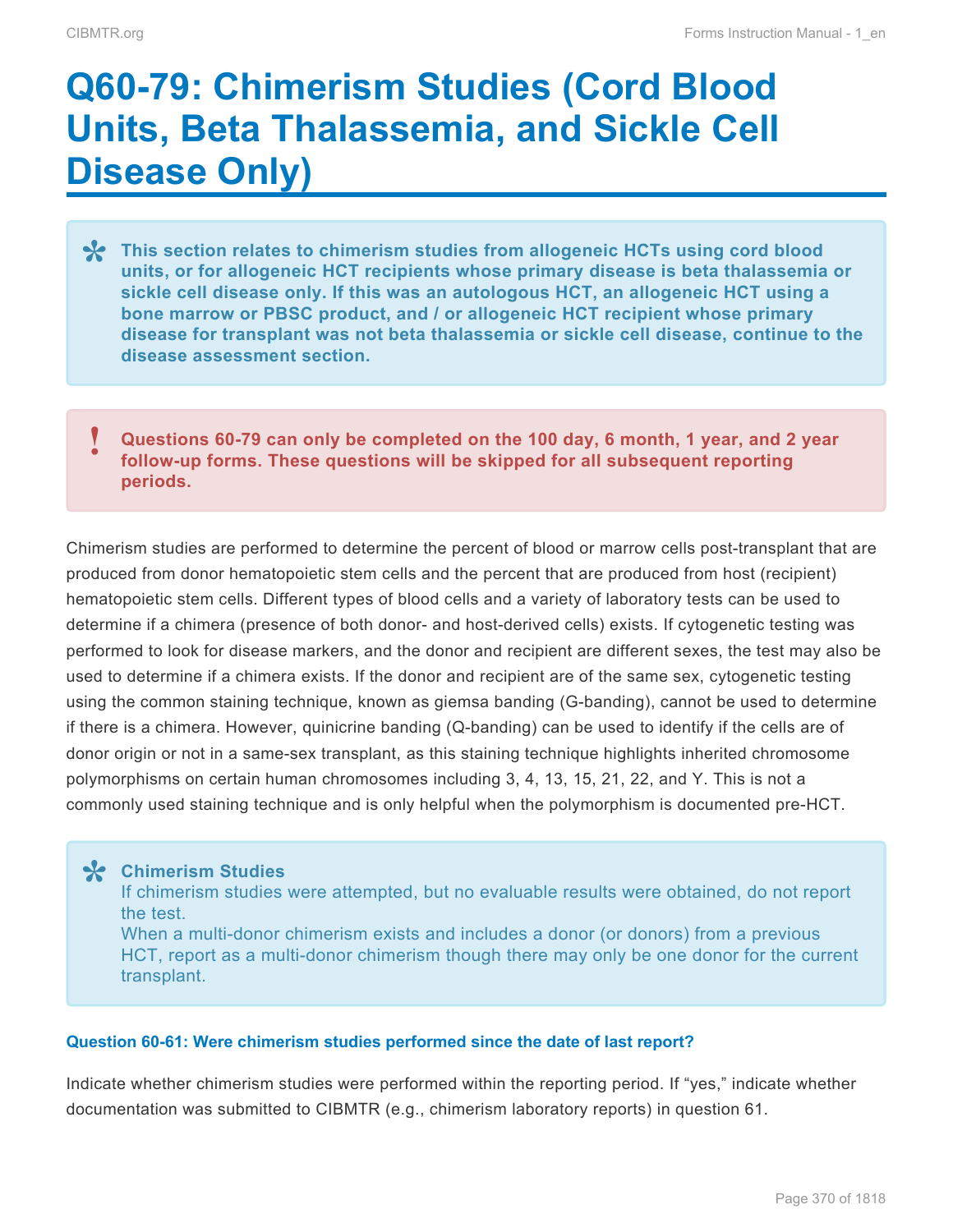# Q60-79: Chimerism Studies (Cord Blood Units, Beta Thalassemia, and Sickle Cell Disease Only)

> **This section relates to chimerism studies from allogeneic HCTs using cord blood units, or for allogeneic HCT recipients whose primary disease is beta thalassemia or sickle cell disease only. If this was an autologous HCT, an allogeneic HCT using a bone marrow or PBSC product, and / or allogeneic HCT recipient whose primary disease for transplant was not beta thalassemia or sickle cell disease, continue to the disease assessment section.**

> **Questions 60-79 can only be completed on the 100 day, 6 month, 1 year, and 2 year follow-up forms. These questions will be skipped for all subsequent reporting periods.**

Chimerism studies are performed to determine the percent of blood or marrow cells post-transplant that are produced from donor hematopoietic stem cells and the percent that are produced from host (recipient) hematopoietic stem cells. Different types of blood cells and a variety of laboratory tests can be used to determine if a chimera (presence of both donor- and host-derived cells) exists. If cytogenetic testing was performed to look for disease markers, and the donor and recipient are different sexes, the test may also be used to determine if a chimera exists. If the donor and recipient are of the same sex, cytogenetic testing using the common staining technique, known as giemsa banding (G-banding), cannot be used to determine if there is a chimera. However, quinicrine banding (Q-banding) can be used to identify if the cells are of donor origin or not in a same-sex transplant, as this staining technique highlights inherited chromosome polymorphisms on certain human chromosomes including 3, 4, 13, 15, 21, 22, and Y. This is not a commonly used staining technique and is only helpful when the polymorphism is documented pre-HCT.

> **Chimerism Studies**
> If chimerism studies were attempted, but no evaluable results were obtained, do not report the test.
> When a multi-donor chimerism exists and includes a donor (or donors) from a previous HCT, report as a multi-donor chimerism though there may only be one donor for the current transplant.

### Question 60-61: Were chimerism studies performed since the date of last report?

Indicate whether chimerism studies were performed within the reporting period. If "yes," indicate whether documentation was submitted to CIBMTR (e.g., chimerism laboratory reports) in question 61.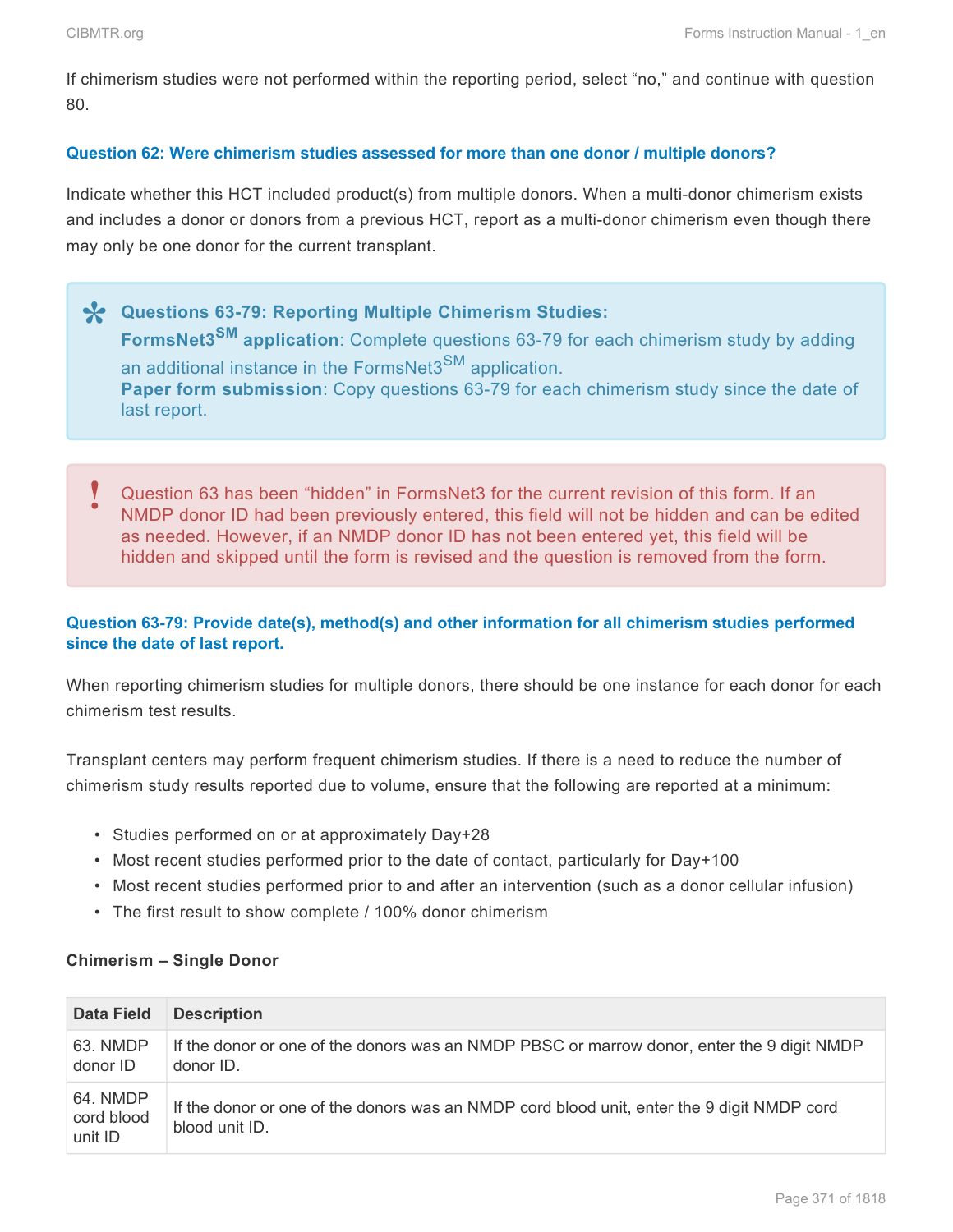If chimerism studies were not performed within the reporting period, select "no," and continue with question 80.

#### Question 62: Were chimerism studies assessed for more than one donor / multiple donors?

Indicate whether this HCT included product(s) from multiple donors. When a multi-donor chimerism exists and includes a donor or donors from a previous HCT, report as a multi-donor chimerism even though there may only be one donor for the current transplant.

> **Questions 63-79: Reporting Multiple Chimerism Studies:**
> **FormsNet3[SM] application**: Complete questions 63-79 for each chimerism study by adding an additional instance in the FormsNet3[SM] application.
> **Paper form submission**: Copy questions 63-79 for each chimerism study since the date of last report.

> Question 63 has been "hidden" in FormsNet3 for the current revision of this form. If an NMDP donor ID had been previously entered, this field will not be hidden and can be edited as needed. However, if an NMDP donor ID has not been entered yet, this field will be hidden and skipped until the form is revised and the question is removed from the form.

#### Question 63-79: Provide date(s), method(s) and other information for all chimerism studies performed since the date of last report.

When reporting chimerism studies for multiple donors, there should be one instance for each donor for each chimerism test results.

Transplant centers may perform frequent chimerism studies. If there is a need to reduce the number of chimerism study results reported due to volume, ensure that the following are reported at a minimum:

- Studies performed on or at approximately Day+28
- Most recent studies performed prior to the date of contact, particularly for Day+100
- Most recent studies performed prior to and after an intervention (such as a donor cellular infusion)
- The first result to show complete / 100% donor chimerism

**Chimerism – Single Donor**

| Data Field | Description |
|---|---|
| 63. NMDP donor ID | If the donor or one of the donors was an NMDP PBSC or marrow donor, enter the 9 digit NMDP donor ID. |
| 64. NMDP cord blood unit ID | If the donor or one of the donors was an NMDP cord blood unit, enter the 9 digit NMDP cord blood unit ID. |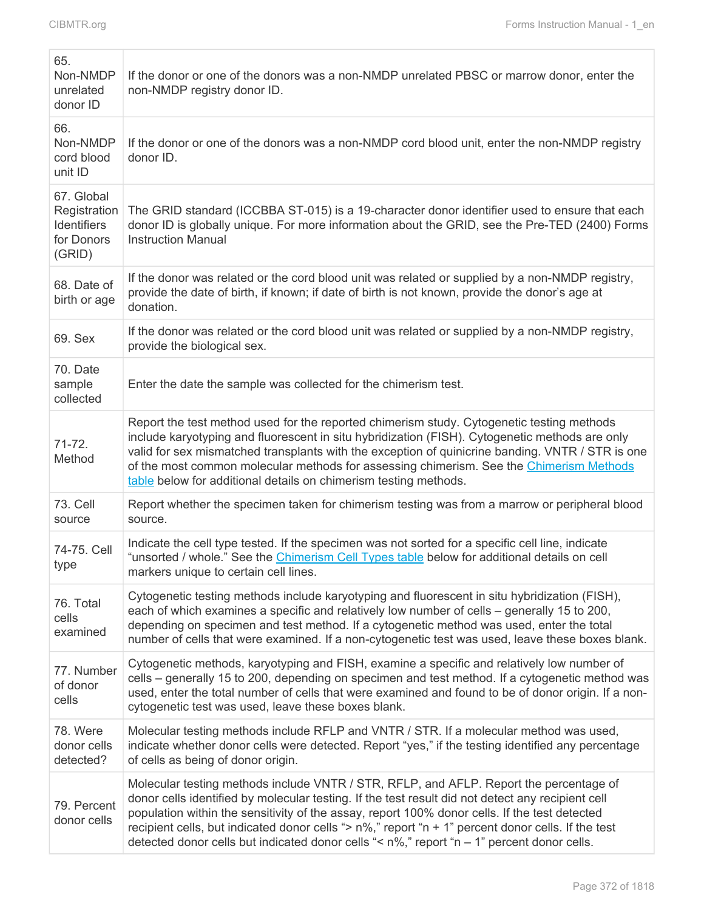| | |
|---|---|
| 65. Non-NMDP unrelated donor ID | If the donor or one of the donors was a non-NMDP unrelated PBSC or marrow donor, enter the non-NMDP registry donor ID. |
| 66. Non-NMDP cord blood unit ID | If the donor or one of the donors was a non-NMDP cord blood unit, enter the non-NMDP registry donor ID. |
| 67. Global Registration Identifiers for Donors (GRID) | The GRID standard (ICCBBA ST-015) is a 19-character donor identifier used to ensure that each donor ID is globally unique. For more information about the GRID, see the Pre-TED (2400) Forms Instruction Manual |
| 68. Date of birth or age | If the donor was related or the cord blood unit was related or supplied by a non-NMDP registry, provide the date of birth, if known; if date of birth is not known, provide the donor's age at donation. |
| 69. Sex | If the donor was related or the cord blood unit was related or supplied by a non-NMDP registry, provide the biological sex. |
| 70. Date sample collected | Enter the date the sample was collected for the chimerism test. |
| 71-72. Method | Report the test method used for the reported chimerism study. Cytogenetic testing methods include karyotyping and fluorescent in situ hybridization (FISH). Cytogenetic methods are only valid for sex mismatched transplants with the exception of quinicrine banding. VNTR / STR is one of the most common molecular methods for assessing chimerism. See the [Chimerism Methods table] below for additional details on chimerism testing methods. |
| 73. Cell source | Report whether the specimen taken for chimerism testing was from a marrow or peripheral blood source. |
| 74-75. Cell type | Indicate the cell type tested. If the specimen was not sorted for a specific cell line, indicate "unsorted / whole." See the [Chimerism Cell Types table] below for additional details on cell markers unique to certain cell lines. |
| 76. Total cells examined | Cytogenetic testing methods include karyotyping and fluorescent in situ hybridization (FISH), each of which examines a specific and relatively low number of cells – generally 15 to 200, depending on specimen and test method. If a cytogenetic method was used, enter the total number of cells that were examined. If a non-cytogenetic test was used, leave these boxes blank. |
| 77. Number of donor cells | Cytogenetic methods, karyotyping and FISH, examine a specific and relatively low number of cells – generally 15 to 200, depending on specimen and test method. If a cytogenetic method was used, enter the total number of cells that were examined and found to be of donor origin. If a non-cytogenetic test was used, leave these boxes blank. |
| 78. Were donor cells detected? | Molecular testing methods include RFLP and VNTR / STR. If a molecular method was used, indicate whether donor cells were detected. Report "yes," if the testing identified any percentage of cells as being of donor origin. |
| 79. Percent donor cells | Molecular testing methods include VNTR / STR, RFLP, and AFLP. Report the percentage of donor cells identified by molecular testing. If the test result did not detect any recipient cell population within the sensitivity of the assay, report 100% donor cells. If the test detected recipient cells, but indicated donor cells "> n%," report "n + 1" percent donor cells. If the test detected donor cells but indicated donor cells "< n%," report "n – 1" percent donor cells. |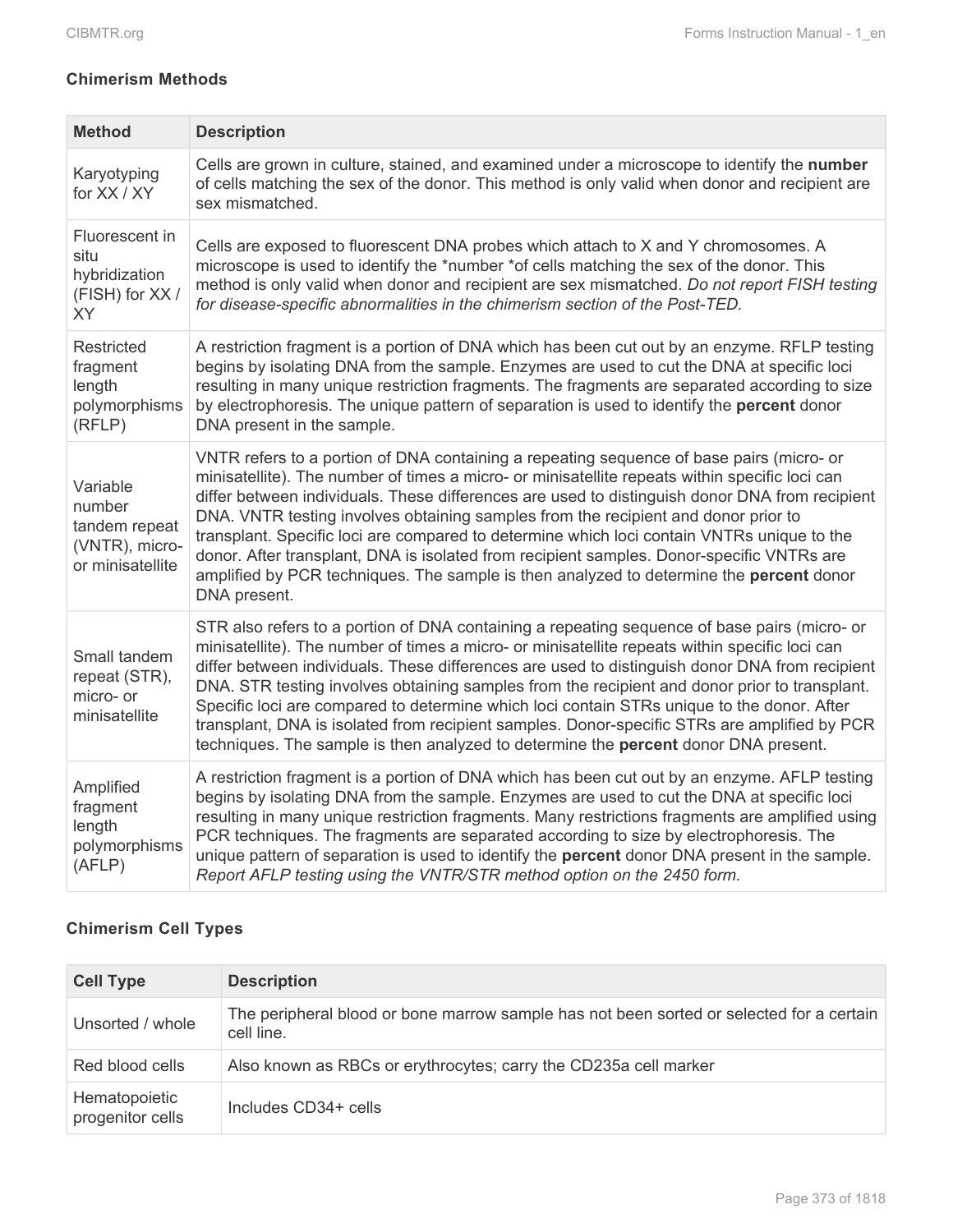**Chimerism Methods**

| Method | Description |
|---|---|
| Karyotyping for XX / XY | Cells are grown in culture, stained, and examined under a microscope to identify the **number** of cells matching the sex of the donor. This method is only valid when donor and recipient are sex mismatched. |
| Fluorescent in situ hybridization (FISH) for XX / XY | Cells are exposed to fluorescent DNA probes which attach to X and Y chromosomes. A microscope is used to identify the *number *of cells matching the sex of the donor. This method is only valid when donor and recipient are sex mismatched. *Do not report FISH testing for disease-specific abnormalities in the chimerism section of the Post-TED.* |
| Restricted fragment length polymorphisms (RFLP) | A restriction fragment is a portion of DNA which has been cut out by an enzyme. RFLP testing begins by isolating DNA from the sample. Enzymes are used to cut the DNA at specific loci resulting in many unique restriction fragments. The fragments are separated according to size by electrophoresis. The unique pattern of separation is used to identify the **percent** donor DNA present in the sample. |
| Variable number tandem repeat (VNTR), micro- or minisatellite | VNTR refers to a portion of DNA containing a repeating sequence of base pairs (micro- or minisatellite). The number of times a micro- or minisatellite repeats within specific loci can differ between individuals. These differences are used to distinguish donor DNA from recipient DNA. VNTR testing involves obtaining samples from the recipient and donor prior to transplant. Specific loci are compared to determine which loci contain VNTRs unique to the donor. After transplant, DNA is isolated from recipient samples. Donor-specific VNTRs are amplified by PCR techniques. The sample is then analyzed to determine the **percent** donor DNA present. |
| Small tandem repeat (STR), micro- or minisatellite | STR also refers to a portion of DNA containing a repeating sequence of base pairs (micro- or minisatellite). The number of times a micro- or minisatellite repeats within specific loci can differ between individuals. These differences are used to distinguish donor DNA from recipient DNA. STR testing involves obtaining samples from the recipient and donor prior to transplant. Specific loci are compared to determine which loci contain STRs unique to the donor. After transplant, DNA is isolated from recipient samples. Donor-specific STRs are amplified by PCR techniques. The sample is then analyzed to determine the **percent** donor DNA present. |
| Amplified fragment length polymorphisms (AFLP) | A restriction fragment is a portion of DNA which has been cut out by an enzyme. AFLP testing begins by isolating DNA from the sample. Enzymes are used to cut the DNA at specific loci resulting in many unique restriction fragments. Many restrictions fragments are amplified using PCR techniques. The fragments are separated according to size by electrophoresis. The unique pattern of separation is used to identify the **percent** donor DNA present in the sample. *Report AFLP testing using the VNTR/STR method option on the 2450 form.* |

**Chimerism Cell Types**

| Cell Type | Description |
|---|---|
| Unsorted / whole | The peripheral blood or bone marrow sample has not been sorted or selected for a certain cell line. |
| Red blood cells | Also known as RBCs or erythrocytes; carry the CD235a cell marker |
| Hematopoietic progenitor cells | Includes CD34+ cells |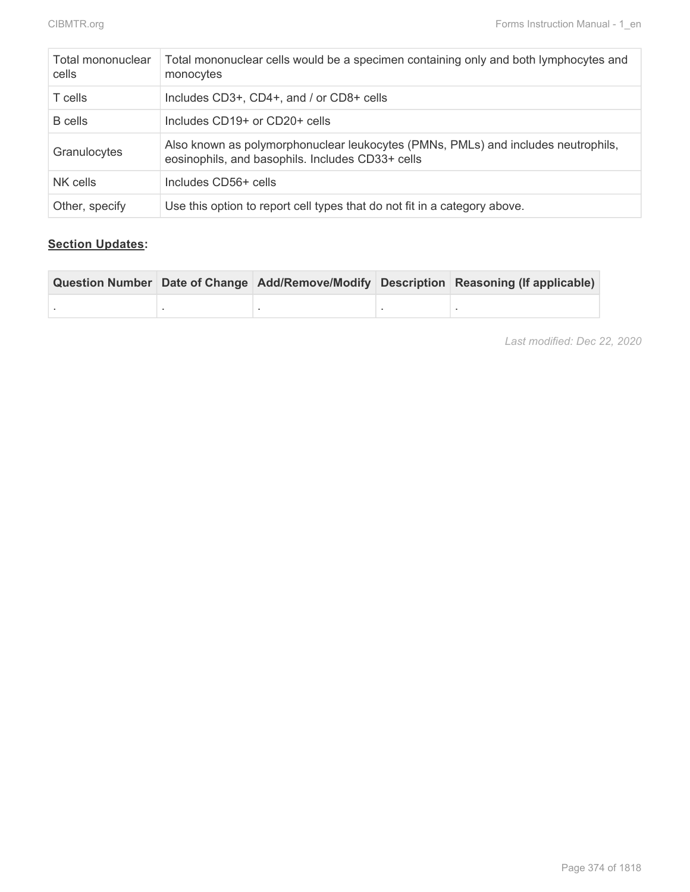| Total mononuclear cells | Total mononuclear cells would be a specimen containing only and both lymphocytes and monocytes |
|---|---|
| T cells | Includes CD3+, CD4+, and / or CD8+ cells |
| B cells | Includes CD19+ or CD20+ cells |
| Granulocytes | Also known as polymorphonuclear leukocytes (PMNs, PMLs) and includes neutrophils, eosinophils, and basophils. Includes CD33+ cells |
| NK cells | Includes CD56+ cells |
| Other, specify | Use this option to report cell types that do not fit in a category above. |

**Section Updates:**

| Question Number | Date of Change | Add/Remove/Modify | Description | Reasoning (If applicable) |
|---|---|---|---|---|
| . | . | . | . | . |

*Last modified: Dec 22, 2020*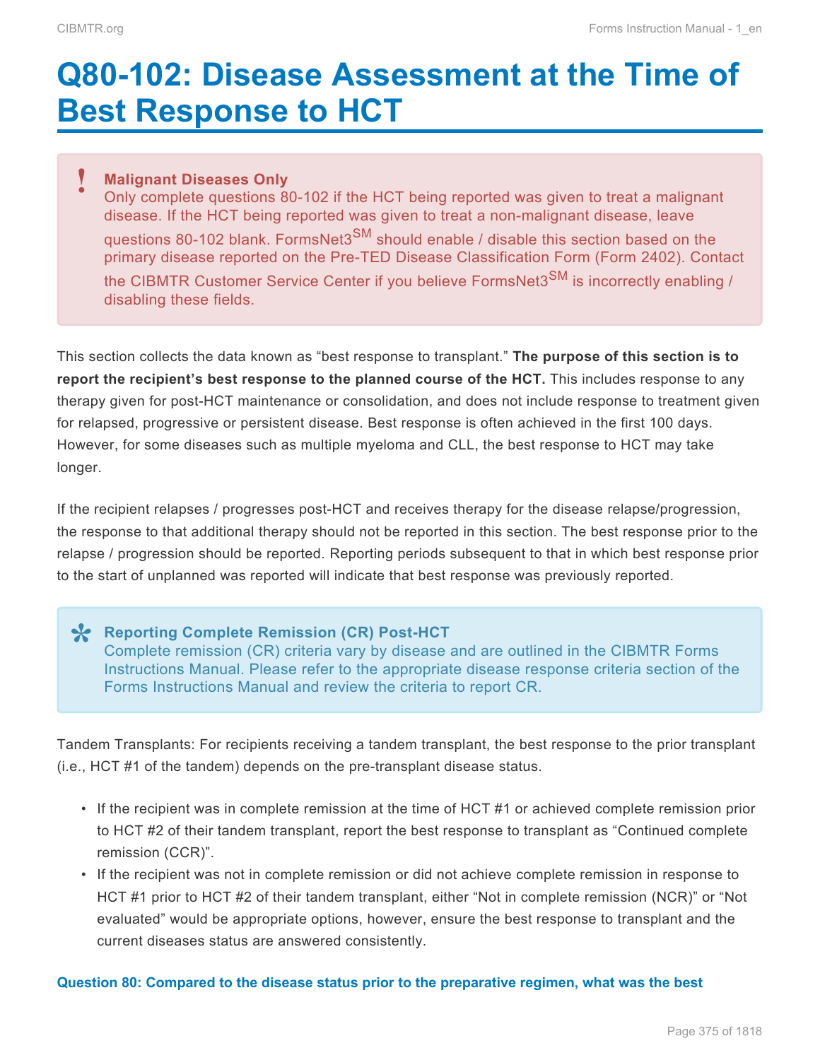# Q80-102: Disease Assessment at the Time of Best Response to HCT

> **Malignant Diseases Only**
> Only complete questions 80-102 if the HCT being reported was given to treat a malignant disease. If the HCT being reported was given to treat a non-malignant disease, leave questions 80-102 blank. FormsNet3SM should enable / disable this section based on the primary disease reported on the Pre-TED Disease Classification Form (Form 2402). Contact the CIBMTR Customer Service Center if you believe FormsNet3SM is incorrectly enabling / disabling these fields.

This section collects the data known as "best response to transplant." **The purpose of this section is to report the recipient's best response to the planned course of the HCT.** This includes response to any therapy given for post-HCT maintenance or consolidation, and does not include response to treatment given for relapsed, progressive or persistent disease. Best response is often achieved in the first 100 days. However, for some diseases such as multiple myeloma and CLL, the best response to HCT may take longer.

If the recipient relapses / progresses post-HCT and receives therapy for the disease relapse/progression, the response to that additional therapy should not be reported in this section. The best response prior to the relapse / progression should be reported. Reporting periods subsequent to that in which best response prior to the start of unplanned was reported will indicate that best response was previously reported.

> **Reporting Complete Remission (CR) Post-HCT**
> Complete remission (CR) criteria vary by disease and are outlined in the CIBMTR Forms Instructions Manual. Please refer to the appropriate disease response criteria section of the Forms Instructions Manual and review the criteria to report CR.

Tandem Transplants: For recipients receiving a tandem transplant, the best response to the prior transplant (i.e., HCT #1 of the tandem) depends on the pre-transplant disease status.

- If the recipient was in complete remission at the time of HCT #1 or achieved complete remission prior to HCT #2 of their tandem transplant, report the best response to transplant as "Continued complete remission (CCR)".
- If the recipient was not in complete remission or did not achieve complete remission in response to HCT #1 prior to HCT #2 of their tandem transplant, either "Not in complete remission (NCR)" or "Not evaluated" would be appropriate options, however, ensure the best response to transplant and the current diseases status are answered consistently.

**Question 80: Compared to the disease status prior to the preparative regimen, what was the best**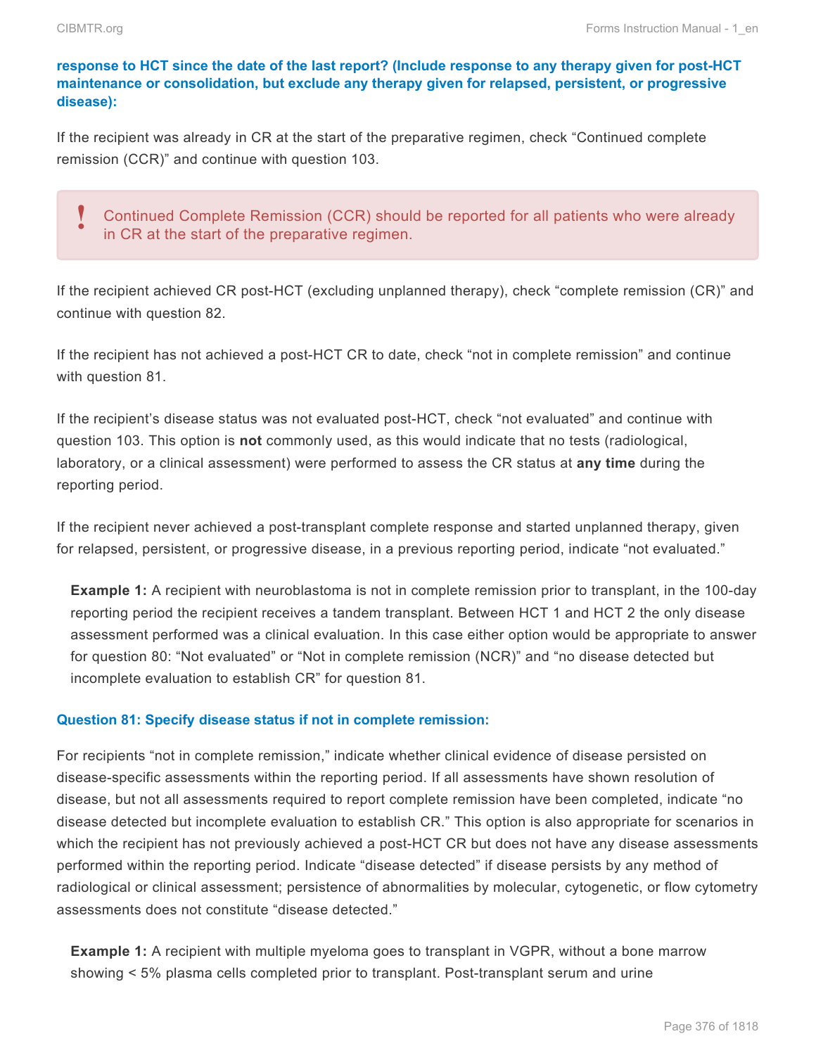**response to HCT since the date of the last report? (Include response to any therapy given for post-HCT maintenance or consolidation, but exclude any therapy given for relapsed, persistent, or progressive disease):**

If the recipient was already in CR at the start of the preparative regimen, check "Continued complete remission (CCR)" and continue with question 103.

> **!** Continued Complete Remission (CCR) should be reported for all patients who were already in CR at the start of the preparative regimen.

If the recipient achieved CR post-HCT (excluding unplanned therapy), check "complete remission (CR)" and continue with question 82.

If the recipient has not achieved a post-HCT CR to date, check "not in complete remission" and continue with question 81.

If the recipient's disease status was not evaluated post-HCT, check "not evaluated" and continue with question 103. This option is **not** commonly used, as this would indicate that no tests (radiological, laboratory, or a clinical assessment) were performed to assess the CR status at **any time** during the reporting period.

If the recipient never achieved a post-transplant complete response and started unplanned therapy, given for relapsed, persistent, or progressive disease, in a previous reporting period, indicate "not evaluated."

> **Example 1:** A recipient with neuroblastoma is not in complete remission prior to transplant, in the 100-day reporting period the recipient receives a tandem transplant. Between HCT 1 and HCT 2 the only disease assessment performed was a clinical evaluation. In this case either option would be appropriate to answer for question 80: "Not evaluated" or "Not in complete remission (NCR)" and "no disease detected but incomplete evaluation to establish CR" for question 81.

**Question 81: Specify disease status if not in complete remission:**

For recipients "not in complete remission," indicate whether clinical evidence of disease persisted on disease-specific assessments within the reporting period. If all assessments have shown resolution of disease, but not all assessments required to report complete remission have been completed, indicate "no disease detected but incomplete evaluation to establish CR." This option is also appropriate for scenarios in which the recipient has not previously achieved a post-HCT CR but does not have any disease assessments performed within the reporting period. Indicate "disease detected" if disease persists by any method of radiological or clinical assessment; persistence of abnormalities by molecular, cytogenetic, or flow cytometry assessments does not constitute "disease detected."

> **Example 1:** A recipient with multiple myeloma goes to transplant in VGPR, without a bone marrow showing < 5% plasma cells completed prior to transplant. Post-transplant serum and urine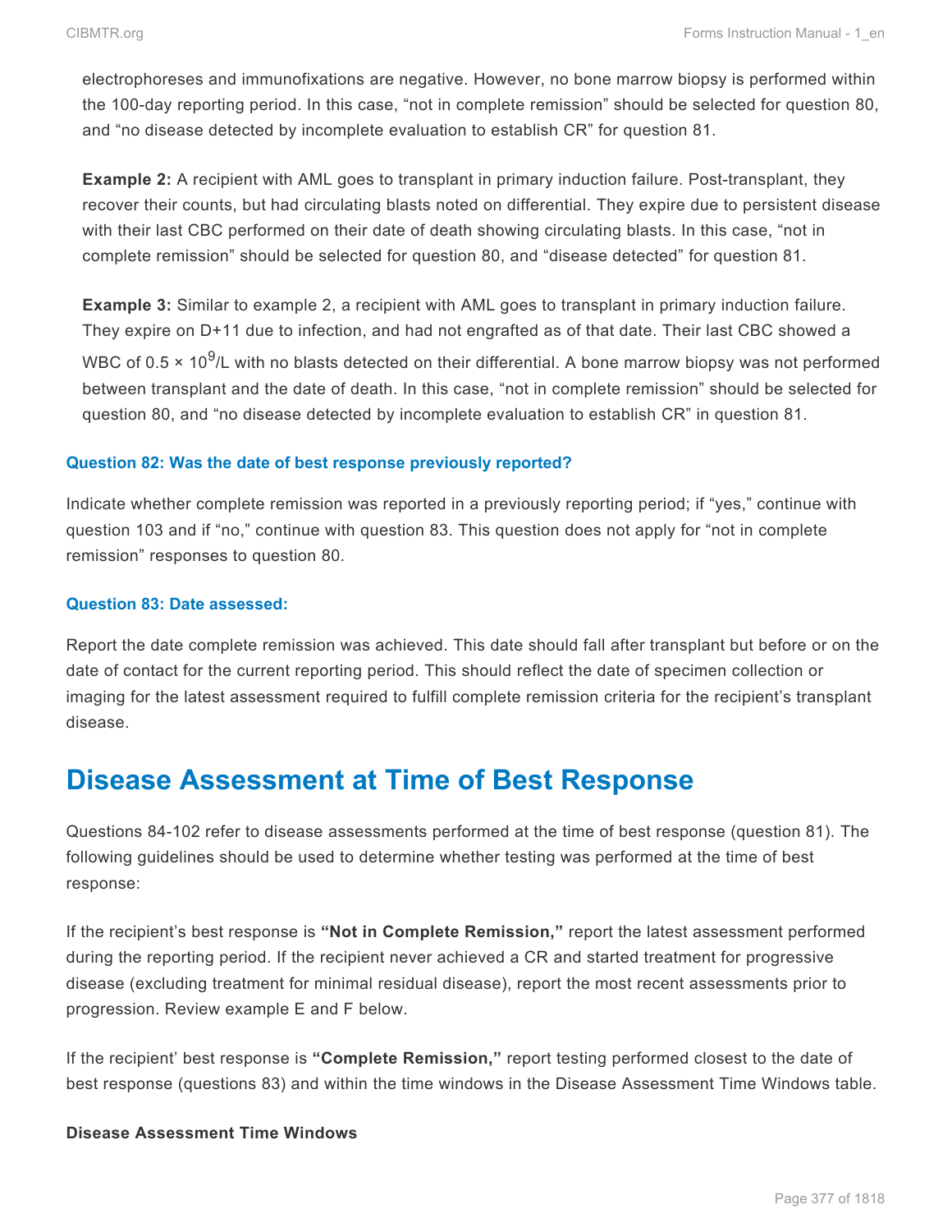electrophoreses and immunofixations are negative. However, no bone marrow biopsy is performed within the 100-day reporting period. In this case, “not in complete remission” should be selected for question 80, and “no disease detected by incomplete evaluation to establish CR” for question 81.

**Example 2:** A recipient with AML goes to transplant in primary induction failure. Post-transplant, they recover their counts, but had circulating blasts noted on differential. They expire due to persistent disease with their last CBC performed on their date of death showing circulating blasts. In this case, “not in complete remission” should be selected for question 80, and “disease detected” for question 81.

**Example 3:** Similar to example 2, a recipient with AML goes to transplant in primary induction failure. They expire on D+11 due to infection, and had not engrafted as of that date. Their last CBC showed a WBC of $0.5 \times 10^9$/L with no blasts detected on their differential. A bone marrow biopsy was not performed between transplant and the date of death. In this case, “not in complete remission” should be selected for question 80, and “no disease detected by incomplete evaluation to establish CR” in question 81.

#### Question 82: Was the date of best response previously reported?

Indicate whether complete remission was reported in a previously reporting period; if “yes,” continue with question 103 and if “no,” continue with question 83. This question does not apply for “not in complete remission” responses to question 80.

#### Question 83: Date assessed:

Report the date complete remission was achieved. This date should fall after transplant but before or on the date of contact for the current reporting period. This should reflect the date of specimen collection or imaging for the latest assessment required to fulfill complete remission criteria for the recipient’s transplant disease.

## Disease Assessment at Time of Best Response

Questions 84-102 refer to disease assessments performed at the time of best response (question 81). The following guidelines should be used to determine whether testing was performed at the time of best response:

If the recipient’s best response is **“Not in Complete Remission,”** report the latest assessment performed during the reporting period. If the recipient never achieved a CR and started treatment for progressive disease (excluding treatment for minimal residual disease), report the most recent assessments prior to progression. Review example E and F below.

If the recipient’ best response is **“Complete Remission,”** report testing performed closest to the date of best response (questions 83) and within the time windows in the Disease Assessment Time Windows table.

**Disease Assessment Time Windows**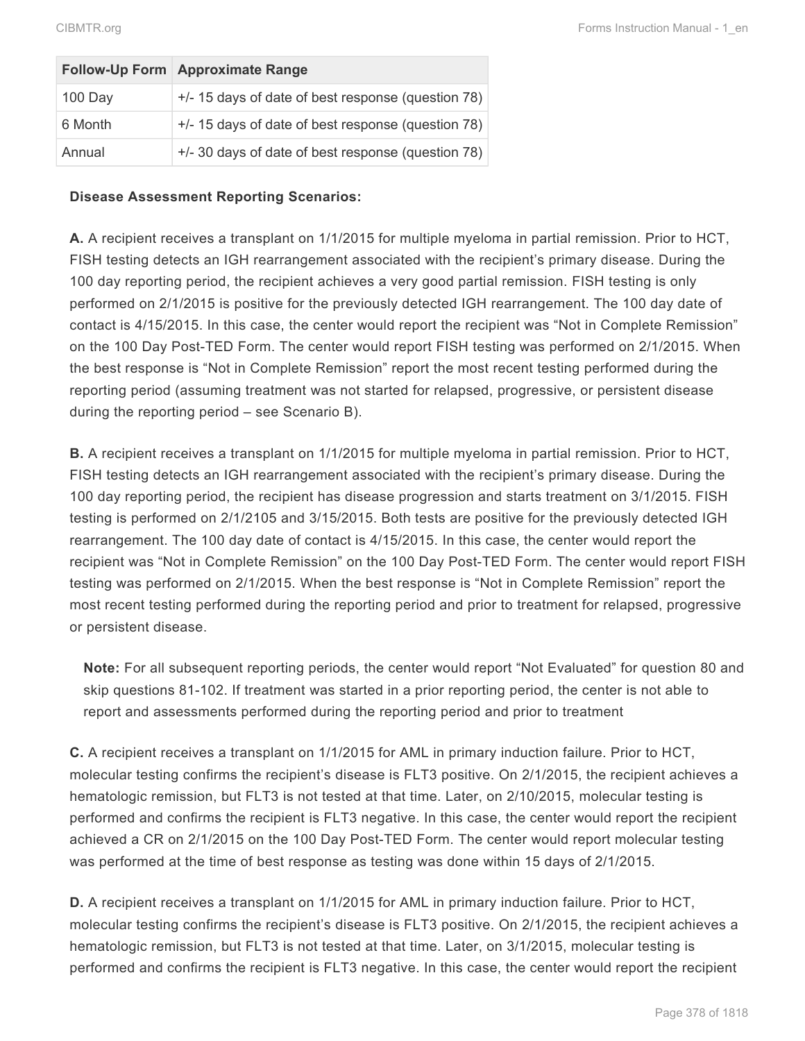| Follow-Up Form | Approximate Range |
|---|---|
| 100 Day | +/- 15 days of date of best response (question 78) |
| 6 Month | +/- 15 days of date of best response (question 78) |
| Annual | +/- 30 days of date of best response (question 78) |

**Disease Assessment Reporting Scenarios:**

**A.** A recipient receives a transplant on 1/1/2015 for multiple myeloma in partial remission. Prior to HCT, FISH testing detects an IGH rearrangement associated with the recipient's primary disease. During the 100 day reporting period, the recipient achieves a very good partial remission. FISH testing is only performed on 2/1/2015 is positive for the previously detected IGH rearrangement. The 100 day date of contact is 4/15/2015. In this case, the center would report the recipient was "Not in Complete Remission" on the 100 Day Post-TED Form. The center would report FISH testing was performed on 2/1/2015. When the best response is "Not in Complete Remission" report the most recent testing performed during the reporting period (assuming treatment was not started for relapsed, progressive, or persistent disease during the reporting period – see Scenario B).

**B.** A recipient receives a transplant on 1/1/2015 for multiple myeloma in partial remission. Prior to HCT, FISH testing detects an IGH rearrangement associated with the recipient's primary disease. During the 100 day reporting period, the recipient has disease progression and starts treatment on 3/1/2015. FISH testing is performed on 2/1/2105 and 3/15/2015. Both tests are positive for the previously detected IGH rearrangement. The 100 day date of contact is 4/15/2015. In this case, the center would report the recipient was "Not in Complete Remission" on the 100 Day Post-TED Form. The center would report FISH testing was performed on 2/1/2015. When the best response is "Not in Complete Remission" report the most recent testing performed during the reporting period and prior to treatment for relapsed, progressive or persistent disease.

> **Note:** For all subsequent reporting periods, the center would report "Not Evaluated" for question 80 and skip questions 81-102. If treatment was started in a prior reporting period, the center is not able to report and assessments performed during the reporting period and prior to treatment

**C.** A recipient receives a transplant on 1/1/2015 for AML in primary induction failure. Prior to HCT, molecular testing confirms the recipient's disease is FLT3 positive. On 2/1/2015, the recipient achieves a hematologic remission, but FLT3 is not tested at that time. Later, on 2/10/2015, molecular testing is performed and confirms the recipient is FLT3 negative. In this case, the center would report the recipient achieved a CR on 2/1/2015 on the 100 Day Post-TED Form. The center would report molecular testing was performed at the time of best response as testing was done within 15 days of 2/1/2015.

**D.** A recipient receives a transplant on 1/1/2015 for AML in primary induction failure. Prior to HCT, molecular testing confirms the recipient's disease is FLT3 positive. On 2/1/2015, the recipient achieves a hematologic remission, but FLT3 is not tested at that time. Later, on 3/1/2015, molecular testing is performed and confirms the recipient is FLT3 negative. In this case, the center would report the recipient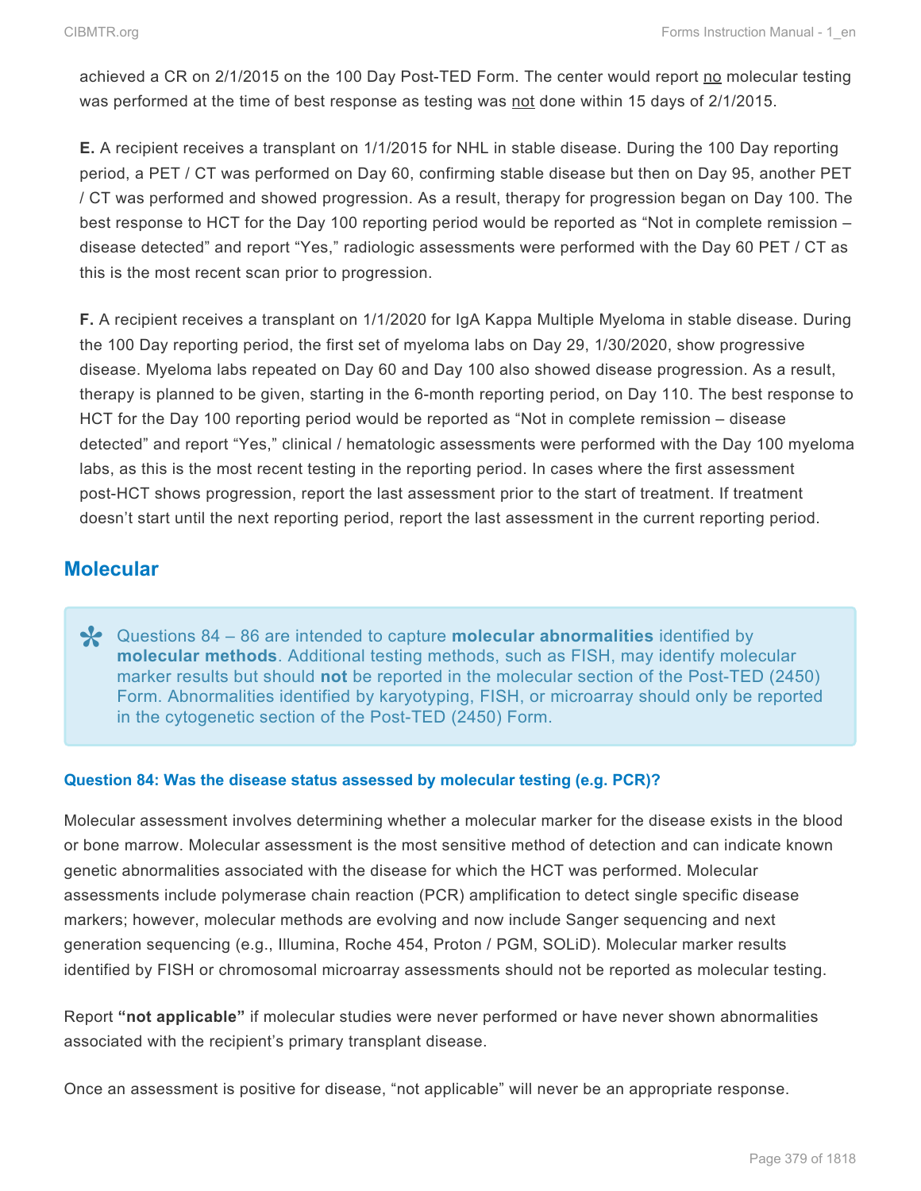achieved a CR on 2/1/2015 on the 100 Day Post-TED Form. The center would report no molecular testing was performed at the time of best response as testing was not done within 15 days of 2/1/2015.

**E.** A recipient receives a transplant on 1/1/2015 for NHL in stable disease. During the 100 Day reporting period, a PET / CT was performed on Day 60, confirming stable disease but then on Day 95, another PET / CT was performed and showed progression. As a result, therapy for progression began on Day 100. The best response to HCT for the Day 100 reporting period would be reported as "Not in complete remission – disease detected" and report "Yes," radiologic assessments were performed with the Day 60 PET / CT as this is the most recent scan prior to progression.

**F.** A recipient receives a transplant on 1/1/2020 for IgA Kappa Multiple Myeloma in stable disease. During the 100 Day reporting period, the first set of myeloma labs on Day 29, 1/30/2020, show progressive disease. Myeloma labs repeated on Day 60 and Day 100 also showed disease progression. As a result, therapy is planned to be given, starting in the 6-month reporting period, on Day 110. The best response to HCT for the Day 100 reporting period would be reported as "Not in complete remission – disease detected" and report "Yes," clinical / hematologic assessments were performed with the Day 100 myeloma labs, as this is the most recent testing in the reporting period. In cases where the first assessment post-HCT shows progression, report the last assessment prior to the start of treatment. If treatment doesn't start until the next reporting period, report the last assessment in the current reporting period.

## Molecular

> Questions 84 – 86 are intended to capture **molecular abnormalities** identified by **molecular methods**. Additional testing methods, such as FISH, may identify molecular marker results but should **not** be reported in the molecular section of the Post-TED (2450) Form. Abnormalities identified by karyotyping, FISH, or microarray should only be reported in the cytogenetic section of the Post-TED (2450) Form.

#### Question 84: Was the disease status assessed by molecular testing (e.g. PCR)?

Molecular assessment involves determining whether a molecular marker for the disease exists in the blood or bone marrow. Molecular assessment is the most sensitive method of detection and can indicate known genetic abnormalities associated with the disease for which the HCT was performed. Molecular assessments include polymerase chain reaction (PCR) amplification to detect single specific disease markers; however, molecular methods are evolving and now include Sanger sequencing and next generation sequencing (e.g., Illumina, Roche 454, Proton / PGM, SOLiD). Molecular marker results identified by FISH or chromosomal microarray assessments should not be reported as molecular testing.

Report **"not applicable"** if molecular studies were never performed or have never shown abnormalities associated with the recipient's primary transplant disease.

Once an assessment is positive for disease, "not applicable" will never be an appropriate response.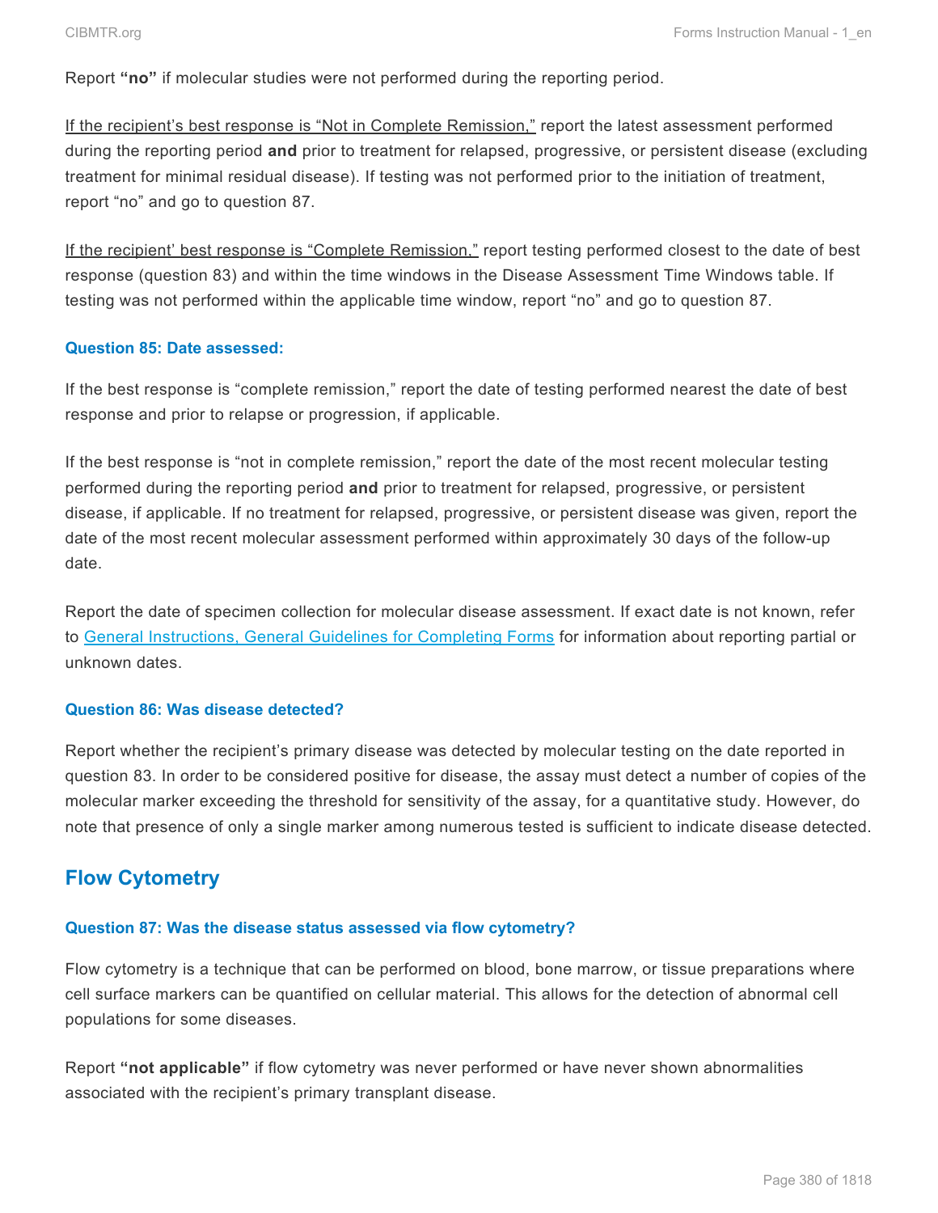Report **"no"** if molecular studies were not performed during the reporting period.

If the recipient's best response is "Not in Complete Remission," report the latest assessment performed during the reporting period **and** prior to treatment for relapsed, progressive, or persistent disease (excluding treatment for minimal residual disease). If testing was not performed prior to the initiation of treatment, report "no" and go to question 87.

If the recipient' best response is "Complete Remission," report testing performed closest to the date of best response (question 83) and within the time windows in the Disease Assessment Time Windows table. If testing was not performed within the applicable time window, report "no" and go to question 87.

#### Question 85: Date assessed:

If the best response is "complete remission," report the date of testing performed nearest the date of best response and prior to relapse or progression, if applicable.

If the best response is "not in complete remission," report the date of the most recent molecular testing performed during the reporting period **and** prior to treatment for relapsed, progressive, or persistent disease, if applicable. If no treatment for relapsed, progressive, or persistent disease was given, report the date of the most recent molecular assessment performed within approximately 30 days of the follow-up date.

Report the date of specimen collection for molecular disease assessment. If exact date is not known, refer to General Instructions, General Guidelines for Completing Forms for information about reporting partial or unknown dates.

#### Question 86: Was disease detected?

Report whether the recipient's primary disease was detected by molecular testing on the date reported in question 83. In order to be considered positive for disease, the assay must detect a number of copies of the molecular marker exceeding the threshold for sensitivity of the assay, for a quantitative study. However, do note that presence of only a single marker among numerous tested is sufficient to indicate disease detected.

## Flow Cytometry

#### Question 87: Was the disease status assessed via flow cytometry?

Flow cytometry is a technique that can be performed on blood, bone marrow, or tissue preparations where cell surface markers can be quantified on cellular material. This allows for the detection of abnormal cell populations for some diseases.

Report **"not applicable"** if flow cytometry was never performed or have never shown abnormalities associated with the recipient's primary transplant disease.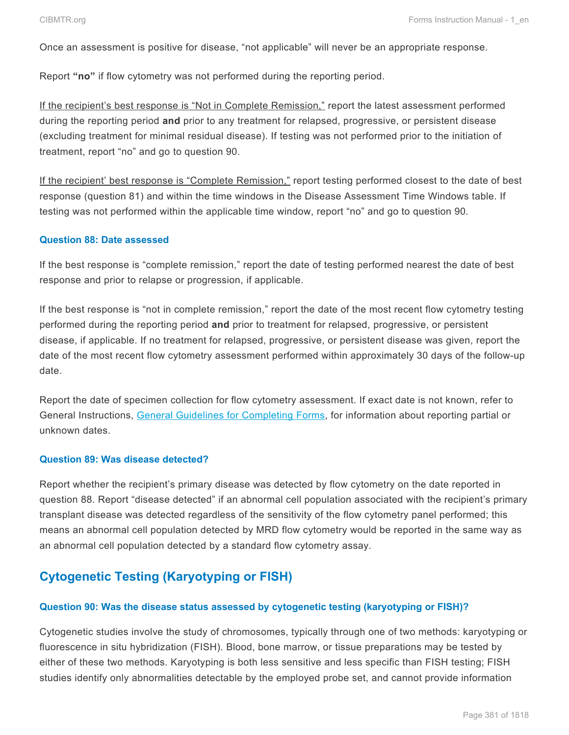Once an assessment is positive for disease, “not applicable” will never be an appropriate response.

Report **“no”** if flow cytometry was not performed during the reporting period.

<u>If the recipient’s best response is “Not in Complete Remission,”</u> report the latest assessment performed during the reporting period **and** prior to any treatment for relapsed, progressive, or persistent disease (excluding treatment for minimal residual disease). If testing was not performed prior to the initiation of treatment, report “no” and go to question 90.

<u>If the recipient’ best response is “Complete Remission,”</u> report testing performed closest to the date of best response (question 81) and within the time windows in the Disease Assessment Time Windows table. If testing was not performed within the applicable time window, report “no” and go to question 90.

#### Question 88: Date assessed

If the best response is “complete remission,” report the date of testing performed nearest the date of best response and prior to relapse or progression, if applicable.

If the best response is “not in complete remission,” report the date of the most recent flow cytometry testing performed during the reporting period **and** prior to treatment for relapsed, progressive, or persistent disease, if applicable. If no treatment for relapsed, progressive, or persistent disease was given, report the date of the most recent flow cytometry assessment performed within approximately 30 days of the follow-up date.

Report the date of specimen collection for flow cytometry assessment. If exact date is not known, refer to General Instructions, [General Guidelines for Completing Forms](), for information about reporting partial or unknown dates.

#### Question 89: Was disease detected?

Report whether the recipient’s primary disease was detected by flow cytometry on the date reported in question 88. Report “disease detected” if an abnormal cell population associated with the recipient’s primary transplant disease was detected regardless of the sensitivity of the flow cytometry panel performed; this means an abnormal cell population detected by MRD flow cytometry would be reported in the same way as an abnormal cell population detected by a standard flow cytometry assay.

## Cytogenetic Testing (Karyotyping or FISH)

#### Question 90: Was the disease status assessed by cytogenetic testing (karyotyping or FISH)?

Cytogenetic studies involve the study of chromosomes, typically through one of two methods: karyotyping or fluorescence in situ hybridization (FISH). Blood, bone marrow, or tissue preparations may be tested by either of these two methods. Karyotyping is both less sensitive and less specific than FISH testing; FISH studies identify only abnormalities detectable by the employed probe set, and cannot provide information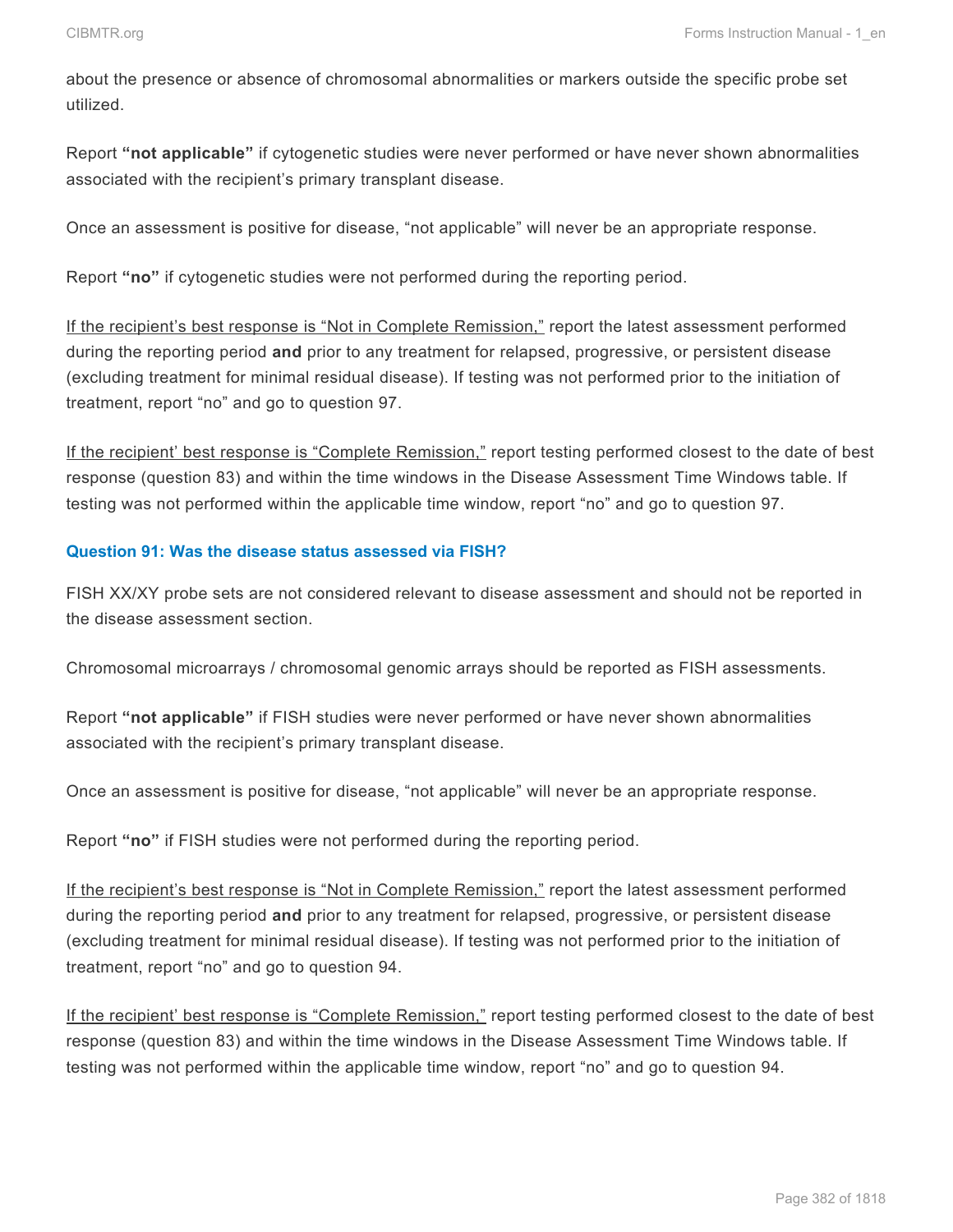about the presence or absence of chromosomal abnormalities or markers outside the specific probe set utilized.

Report **"not applicable"** if cytogenetic studies were never performed or have never shown abnormalities associated with the recipient's primary transplant disease.

Once an assessment is positive for disease, "not applicable" will never be an appropriate response.

Report **"no"** if cytogenetic studies were not performed during the reporting period.

<u>If the recipient's best response is "Not in Complete Remission,"</u> report the latest assessment performed during the reporting period **and** prior to any treatment for relapsed, progressive, or persistent disease (excluding treatment for minimal residual disease). If testing was not performed prior to the initiation of treatment, report "no" and go to question 97.

<u>If the recipient' best response is "Complete Remission,"</u> report testing performed closest to the date of best response (question 83) and within the time windows in the Disease Assessment Time Windows table. If testing was not performed within the applicable time window, report "no" and go to question 97.

### Question 91: Was the disease status assessed via FISH?

FISH XX/XY probe sets are not considered relevant to disease assessment and should not be reported in the disease assessment section.

Chromosomal microarrays / chromosomal genomic arrays should be reported as FISH assessments.

Report **"not applicable"** if FISH studies were never performed or have never shown abnormalities associated with the recipient's primary transplant disease.

Once an assessment is positive for disease, "not applicable" will never be an appropriate response.

Report **"no"** if FISH studies were not performed during the reporting period.

<u>If the recipient's best response is "Not in Complete Remission,"</u> report the latest assessment performed during the reporting period **and** prior to any treatment for relapsed, progressive, or persistent disease (excluding treatment for minimal residual disease). If testing was not performed prior to the initiation of treatment, report "no" and go to question 94.

<u>If the recipient' best response is "Complete Remission,"</u> report testing performed closest to the date of best response (question 83) and within the time windows in the Disease Assessment Time Windows table. If testing was not performed within the applicable time window, report "no" and go to question 94.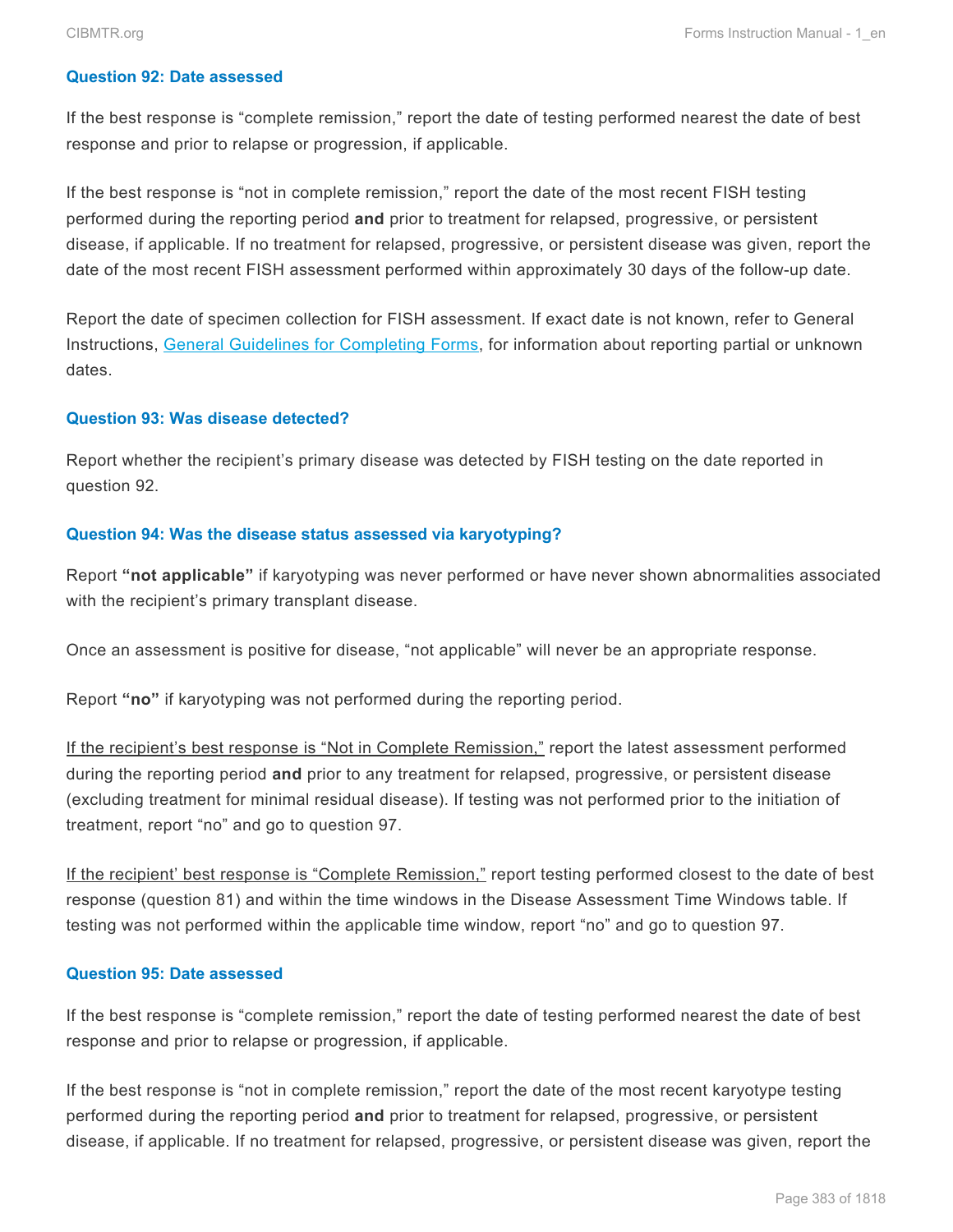#### Question 92: Date assessed

If the best response is “complete remission,” report the date of testing performed nearest the date of best response and prior to relapse or progression, if applicable.

If the best response is “not in complete remission,” report the date of the most recent FISH testing performed during the reporting period **and** prior to treatment for relapsed, progressive, or persistent disease, if applicable. If no treatment for relapsed, progressive, or persistent disease was given, report the date of the most recent FISH assessment performed within approximately 30 days of the follow-up date.

Report the date of specimen collection for FISH assessment. If exact date is not known, refer to General Instructions, General Guidelines for Completing Forms, for information about reporting partial or unknown dates.

#### Question 93: Was disease detected?

Report whether the recipient’s primary disease was detected by FISH testing on the date reported in question 92.

#### Question 94: Was the disease status assessed via karyotyping?

Report **“not applicable”** if karyotyping was never performed or have never shown abnormalities associated with the recipient’s primary transplant disease.

Once an assessment is positive for disease, “not applicable” will never be an appropriate response.

Report **“no”** if karyotyping was not performed during the reporting period.

If the recipient’s best response is “Not in Complete Remission,” report the latest assessment performed during the reporting period **and** prior to any treatment for relapsed, progressive, or persistent disease (excluding treatment for minimal residual disease). If testing was not performed prior to the initiation of treatment, report “no” and go to question 97.

If the recipient’ best response is “Complete Remission,” report testing performed closest to the date of best response (question 81) and within the time windows in the Disease Assessment Time Windows table. If testing was not performed within the applicable time window, report “no” and go to question 97.

#### Question 95: Date assessed

If the best response is “complete remission,” report the date of testing performed nearest the date of best response and prior to relapse or progression, if applicable.

If the best response is “not in complete remission,” report the date of the most recent karyotype testing performed during the reporting period **and** prior to treatment for relapsed, progressive, or persistent disease, if applicable. If no treatment for relapsed, progressive, or persistent disease was given, report the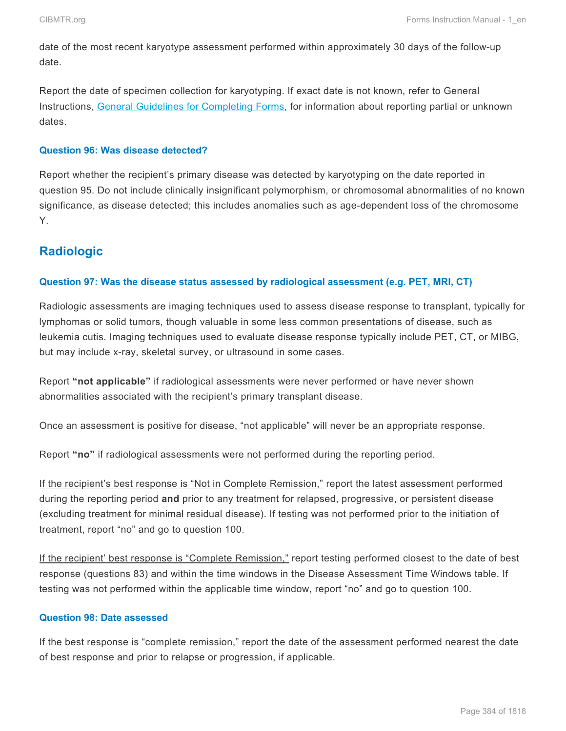date of the most recent karyotype assessment performed within approximately 30 days of the follow-up date.

Report the date of specimen collection for karyotyping. If exact date is not known, refer to General Instructions, General Guidelines for Completing Forms, for information about reporting partial or unknown dates.

#### Question 96: Was disease detected?

Report whether the recipient's primary disease was detected by karyotyping on the date reported in question 95. Do not include clinically insignificant polymorphism, or chromosomal abnormalities of no known significance, as disease detected; this includes anomalies such as age-dependent loss of the chromosome Y.

## Radiologic

#### Question 97: Was the disease status assessed by radiological assessment (e.g. PET, MRI, CT)

Radiologic assessments are imaging techniques used to assess disease response to transplant, typically for lymphomas or solid tumors, though valuable in some less common presentations of disease, such as leukemia cutis. Imaging techniques used to evaluate disease response typically include PET, CT, or MIBG, but may include x-ray, skeletal survey, or ultrasound in some cases.

Report **"not applicable"** if radiological assessments were never performed or have never shown abnormalities associated with the recipient's primary transplant disease.

Once an assessment is positive for disease, "not applicable" will never be an appropriate response.

Report **"no"** if radiological assessments were not performed during the reporting period.

If the recipient's best response is "Not in Complete Remission," report the latest assessment performed during the reporting period **and** prior to any treatment for relapsed, progressive, or persistent disease (excluding treatment for minimal residual disease). If testing was not performed prior to the initiation of treatment, report "no" and go to question 100.

If the recipient' best response is "Complete Remission," report testing performed closest to the date of best response (questions 83) and within the time windows in the Disease Assessment Time Windows table. If testing was not performed within the applicable time window, report "no" and go to question 100.

#### Question 98: Date assessed

If the best response is "complete remission," report the date of the assessment performed nearest the date of best response and prior to relapse or progression, if applicable.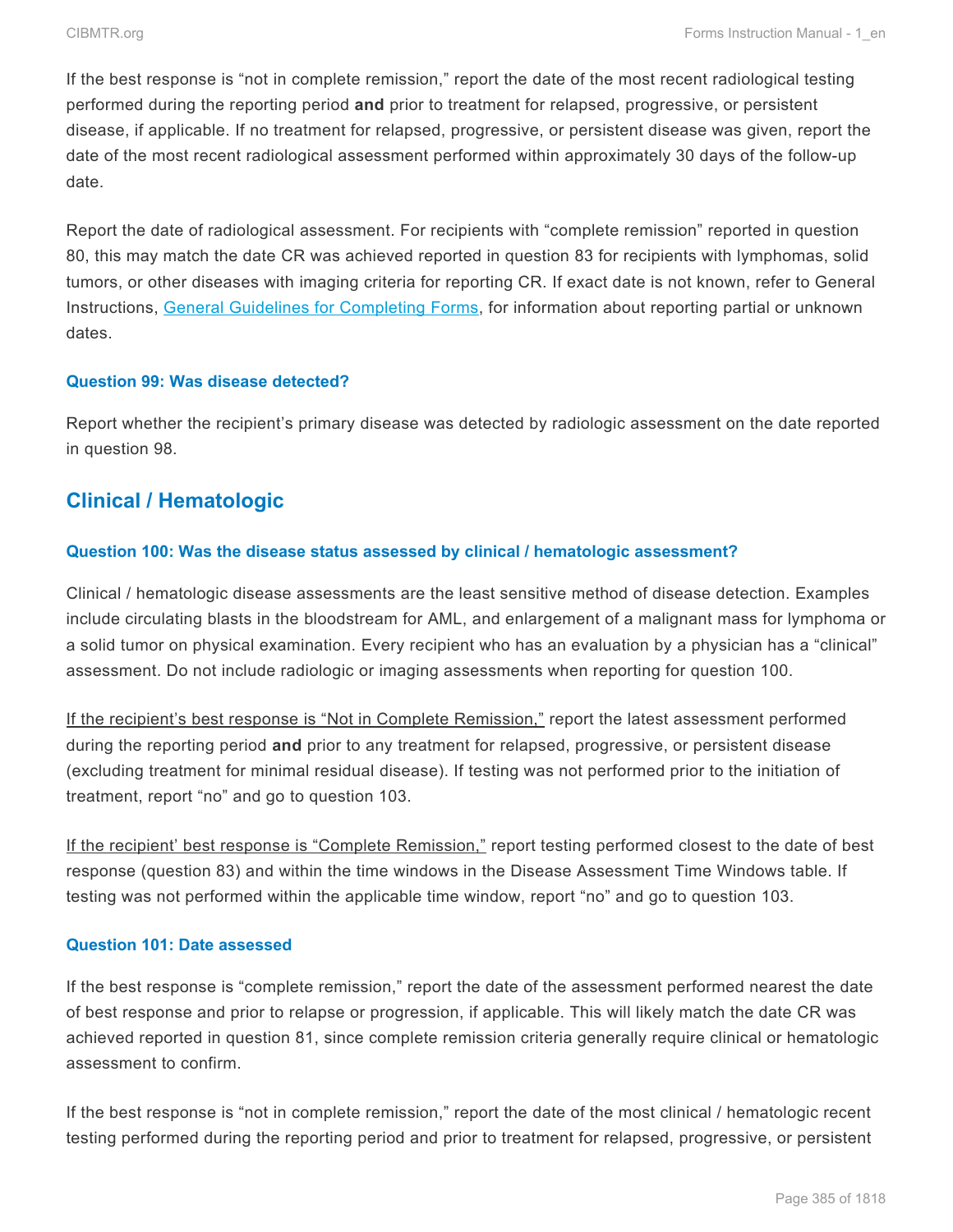If the best response is "not in complete remission," report the date of the most recent radiological testing performed during the reporting period **and** prior to treatment for relapsed, progressive, or persistent disease, if applicable. If no treatment for relapsed, progressive, or persistent disease was given, report the date of the most recent radiological assessment performed within approximately 30 days of the follow-up date.

Report the date of radiological assessment. For recipients with "complete remission" reported in question 80, this may match the date CR was achieved reported in question 83 for recipients with lymphomas, solid tumors, or other diseases with imaging criteria for reporting CR. If exact date is not known, refer to General Instructions, General Guidelines for Completing Forms, for information about reporting partial or unknown dates.

#### Question 99: Was disease detected?

Report whether the recipient's primary disease was detected by radiologic assessment on the date reported in question 98.

## Clinical / Hematologic

#### Question 100: Was the disease status assessed by clinical / hematologic assessment?

Clinical / hematologic disease assessments are the least sensitive method of disease detection. Examples include circulating blasts in the bloodstream for AML, and enlargement of a malignant mass for lymphoma or a solid tumor on physical examination. Every recipient who has an evaluation by a physician has a "clinical" assessment. Do not include radiologic or imaging assessments when reporting for question 100.

<u>If the recipient's best response is "Not in Complete Remission,"</u> report the latest assessment performed during the reporting period **and** prior to any treatment for relapsed, progressive, or persistent disease (excluding treatment for minimal residual disease). If testing was not performed prior to the initiation of treatment, report "no" and go to question 103.

<u>If the recipient' best response is "Complete Remission,"</u> report testing performed closest to the date of best response (question 83) and within the time windows in the Disease Assessment Time Windows table. If testing was not performed within the applicable time window, report "no" and go to question 103.

#### Question 101: Date assessed

If the best response is "complete remission," report the date of the assessment performed nearest the date of best response and prior to relapse or progression, if applicable. This will likely match the date CR was achieved reported in question 81, since complete remission criteria generally require clinical or hematologic assessment to confirm.

If the best response is "not in complete remission," report the date of the most clinical / hematologic recent testing performed during the reporting period and prior to treatment for relapsed, progressive, or persistent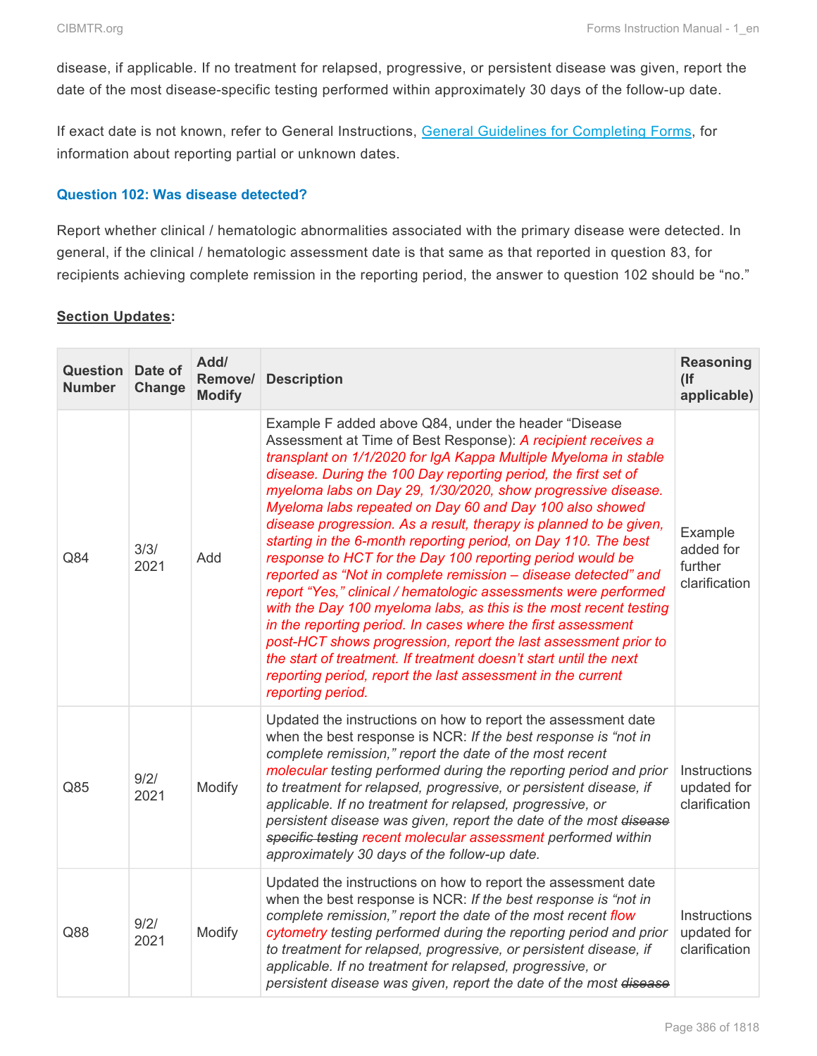disease, if applicable. If no treatment for relapsed, progressive, or persistent disease was given, report the date of the most disease-specific testing performed within approximately 30 days of the follow-up date.

If exact date is not known, refer to General Instructions, General Guidelines for Completing Forms, for information about reporting partial or unknown dates.

### Question 102: Was disease detected?

Report whether clinical / hematologic abnormalities associated with the primary disease were detected. In general, if the clinical / hematologic assessment date is that same as that reported in question 83, for recipients achieving complete remission in the reporting period, the answer to question 102 should be "no."

**Section Updates:**

| Question Number | Date of Change | Add/ Remove/ Modify | Description | Reasoning (If applicable) |
|---|---|---|---|---|
| Q84 | 3/3/ 2021 | Add | Example F added above Q84, under the header "Disease Assessment at Time of Best Response): *A recipient receives a transplant on 1/1/2020 for IgA Kappa Multiple Myeloma in stable disease. During the 100 Day reporting period, the first set of myeloma labs on Day 29, 1/30/2020, show progressive disease. Myeloma labs repeated on Day 60 and Day 100 also showed disease progression. As a result, therapy is planned to be given, starting in the 6-month reporting period, on Day 110. The best response to HCT for the Day 100 reporting period would be reported as "Not in complete remission – disease detected" and report "Yes," clinical / hematologic assessments were performed with the Day 100 myeloma labs, as this is the most recent testing in the reporting period. In cases where the first assessment post-HCT shows progression, report the last assessment prior to the start of treatment. If treatment doesn't start until the next reporting period, report the last assessment in the current reporting period.* | Example added for further clarification |
| Q85 | 9/2/ 2021 | Modify | Updated the instructions on how to report the assessment date when the best response is NCR: *If the best response is "not in complete remission," report the date of the most recent molecular testing performed during the reporting period and prior to treatment for relapsed, progressive, or persistent disease, if applicable. If no treatment for relapsed, progressive, or persistent disease was given, report the date of the most ~~disease specific testing~~ recent molecular assessment performed within approximately 30 days of the follow-up date.* | Instructions updated for clarification |
| Q88 | 9/2/ 2021 | Modify | Updated the instructions on how to report the assessment date when the best response is NCR: *If the best response is "not in complete remission," report the date of the most recent flow cytometry testing performed during the reporting period and prior to treatment for relapsed, progressive, or persistent disease, if applicable. If no treatment for relapsed, progressive, or persistent disease was given, report the date of the most ~~disease~~* | Instructions updated for clarification |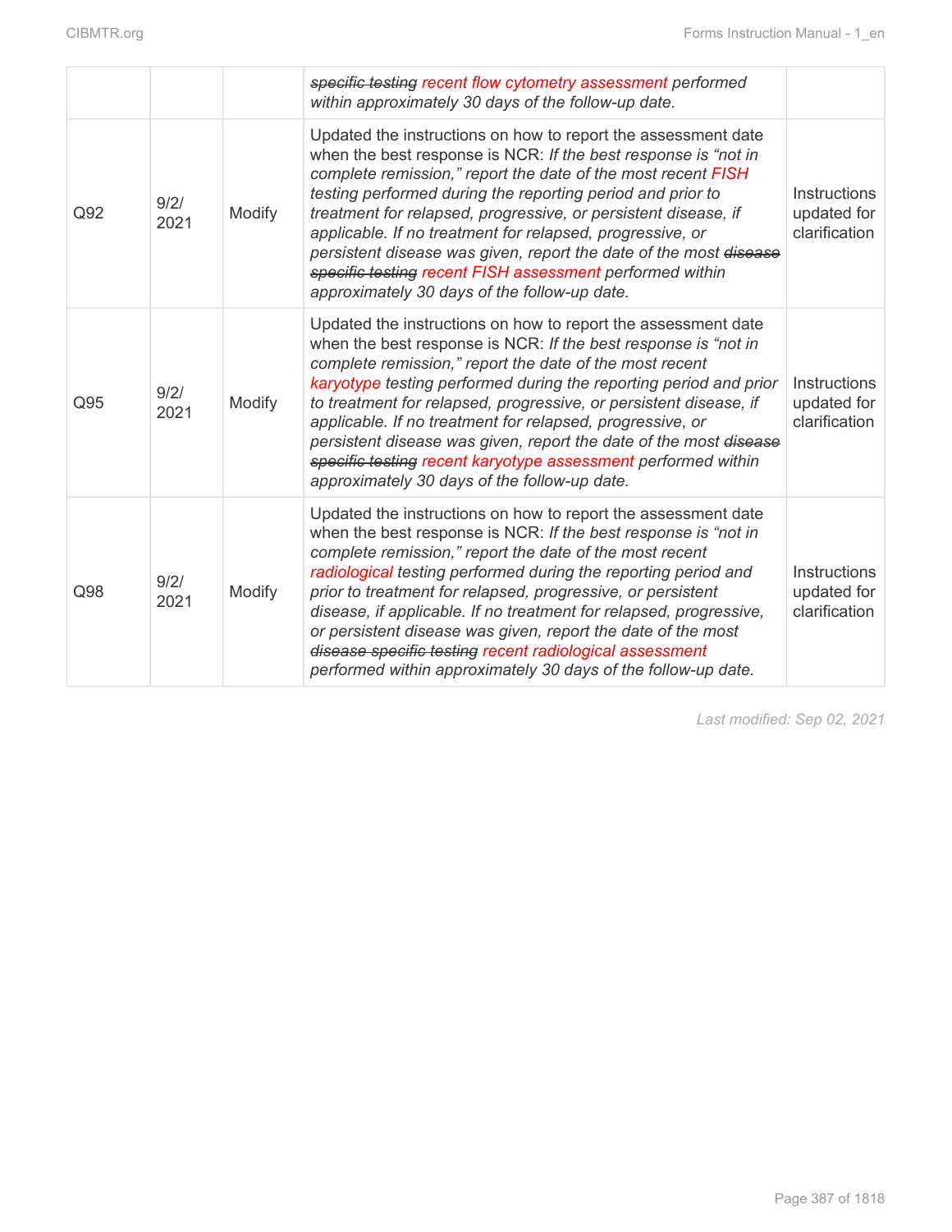| | | | ~~specific testing~~ recent flow cytometry assessment performed within approximately 30 days of the follow-up date. | |
|---|---|---|---|---|
| Q92 | 9/2/2021 | Modify | Updated the instructions on how to report the assessment date when the best response is NCR: *If the best response is "not in complete remission," report the date of the most recent FISH testing performed during the reporting period and prior to treatment for relapsed, progressive, or persistent disease, if applicable. If no treatment for relapsed, progressive, or persistent disease was given, report the date of the most ~~disease specific testing~~ recent FISH assessment performed within approximately 30 days of the follow-up date.* | Instructions updated for clarification |
| Q95 | 9/2/2021 | Modify | Updated the instructions on how to report the assessment date when the best response is NCR: *If the best response is "not in complete remission," report the date of the most recent karyotype testing performed during the reporting period and prior to treatment for relapsed, progressive, or persistent disease, if applicable. If no treatment for relapsed, progressive, or persistent disease was given, report the date of the most ~~disease specific testing~~ recent karyotype assessment performed within approximately 30 days of the follow-up date.* | Instructions updated for clarification |
| Q98 | 9/2/2021 | Modify | Updated the instructions on how to report the assessment date when the best response is NCR: *If the best response is "not in complete remission," report the date of the most recent radiological testing performed during the reporting period and prior to treatment for relapsed, progressive, or persistent disease, if applicable. If no treatment for relapsed, progressive, or persistent disease was given, report the date of the most ~~disease specific testing~~ recent radiological assessment performed within approximately 30 days of the follow-up date.* | Instructions updated for clarification |

*Last modified: Sep 02, 2021*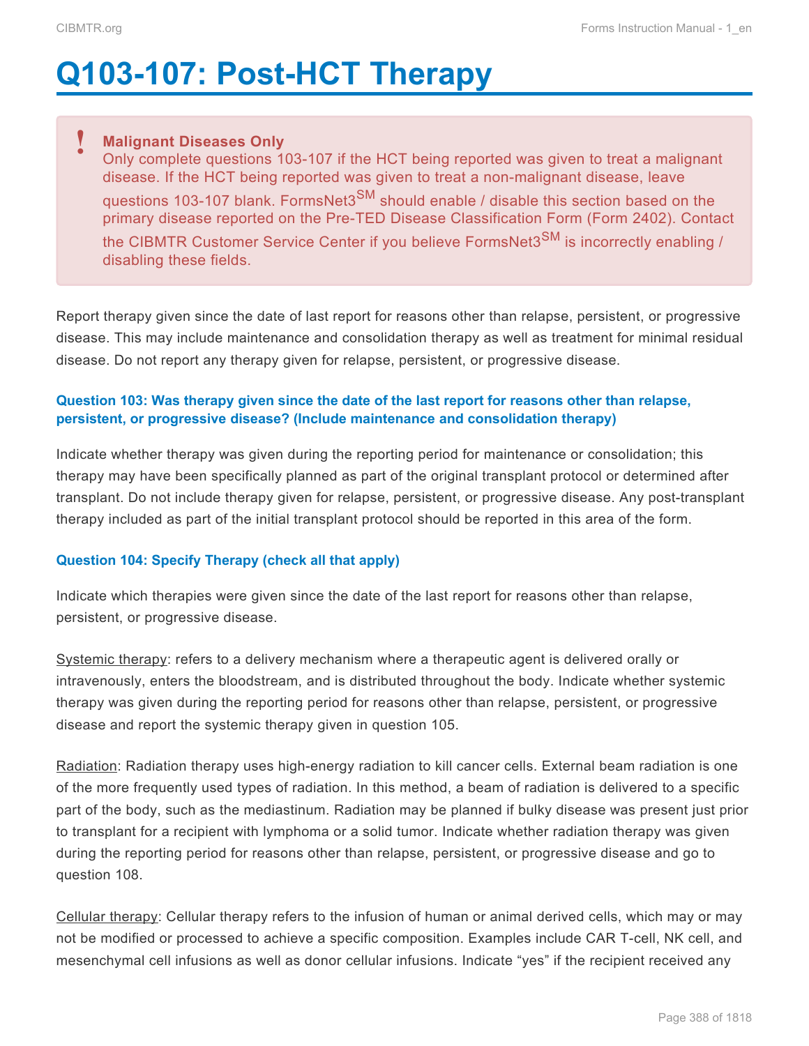# Q103-107: Post-HCT Therapy

> **Malignant Diseases Only**
> Only complete questions 103-107 if the HCT being reported was given to treat a malignant disease. If the HCT being reported was given to treat a non-malignant disease, leave questions 103-107 blank. FormsNet3SM should enable / disable this section based on the primary disease reported on the Pre-TED Disease Classification Form (Form 2402). Contact the CIBMTR Customer Service Center if you believe FormsNet3SM is incorrectly enabling / disabling these fields.

Report therapy given since the date of last report for reasons other than relapse, persistent, or progressive disease. This may include maintenance and consolidation therapy as well as treatment for minimal residual disease. Do not report any therapy given for relapse, persistent, or progressive disease.

#### Question 103: Was therapy given since the date of the last report for reasons other than relapse, persistent, or progressive disease? (Include maintenance and consolidation therapy)

Indicate whether therapy was given during the reporting period for maintenance or consolidation; this therapy may have been specifically planned as part of the original transplant protocol or determined after transplant. Do not include therapy given for relapse, persistent, or progressive disease. Any post-transplant therapy included as part of the initial transplant protocol should be reported in this area of the form.

#### Question 104: Specify Therapy (check all that apply)

Indicate which therapies were given since the date of the last report for reasons other than relapse, persistent, or progressive disease.

Systemic therapy: refers to a delivery mechanism where a therapeutic agent is delivered orally or intravenously, enters the bloodstream, and is distributed throughout the body. Indicate whether systemic therapy was given during the reporting period for reasons other than relapse, persistent, or progressive disease and report the systemic therapy given in question 105.

Radiation: Radiation therapy uses high-energy radiation to kill cancer cells. External beam radiation is one of the more frequently used types of radiation. In this method, a beam of radiation is delivered to a specific part of the body, such as the mediastinum. Radiation may be planned if bulky disease was present just prior to transplant for a recipient with lymphoma or a solid tumor. Indicate whether radiation therapy was given during the reporting period for reasons other than relapse, persistent, or progressive disease and go to question 108.

Cellular therapy: Cellular therapy refers to the infusion of human or animal derived cells, which may or may not be modified or processed to achieve a specific composition. Examples include CAR T-cell, NK cell, and mesenchymal cell infusions as well as donor cellular infusions. Indicate "yes" if the recipient received any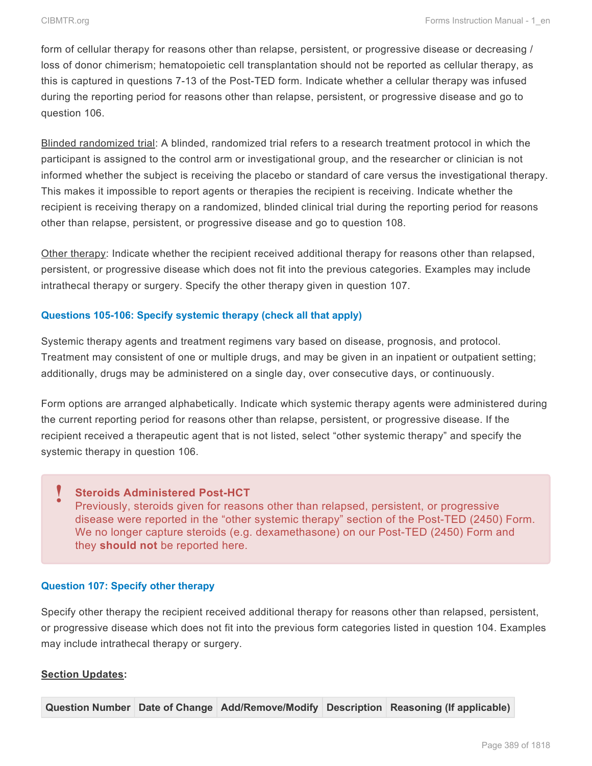form of cellular therapy for reasons other than relapse, persistent, or progressive disease or decreasing / loss of donor chimerism; hematopoietic cell transplantation should not be reported as cellular therapy, as this is captured in questions 7-13 of the Post-TED form. Indicate whether a cellular therapy was infused during the reporting period for reasons other than relapse, persistent, or progressive disease and go to question 106.

Blinded randomized trial: A blinded, randomized trial refers to a research treatment protocol in which the participant is assigned to the control arm or investigational group, and the researcher or clinician is not informed whether the subject is receiving the placebo or standard of care versus the investigational therapy. This makes it impossible to report agents or therapies the recipient is receiving. Indicate whether the recipient is receiving therapy on a randomized, blinded clinical trial during the reporting period for reasons other than relapse, persistent, or progressive disease and go to question 108.

Other therapy: Indicate whether the recipient received additional therapy for reasons other than relapsed, persistent, or progressive disease which does not fit into the previous categories. Examples may include intrathecal therapy or surgery. Specify the other therapy given in question 107.

#### Questions 105-106: Specify systemic therapy (check all that apply)

Systemic therapy agents and treatment regimens vary based on disease, prognosis, and protocol. Treatment may consistent of one or multiple drugs, and may be given in an inpatient or outpatient setting; additionally, drugs may be administered on a single day, over consecutive days, or continuously.

Form options are arranged alphabetically. Indicate which systemic therapy agents were administered during the current reporting period for reasons other than relapse, persistent, or progressive disease. If the recipient received a therapeutic agent that is not listed, select "other systemic therapy" and specify the systemic therapy in question 106.

> **!** **Steroids Administered Post-HCT**
> Previously, steroids given for reasons other than relapsed, persistent, or progressive disease were reported in the "other systemic therapy" section of the Post-TED (2450) Form. We no longer capture steroids (e.g. dexamethasone) on our Post-TED (2450) Form and they **should not** be reported here.

#### Question 107: Specify other therapy

Specify other therapy the recipient received additional therapy for reasons other than relapsed, persistent, or progressive disease which does not fit into the previous form categories listed in question 104. Examples may include intrathecal therapy or surgery.

**Section Updates:**

| Question Number | Date of Change | Add/Remove/Modify | Description | Reasoning (If applicable) |
|---|---|---|---|---|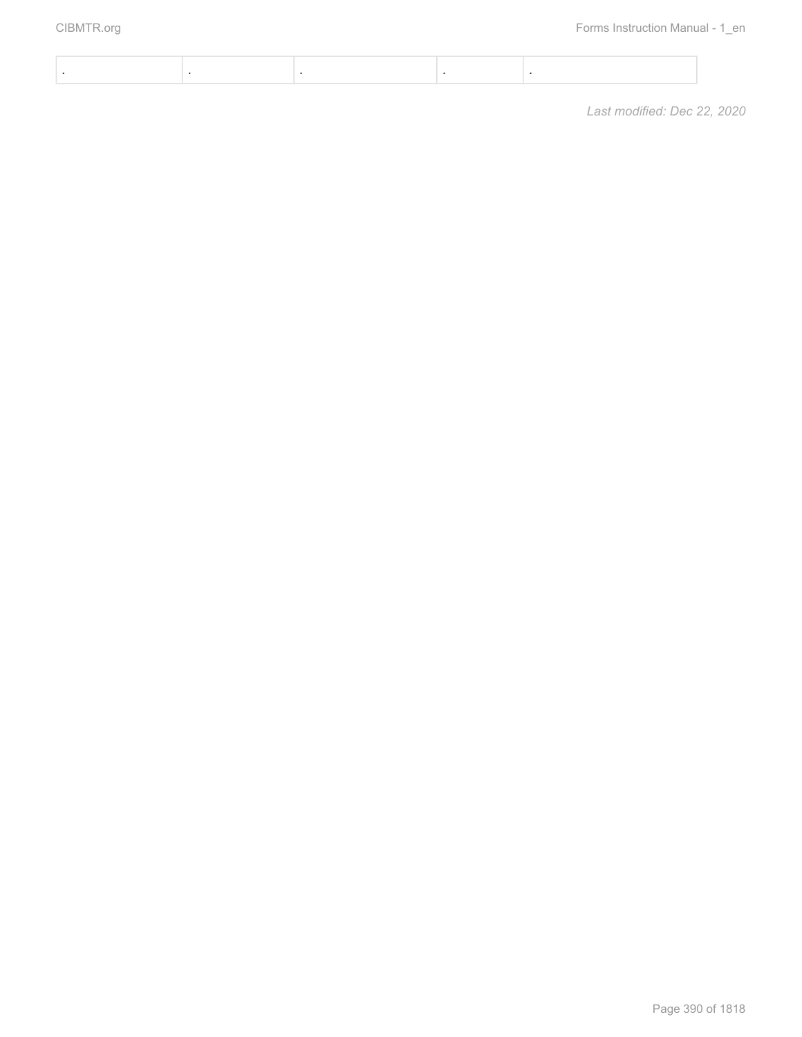| | | | | |
|---|---|---|---|---|
| . | . | . | . | . |

*Last modified: Dec 22, 2020*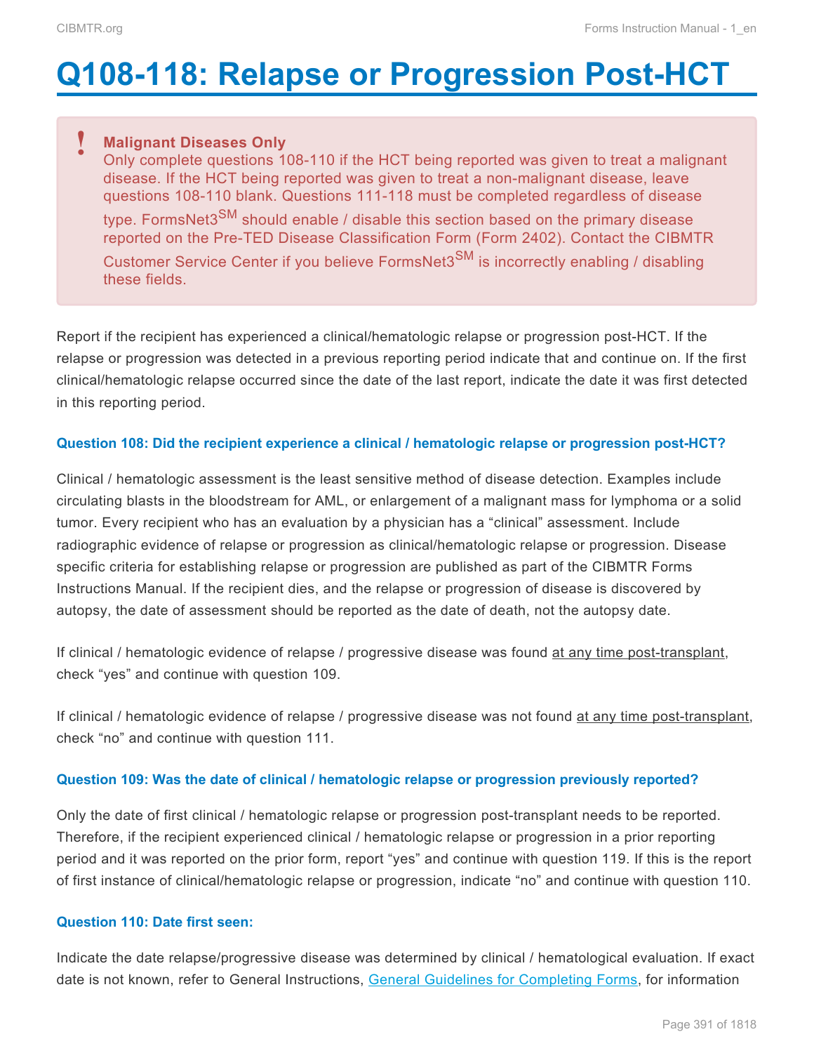# Q108-118: Relapse or Progression Post-HCT

> **Malignant Diseases Only**
> Only complete questions 108-110 if the HCT being reported was given to treat a malignant disease. If the HCT being reported was given to treat a non-malignant disease, leave questions 108-110 blank. Questions 111-118 must be completed regardless of disease type. FormsNet3[SM] should enable / disable this section based on the primary disease reported on the Pre-TED Disease Classification Form (Form 2402). Contact the CIBMTR Customer Service Center if you believe FormsNet3[SM] is incorrectly enabling / disabling these fields.

Report if the recipient has experienced a clinical/hematologic relapse or progression post-HCT. If the relapse or progression was detected in a previous reporting period indicate that and continue on. If the first clinical/hematologic relapse occurred since the date of the last report, indicate the date it was first detected in this reporting period.

#### Question 108: Did the recipient experience a clinical / hematologic relapse or progression post-HCT?

Clinical / hematologic assessment is the least sensitive method of disease detection. Examples include circulating blasts in the bloodstream for AML, or enlargement of a malignant mass for lymphoma or a solid tumor. Every recipient who has an evaluation by a physician has a "clinical" assessment. Include radiographic evidence of relapse or progression as clinical/hematologic relapse or progression. Disease specific criteria for establishing relapse or progression are published as part of the CIBMTR Forms Instructions Manual. If the recipient dies, and the relapse or progression of disease is discovered by autopsy, the date of assessment should be reported as the date of death, not the autopsy date.

If clinical / hematologic evidence of relapse / progressive disease was found at any time post-transplant, check "yes" and continue with question 109.

If clinical / hematologic evidence of relapse / progressive disease was not found at any time post-transplant, check "no" and continue with question 111.

#### Question 109: Was the date of clinical / hematologic relapse or progression previously reported?

Only the date of first clinical / hematologic relapse or progression post-transplant needs to be reported. Therefore, if the recipient experienced clinical / hematologic relapse or progression in a prior reporting period and it was reported on the prior form, report "yes" and continue with question 119. If this is the report of first instance of clinical/hematologic relapse or progression, indicate "no" and continue with question 110.

#### Question 110: Date first seen:

Indicate the date relapse/progressive disease was determined by clinical / hematological evaluation. If exact date is not known, refer to General Instructions, General Guidelines for Completing Forms, for information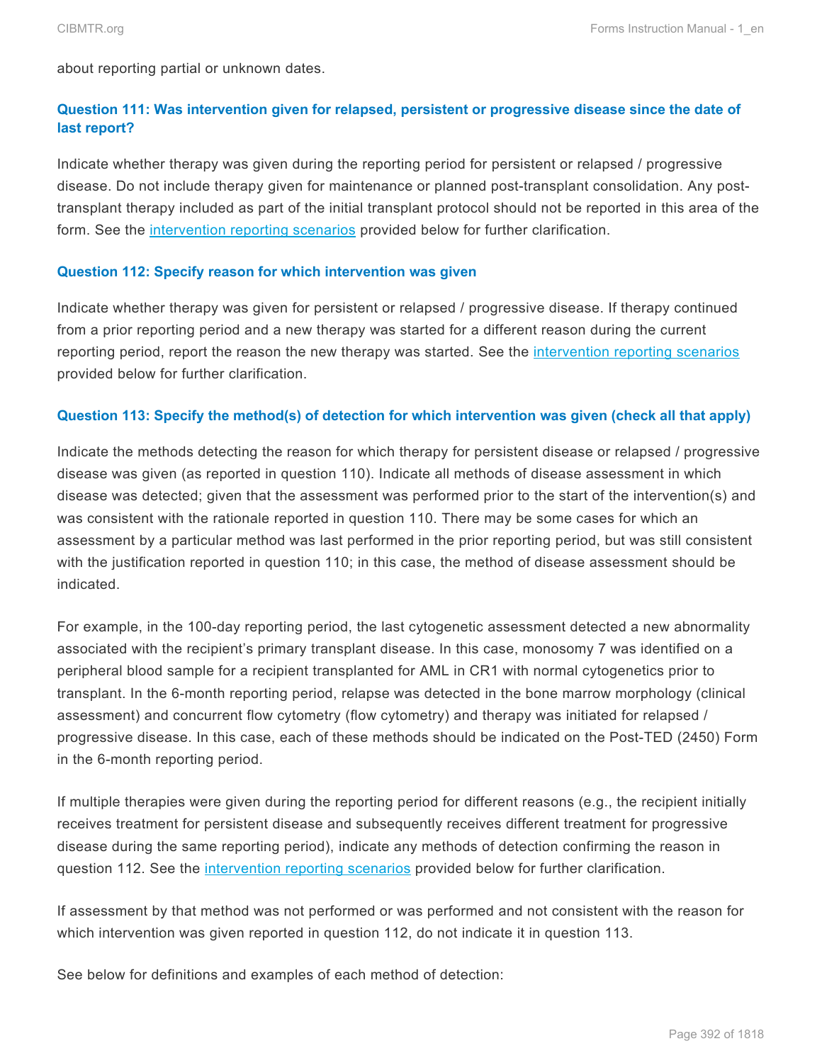about reporting partial or unknown dates.

### Question 111: Was intervention given for relapsed, persistent or progressive disease since the date of last report?

Indicate whether therapy was given during the reporting period for persistent or relapsed / progressive disease. Do not include therapy given for maintenance or planned post-transplant consolidation. Any post-transplant therapy included as part of the initial transplant protocol should not be reported in this area of the form. See the intervention reporting scenarios provided below for further clarification.

#### Question 112: Specify reason for which intervention was given

Indicate whether therapy was given for persistent or relapsed / progressive disease. If therapy continued from a prior reporting period and a new therapy was started for a different reason during the current reporting period, report the reason the new therapy was started. See the intervention reporting scenarios provided below for further clarification.

#### Question 113: Specify the method(s) of detection for which intervention was given (check all that apply)

Indicate the methods detecting the reason for which therapy for persistent disease or relapsed / progressive disease was given (as reported in question 110). Indicate all methods of disease assessment in which disease was detected; given that the assessment was performed prior to the start of the intervention(s) and was consistent with the rationale reported in question 110. There may be some cases for which an assessment by a particular method was last performed in the prior reporting period, but was still consistent with the justification reported in question 110; in this case, the method of disease assessment should be indicated.

For example, in the 100-day reporting period, the last cytogenetic assessment detected a new abnormality associated with the recipient's primary transplant disease. In this case, monosomy 7 was identified on a peripheral blood sample for a recipient transplanted for AML in CR1 with normal cytogenetics prior to transplant. In the 6-month reporting period, relapse was detected in the bone marrow morphology (clinical assessment) and concurrent flow cytometry (flow cytometry) and therapy was initiated for relapsed / progressive disease. In this case, each of these methods should be indicated on the Post-TED (2450) Form in the 6-month reporting period.

If multiple therapies were given during the reporting period for different reasons (e.g., the recipient initially receives treatment for persistent disease and subsequently receives different treatment for progressive disease during the same reporting period), indicate any methods of detection confirming the reason in question 112. See the intervention reporting scenarios provided below for further clarification.

If assessment by that method was not performed or was performed and not consistent with the reason for which intervention was given reported in question 112, do not indicate it in question 113.

See below for definitions and examples of each method of detection: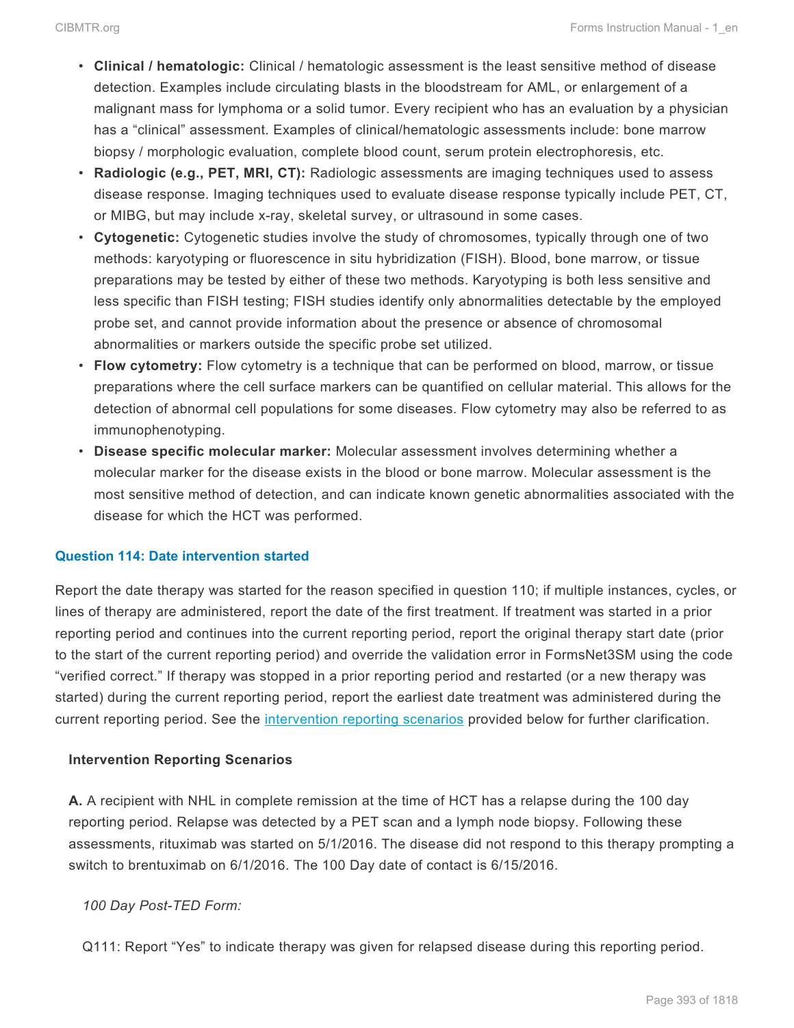- **Clinical / hematologic:** Clinical / hematologic assessment is the least sensitive method of disease detection. Examples include circulating blasts in the bloodstream for AML, or enlargement of a malignant mass for lymphoma or a solid tumor. Every recipient who has an evaluation by a physician has a "clinical" assessment. Examples of clinical/hematologic assessments include: bone marrow biopsy / morphologic evaluation, complete blood count, serum protein electrophoresis, etc.
- **Radiologic (e.g., PET, MRI, CT):** Radiologic assessments are imaging techniques used to assess disease response. Imaging techniques used to evaluate disease response typically include PET, CT, or MIBG, but may include x-ray, skeletal survey, or ultrasound in some cases.
- **Cytogenetic:** Cytogenetic studies involve the study of chromosomes, typically through one of two methods: karyotyping or fluorescence in situ hybridization (FISH). Blood, bone marrow, or tissue preparations may be tested by either of these two methods. Karyotyping is both less sensitive and less specific than FISH testing; FISH studies identify only abnormalities detectable by the employed probe set, and cannot provide information about the presence or absence of chromosomal abnormalities or markers outside the specific probe set utilized.
- **Flow cytometry:** Flow cytometry is a technique that can be performed on blood, marrow, or tissue preparations where the cell surface markers can be quantified on cellular material. This allows for the detection of abnormal cell populations for some diseases. Flow cytometry may also be referred to as immunophenotyping.
- **Disease specific molecular marker:** Molecular assessment involves determining whether a molecular marker for the disease exists in the blood or bone marrow. Molecular assessment is the most sensitive method of detection, and can indicate known genetic abnormalities associated with the disease for which the HCT was performed.

### Question 114: Date intervention started

Report the date therapy was started for the reason specified in question 110; if multiple instances, cycles, or lines of therapy are administered, report the date of the first treatment. If treatment was started in a prior reporting period and continues into the current reporting period, report the original therapy start date (prior to the start of the current reporting period) and override the validation error in FormsNet3SM using the code "verified correct." If therapy was stopped in a prior reporting period and restarted (or a new therapy was started) during the current reporting period, report the earliest date treatment was administered during the current reporting period. See the intervention reporting scenarios provided below for further clarification.

**Intervention Reporting Scenarios**

**A.** A recipient with NHL in complete remission at the time of HCT has a relapse during the 100 day reporting period. Relapse was detected by a PET scan and a lymph node biopsy. Following these assessments, rituximab was started on 5/1/2016. The disease did not respond to this therapy prompting a switch to brentuximab on 6/1/2016. The 100 Day date of contact is 6/15/2016.

*100 Day Post-TED Form:*

Q111: Report "Yes" to indicate therapy was given for relapsed disease during this reporting period.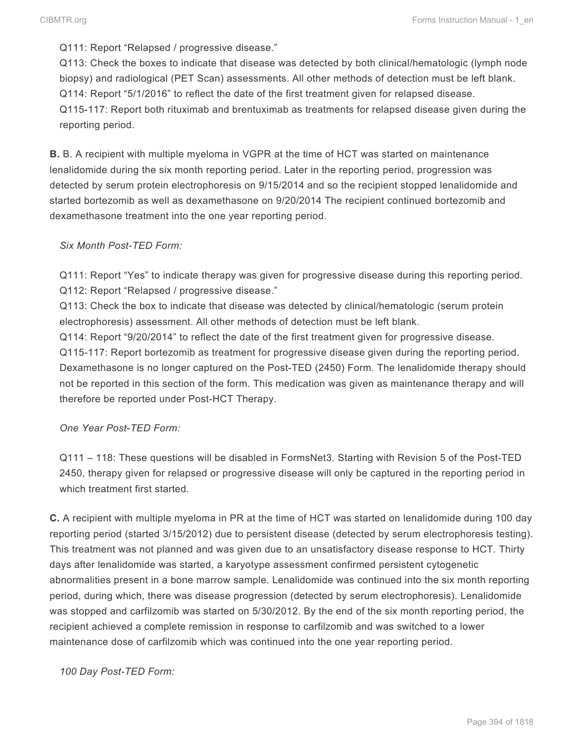Q111: Report "Relapsed / progressive disease."
Q113: Check the boxes to indicate that disease was detected by both clinical/hematologic (lymph node biopsy) and radiological (PET Scan) assessments. All other methods of detection must be left blank.
Q114: Report "5/1/2016" to reflect the date of the first treatment given for relapsed disease.
Q115-117: Report both rituximab and brentuximab as treatments for relapsed disease given during the reporting period.

**B.** B. A recipient with multiple myeloma in VGPR at the time of HCT was started on maintenance lenalidomide during the six month reporting period. Later in the reporting period, progression was detected by serum protein electrophoresis on 9/15/2014 and so the recipient stopped lenalidomide and started bortezomib as well as dexamethasone on 9/20/2014 The recipient continued bortezomib and dexamethasone treatment into the one year reporting period.

*Six Month Post-TED Form:*

Q111: Report "Yes" to indicate therapy was given for progressive disease during this reporting period.
Q112: Report "Relapsed / progressive disease."
Q113: Check the box to indicate that disease was detected by clinical/hematologic (serum protein electrophoresis) assessment. All other methods of detection must be left blank.
Q114: Report "9/20/2014" to reflect the date of the first treatment given for progressive disease.
Q115-117: Report bortezomib as treatment for progressive disease given during the reporting period. Dexamethasone is no longer captured on the Post-TED (2450) Form. The lenalidomide therapy should not be reported in this section of the form. This medication was given as maintenance therapy and will therefore be reported under Post-HCT Therapy.

*One Year Post-TED Form:*

Q111 – 118: These questions will be disabled in FormsNet3. Starting with Revision 5 of the Post-TED 2450, therapy given for relapsed or progressive disease will only be captured in the reporting period in which treatment first started.

**C.** A recipient with multiple myeloma in PR at the time of HCT was started on lenalidomide during 100 day reporting period (started 3/15/2012) due to persistent disease (detected by serum electrophoresis testing). This treatment was not planned and was given due to an unsatisfactory disease response to HCT. Thirty days after lenalidomide was started, a karyotype assessment confirmed persistent cytogenetic abnormalities present in a bone marrow sample. Lenalidomide was continued into the six month reporting period, during which, there was disease progression (detected by serum electrophoresis). Lenalidomide was stopped and carfilzomib was started on 5/30/2012. By the end of the six month reporting period, the recipient achieved a complete remission in response to carfilzomib and was switched to a lower maintenance dose of carfilzomib which was continued into the one year reporting period.

*100 Day Post-TED Form:*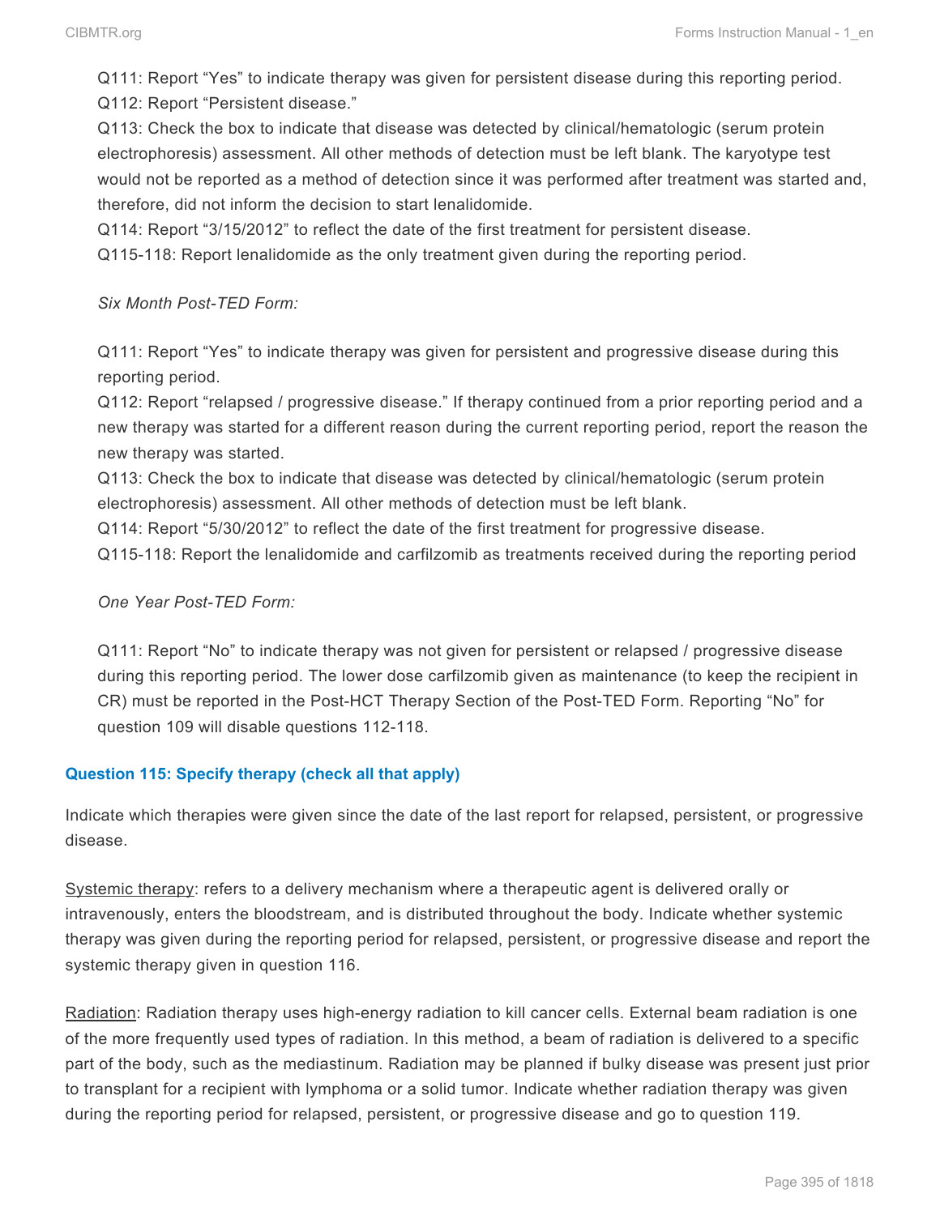Q111: Report "Yes" to indicate therapy was given for persistent disease during this reporting period.
Q112: Report "Persistent disease."
Q113: Check the box to indicate that disease was detected by clinical/hematologic (serum protein electrophoresis) assessment. All other methods of detection must be left blank. The karyotype test would not be reported as a method of detection since it was performed after treatment was started and, therefore, did not inform the decision to start lenalidomide.
Q114: Report "3/15/2012" to reflect the date of the first treatment for persistent disease.
Q115-118: Report lenalidomide as the only treatment given during the reporting period.

*Six Month Post-TED Form:*

Q111: Report "Yes" to indicate therapy was given for persistent and progressive disease during this reporting period.
Q112: Report "relapsed / progressive disease." If therapy continued from a prior reporting period and a new therapy was started for a different reason during the current reporting period, report the reason the new therapy was started.
Q113: Check the box to indicate that disease was detected by clinical/hematologic (serum protein electrophoresis) assessment. All other methods of detection must be left blank.
Q114: Report "5/30/2012" to reflect the date of the first treatment for progressive disease.
Q115-118: Report the lenalidomide and carfilzomib as treatments received during the reporting period

*One Year Post-TED Form:*

Q111: Report "No" to indicate therapy was not given for persistent or relapsed / progressive disease during this reporting period. The lower dose carfilzomib given as maintenance (to keep the recipient in CR) must be reported in the Post-HCT Therapy Section of the Post-TED Form. Reporting "No" for question 109 will disable questions 112-118.

### Question 115: Specify therapy (check all that apply)

Indicate which therapies were given since the date of the last report for relapsed, persistent, or progressive disease.

<u>Systemic therapy</u>: refers to a delivery mechanism where a therapeutic agent is delivered orally or intravenously, enters the bloodstream, and is distributed throughout the body. Indicate whether systemic therapy was given during the reporting period for relapsed, persistent, or progressive disease and report the systemic therapy given in question 116.

<u>Radiation</u>: Radiation therapy uses high-energy radiation to kill cancer cells. External beam radiation is one of the more frequently used types of radiation. In this method, a beam of radiation is delivered to a specific part of the body, such as the mediastinum. Radiation may be planned if bulky disease was present just prior to transplant for a recipient with lymphoma or a solid tumor. Indicate whether radiation therapy was given during the reporting period for relapsed, persistent, or progressive disease and go to question 119.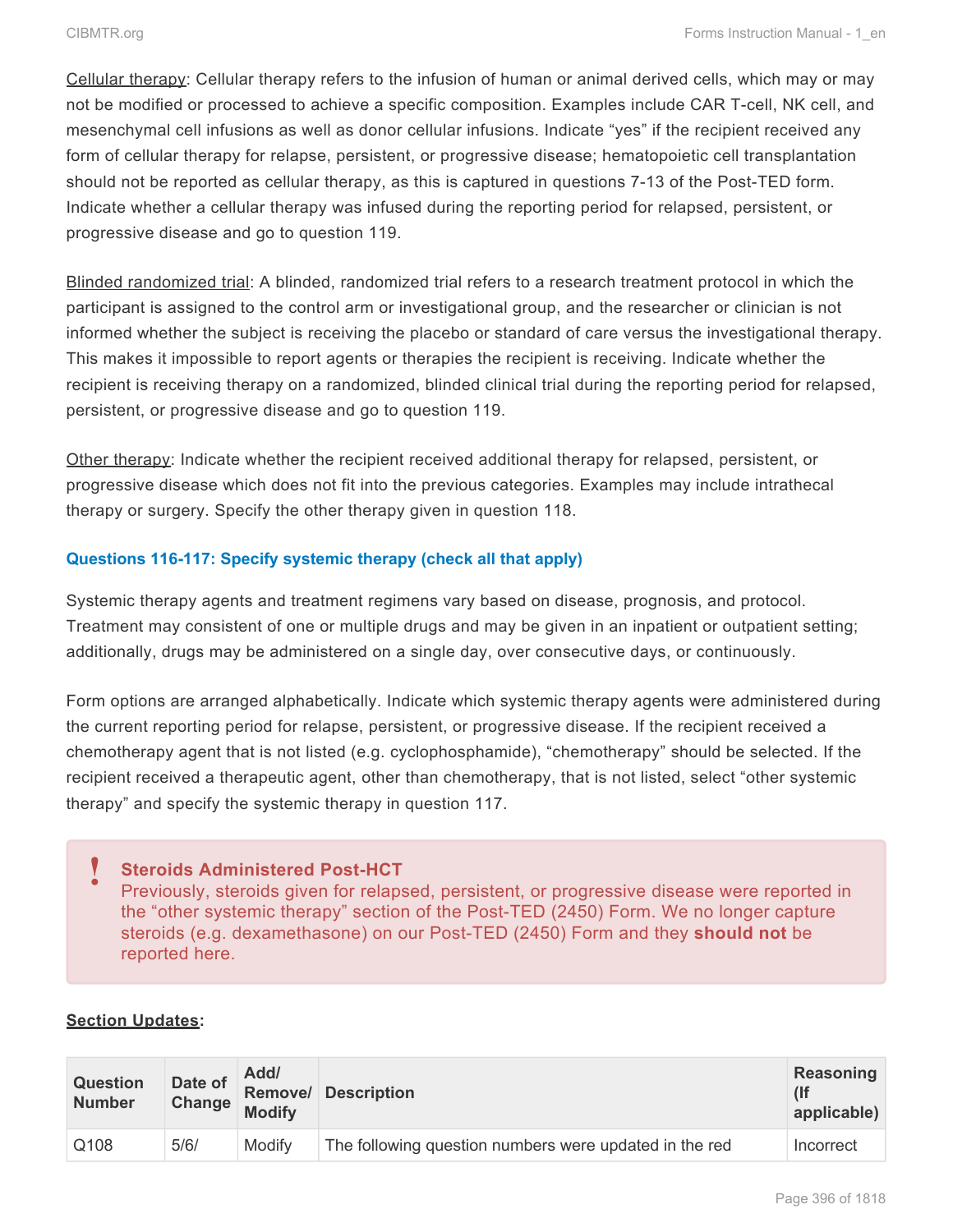<u>Cellular therapy</u>: Cellular therapy refers to the infusion of human or animal derived cells, which may or may not be modified or processed to achieve a specific composition. Examples include CAR T-cell, NK cell, and mesenchymal cell infusions as well as donor cellular infusions. Indicate "yes" if the recipient received any form of cellular therapy for relapse, persistent, or progressive disease; hematopoietic cell transplantation should not be reported as cellular therapy, as this is captured in questions 7-13 of the Post-TED form. Indicate whether a cellular therapy was infused during the reporting period for relapsed, persistent, or progressive disease and go to question 119.

<u>Blinded randomized trial</u>: A blinded, randomized trial refers to a research treatment protocol in which the participant is assigned to the control arm or investigational group, and the researcher or clinician is not informed whether the subject is receiving the placebo or standard of care versus the investigational therapy. This makes it impossible to report agents or therapies the recipient is receiving. Indicate whether the recipient is receiving therapy on a randomized, blinded clinical trial during the reporting period for relapsed, persistent, or progressive disease and go to question 119.

<u>Other therapy</u>: Indicate whether the recipient received additional therapy for relapsed, persistent, or progressive disease which does not fit into the previous categories. Examples may include intrathecal therapy or surgery. Specify the other therapy given in question 118.

### Questions 116-117: Specify systemic therapy (check all that apply)

Systemic therapy agents and treatment regimens vary based on disease, prognosis, and protocol. Treatment may consistent of one or multiple drugs and may be given in an inpatient or outpatient setting; additionally, drugs may be administered on a single day, over consecutive days, or continuously.

Form options are arranged alphabetically. Indicate which systemic therapy agents were administered during the current reporting period for relapse, persistent, or progressive disease. If the recipient received a chemotherapy agent that is not listed (e.g. cyclophosphamide), "chemotherapy" should be selected. If the recipient received a therapeutic agent, other than chemotherapy, that is not listed, select "other systemic therapy" and specify the systemic therapy in question 117.

> **! Steroids Administered Post-HCT**
> Previously, steroids given for relapsed, persistent, or progressive disease were reported in the "other systemic therapy" section of the Post-TED (2450) Form. We no longer capture steroids (e.g. dexamethasone) on our Post-TED (2450) Form and they **should not** be reported here.

**<u>Section Updates</u>:**

| Question Number | Date of Change | Add/ Remove/ Modify | Description | Reasoning (If applicable) |
|---|---|---|---|---|
| Q108 | 5/6/ | Modify | The following question numbers were updated in the red | Incorrect |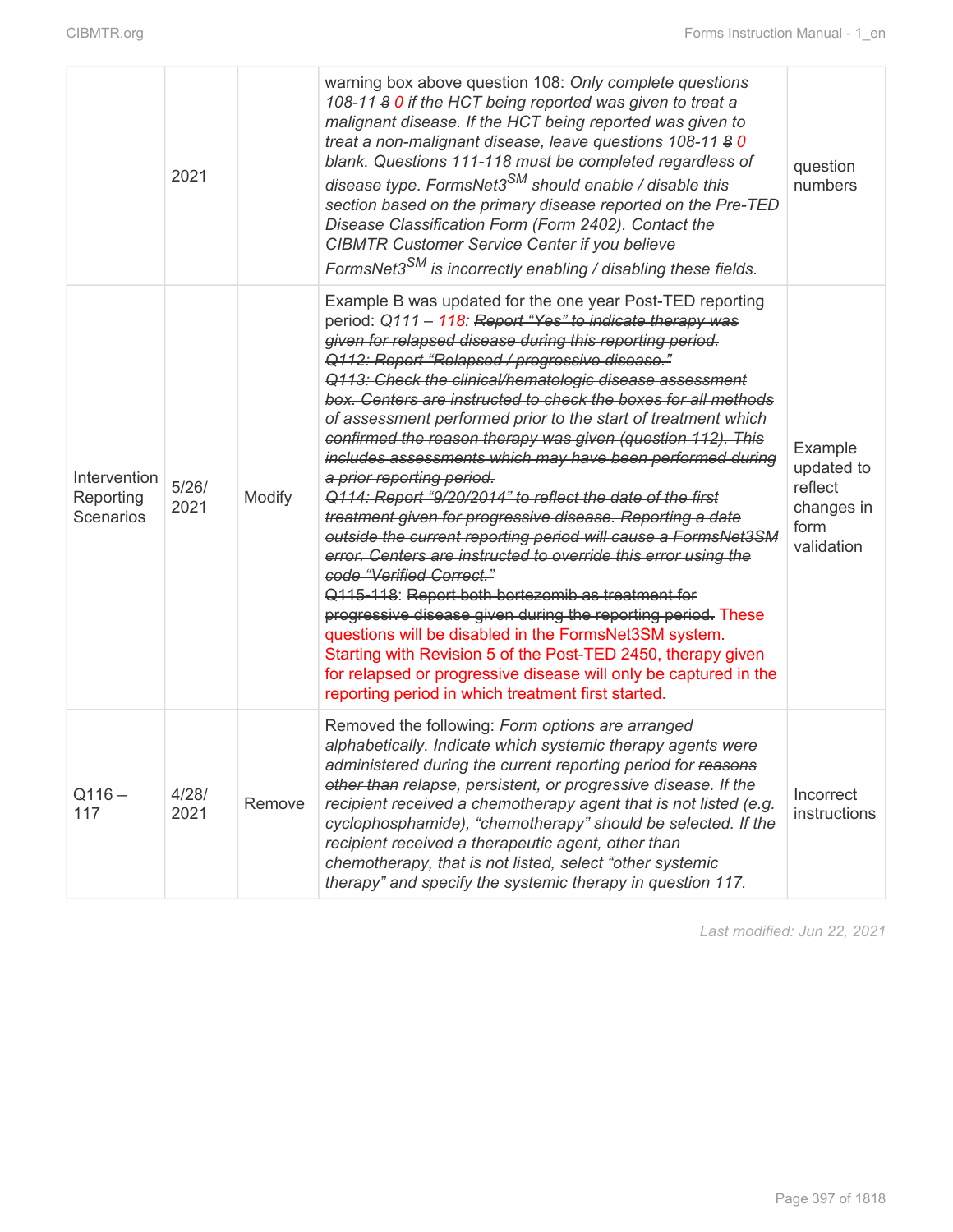|  | 2021 |  | warning box above question 108: *Only complete questions 108-11 ~~8~~ 0 if the HCT being reported was given to treat a malignant disease. If the HCT being reported was given to treat a non-malignant disease, leave questions 108-11 ~~8~~ 0 blank. Questions 111-118 must be completed regardless of disease type. FormsNet3*SM *should enable / disable this section based on the primary disease reported on the Pre-TED Disease Classification Form (Form 2402). Contact the CIBMTR Customer Service Center if you believe FormsNet3*SM *is incorrectly enabling / disabling these fields.* | question numbers |
|---|---|---|---|---|
| Intervention Reporting Scenarios | 5/26/ 2021 | Modify | Example B was updated for the one year Post-TED reporting period: *Q111 – 118: ~~Report "Yes" to indicate therapy was given for relapsed disease during this reporting period. Q112: Report "Relapsed / progressive disease." Q113: Check the clinical/hematologic disease assessment box. Centers are instructed to check the boxes for all methods of assessment performed prior to the start of treatment which confirmed the reason therapy was given (question 112). This includes assessments which may have been performed during a prior reporting period. Q114: Report "9/20/2014" to reflect the date of the first treatment given for progressive disease. Reporting a date outside the current reporting period will cause a FormsNet3SM error. Centers are instructed to override this error using the code "Verified Correct."~~* ~~Q115-118~~: ~~Report both bortezomib as treatment for progressive disease given during the reporting period.~~ These questions will be disabled in the FormsNet3SM system. Starting with Revision 5 of the Post-TED 2450, therapy given for relapsed or progressive disease will only be captured in the reporting period in which treatment first started. | Example updated to reflect changes in form validation |
| Q116 – 117 | 4/28/ 2021 | Remove | Removed the following: *Form options are arranged alphabetically. Indicate which systemic therapy agents were administered during the current reporting period for ~~reasons other than~~ relapse, persistent, or progressive disease. If the recipient received a chemotherapy agent that is not listed (e.g. cyclophosphamide), "chemotherapy" should be selected. If the recipient received a therapeutic agent, other than chemotherapy, that is not listed, select "other systemic therapy" and specify the systemic therapy in question 117.* | Incorrect instructions |

*Last modified: Jun 22, 2021*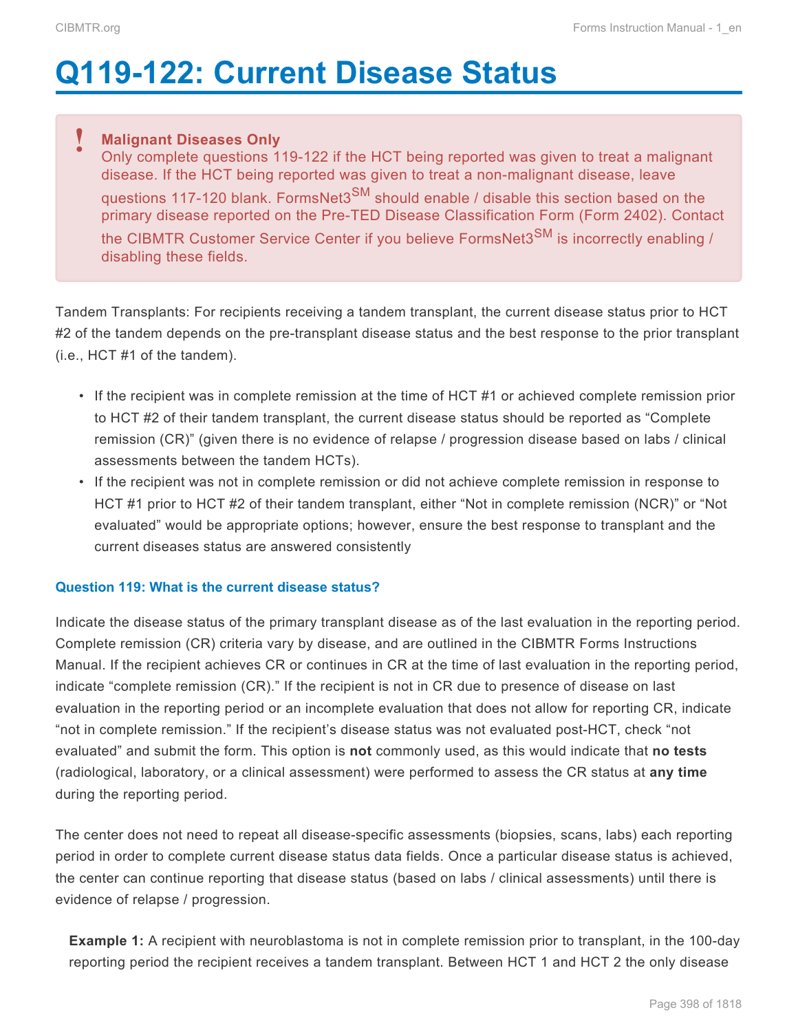# Q119-122: Current Disease Status

> **Malignant Diseases Only**
> Only complete questions 119-122 if the HCT being reported was given to treat a malignant disease. If the HCT being reported was given to treat a non-malignant disease, leave questions 117-120 blank. FormsNet3[SM] should enable / disable this section based on the primary disease reported on the Pre-TED Disease Classification Form (Form 2402). Contact the CIBMTR Customer Service Center if you believe FormsNet3[SM] is incorrectly enabling / disabling these fields.

Tandem Transplants: For recipients receiving a tandem transplant, the current disease status prior to HCT #2 of the tandem depends on the pre-transplant disease status and the best response to the prior transplant (i.e., HCT #1 of the tandem).

- If the recipient was in complete remission at the time of HCT #1 or achieved complete remission prior to HCT #2 of their tandem transplant, the current disease status should be reported as "Complete remission (CR)" (given there is no evidence of relapse / progression disease based on labs / clinical assessments between the tandem HCTs).
- If the recipient was not in complete remission or did not achieve complete remission in response to HCT #1 prior to HCT #2 of their tandem transplant, either "Not in complete remission (NCR)" or "Not evaluated" would be appropriate options; however, ensure the best response to transplant and the current diseases status are answered consistently

#### Question 119: What is the current disease status?

Indicate the disease status of the primary transplant disease as of the last evaluation in the reporting period. Complete remission (CR) criteria vary by disease, and are outlined in the CIBMTR Forms Instructions Manual. If the recipient achieves CR or continues in CR at the time of last evaluation in the reporting period, indicate "complete remission (CR)." If the recipient is not in CR due to presence of disease on last evaluation in the reporting period or an incomplete evaluation that does not allow for reporting CR, indicate "not in complete remission." If the recipient's disease status was not evaluated post-HCT, check "not evaluated" and submit the form. This option is **not** commonly used, as this would indicate that **no tests** (radiological, laboratory, or a clinical assessment) were performed to assess the CR status at **any time** during the reporting period.

The center does not need to repeat all disease-specific assessments (biopsies, scans, labs) each reporting period in order to complete current disease status data fields. Once a particular disease status is achieved, the center can continue reporting that disease status (based on labs / clinical assessments) until there is evidence of relapse / progression.

**Example 1:** A recipient with neuroblastoma is not in complete remission prior to transplant, in the 100-day reporting period the recipient receives a tandem transplant. Between HCT 1 and HCT 2 the only disease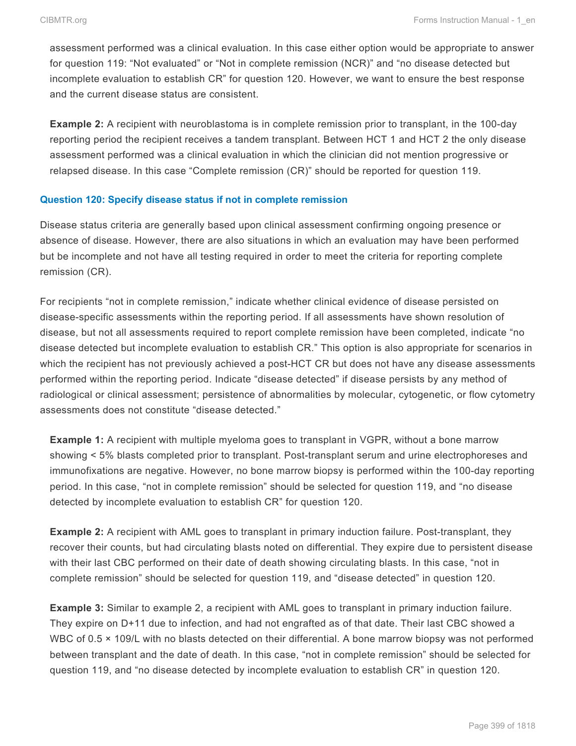assessment performed was a clinical evaluation. In this case either option would be appropriate to answer for question 119: "Not evaluated" or "Not in complete remission (NCR)" and "no disease detected but incomplete evaluation to establish CR" for question 120. However, we want to ensure the best response and the current disease status are consistent.

**Example 2:** A recipient with neuroblastoma is in complete remission prior to transplant, in the 100-day reporting period the recipient receives a tandem transplant. Between HCT 1 and HCT 2 the only disease assessment performed was a clinical evaluation in which the clinician did not mention progressive or relapsed disease. In this case "Complete remission (CR)" should be reported for question 119.

### Question 120: Specify disease status if not in complete remission

Disease status criteria are generally based upon clinical assessment confirming ongoing presence or absence of disease. However, there are also situations in which an evaluation may have been performed but be incomplete and not have all testing required in order to meet the criteria for reporting complete remission (CR).

For recipients "not in complete remission," indicate whether clinical evidence of disease persisted on disease-specific assessments within the reporting period. If all assessments have shown resolution of disease, but not all assessments required to report complete remission have been completed, indicate "no disease detected but incomplete evaluation to establish CR." This option is also appropriate for scenarios in which the recipient has not previously achieved a post-HCT CR but does not have any disease assessments performed within the reporting period. Indicate "disease detected" if disease persists by any method of radiological or clinical assessment; persistence of abnormalities by molecular, cytogenetic, or flow cytometry assessments does not constitute "disease detected."

**Example 1:** A recipient with multiple myeloma goes to transplant in VGPR, without a bone marrow showing < 5% blasts completed prior to transplant. Post-transplant serum and urine electrophoreses and immunofixations are negative. However, no bone marrow biopsy is performed within the 100-day reporting period. In this case, "not in complete remission" should be selected for question 119, and "no disease detected by incomplete evaluation to establish CR" for question 120.

**Example 2:** A recipient with AML goes to transplant in primary induction failure. Post-transplant, they recover their counts, but had circulating blasts noted on differential. They expire due to persistent disease with their last CBC performed on their date of death showing circulating blasts. In this case, "not in complete remission" should be selected for question 119, and "disease detected" in question 120.

**Example 3:** Similar to example 2, a recipient with AML goes to transplant in primary induction failure. They expire on D+11 due to infection, and had not engrafted as of that date. Their last CBC showed a WBC of $0.5 \times 10^9/L$ with no blasts detected on their differential. A bone marrow biopsy was not performed between transplant and the date of death. In this case, "not in complete remission" should be selected for question 119, and "no disease detected by incomplete evaluation to establish CR" in question 120.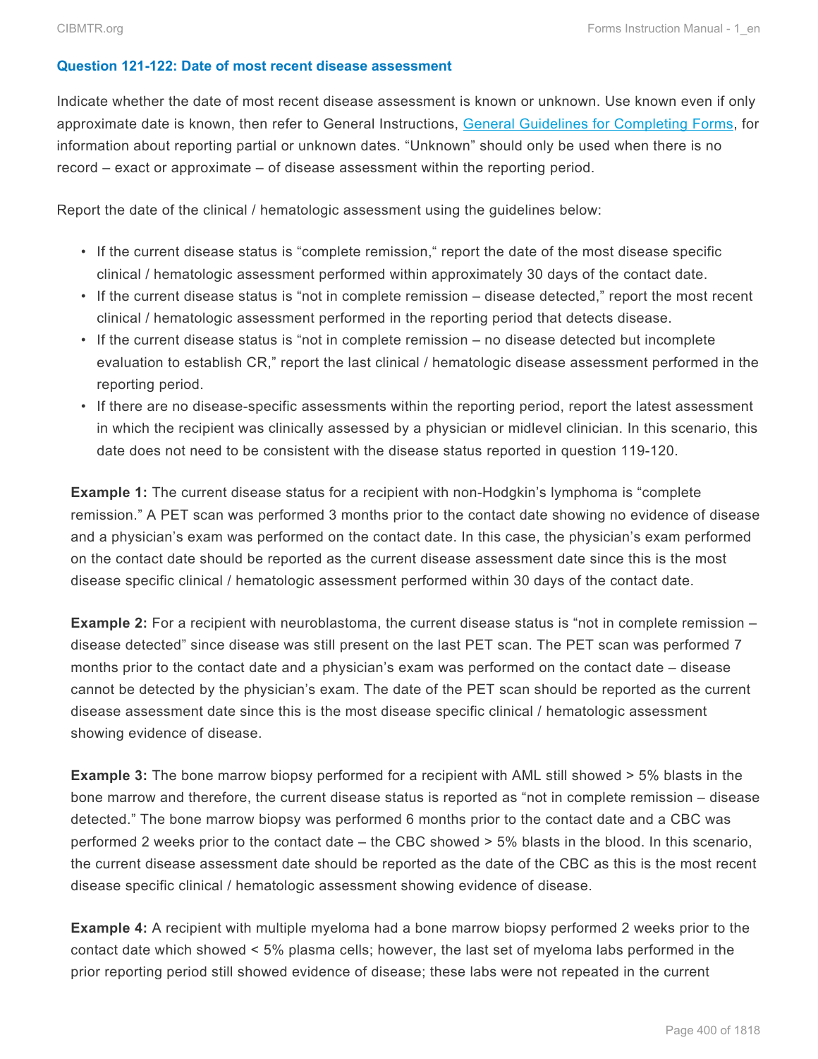### Question 121-122: Date of most recent disease assessment

Indicate whether the date of most recent disease assessment is known or unknown. Use known even if only approximate date is known, then refer to General Instructions, General Guidelines for Completing Forms, for information about reporting partial or unknown dates. "Unknown" should only be used when there is no record – exact or approximate – of disease assessment within the reporting period.

Report the date of the clinical / hematologic assessment using the guidelines below:

- If the current disease status is "complete remission," report the date of the most disease specific clinical / hematologic assessment performed within approximately 30 days of the contact date.
- If the current disease status is "not in complete remission – disease detected," report the most recent clinical / hematologic assessment performed in the reporting period that detects disease.
- If the current disease status is "not in complete remission – no disease detected but incomplete evaluation to establish CR," report the last clinical / hematologic disease assessment performed in the reporting period.
- If there are no disease-specific assessments within the reporting period, report the latest assessment in which the recipient was clinically assessed by a physician or midlevel clinician. In this scenario, this date does not need to be consistent with the disease status reported in question 119-120.

**Example 1:** The current disease status for a recipient with non-Hodgkin's lymphoma is "complete remission." A PET scan was performed 3 months prior to the contact date showing no evidence of disease and a physician's exam was performed on the contact date. In this case, the physician's exam performed on the contact date should be reported as the current disease assessment date since this is the most disease specific clinical / hematologic assessment performed within 30 days of the contact date.

**Example 2:** For a recipient with neuroblastoma, the current disease status is "not in complete remission – disease detected" since disease was still present on the last PET scan. The PET scan was performed 7 months prior to the contact date and a physician's exam was performed on the contact date – disease cannot be detected by the physician's exam. The date of the PET scan should be reported as the current disease assessment date since this is the most disease specific clinical / hematologic assessment showing evidence of disease.

**Example 3:** The bone marrow biopsy performed for a recipient with AML still showed > 5% blasts in the bone marrow and therefore, the current disease status is reported as "not in complete remission – disease detected." The bone marrow biopsy was performed 6 months prior to the contact date and a CBC was performed 2 weeks prior to the contact date – the CBC showed > 5% blasts in the blood. In this scenario, the current disease assessment date should be reported as the date of the CBC as this is the most recent disease specific clinical / hematologic assessment showing evidence of disease.

**Example 4:** A recipient with multiple myeloma had a bone marrow biopsy performed 2 weeks prior to the contact date which showed < 5% plasma cells; however, the last set of myeloma labs performed in the prior reporting period still showed evidence of disease; these labs were not repeated in the current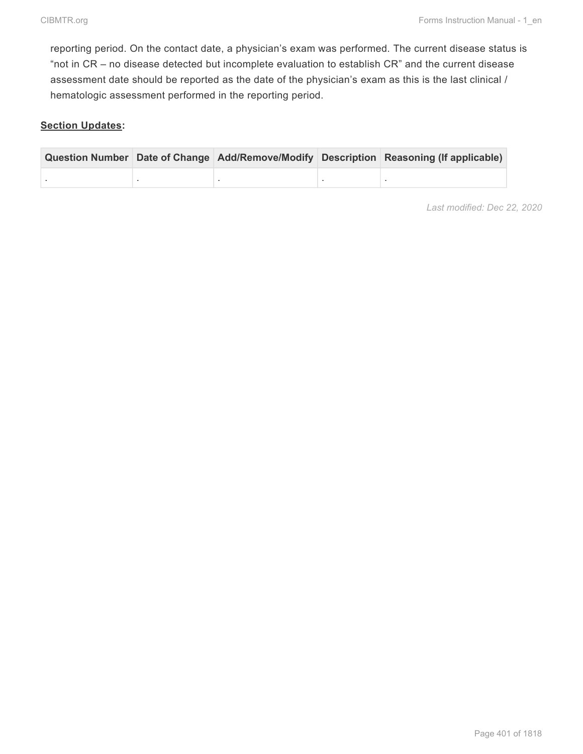reporting period. On the contact date, a physician's exam was performed. The current disease status is "not in CR – no disease detected but incomplete evaluation to establish CR" and the current disease assessment date should be reported as the date of the physician's exam as this is the last clinical / hematologic assessment performed in the reporting period.

**Section Updates:**

| Question Number | Date of Change | Add/Remove/Modify | Description | Reasoning (If applicable) |
|---|---|---|---|---|
| . | . | . | . | . |

*Last modified: Dec 22, 2020*